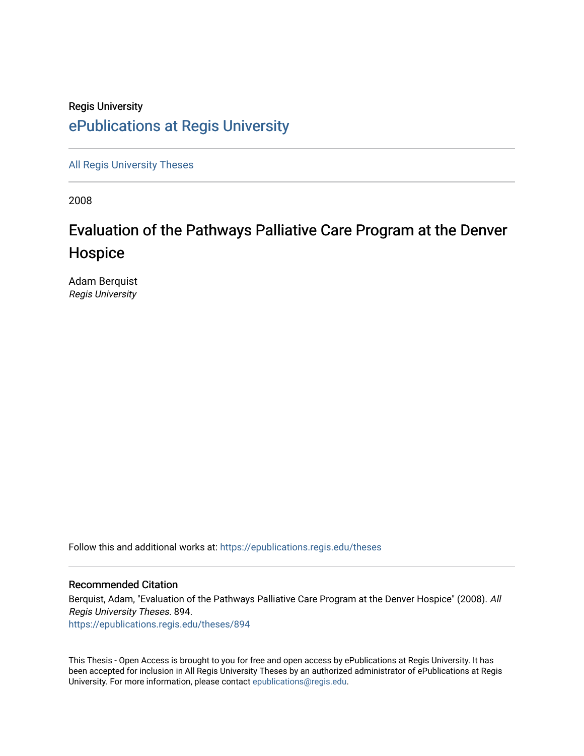Regis University

## ePublications at Regis University

All Regis University Theses

2008

# Evaluation of the Pathways Palliative Care Program at the Denver Hospice

Adam Berquist
*Regis University*

Follow this and additional works at: https://epublications.regis.edu/theses

### Recommended Citation

Berquist, Adam, "Evaluation of the Pathways Palliative Care Program at the Denver Hospice" (2008). *All Regis University Theses*. 894.
https://epublications.regis.edu/theses/894

This Thesis - Open Access is brought to you for free and open access by ePublications at Regis University. It has been accepted for inclusion in All Regis University Theses by an authorized administrator of ePublications at Regis University. For more information, please contact epublications@regis.edu.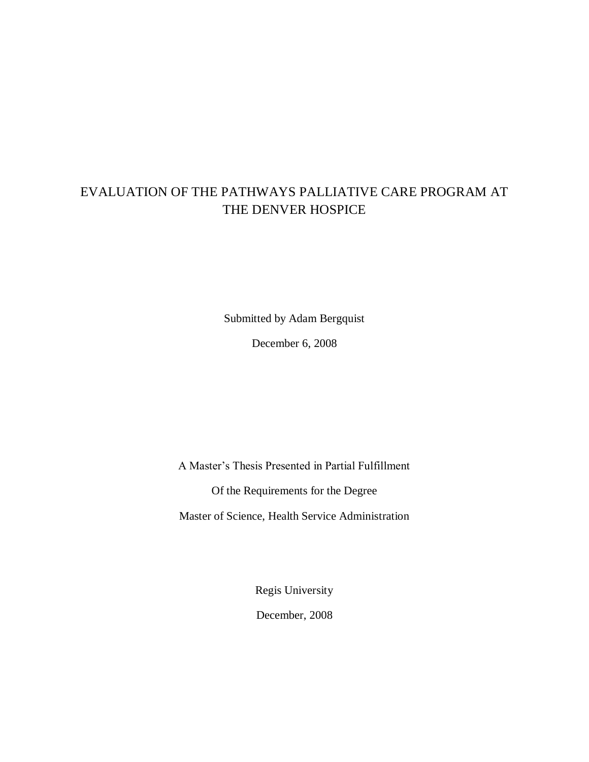# EVALUATION OF THE PATHWAYS PALLIATIVE CARE PROGRAM AT THE DENVER HOSPICE

Submitted by Adam Bergquist

December 6, 2008

A Master's Thesis Presented in Partial Fulfillment

Of the Requirements for the Degree

Master of Science, Health Service Administration

Regis University

December, 2008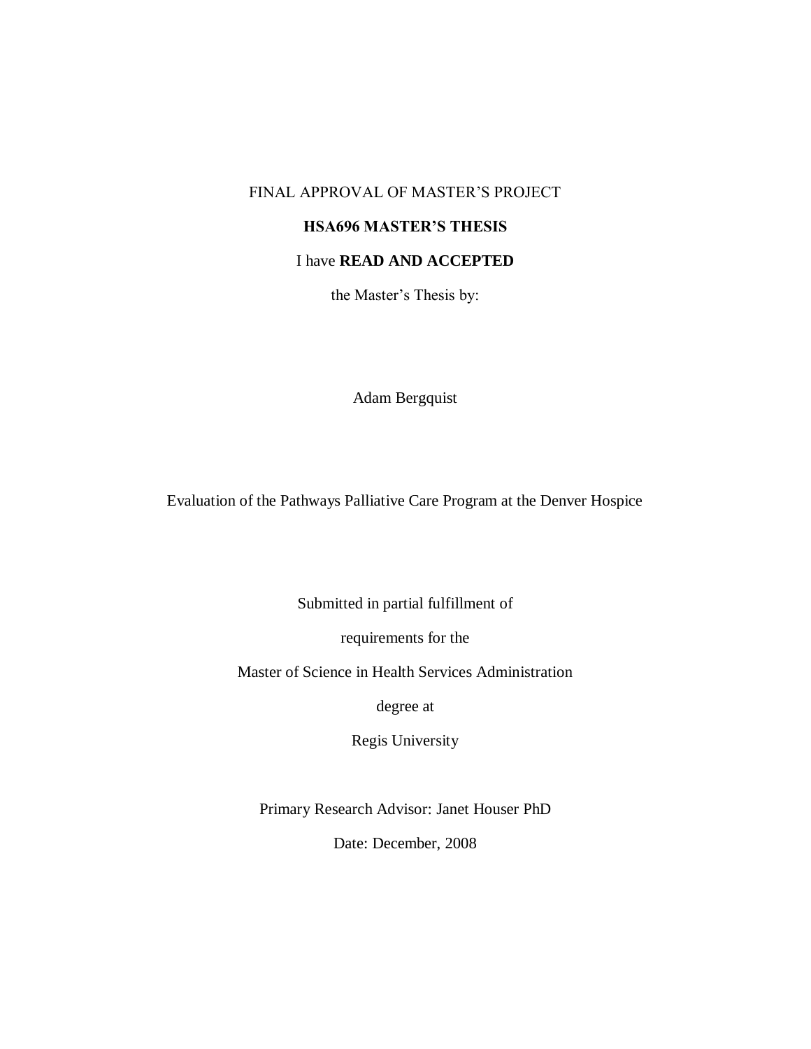FINAL APPROVAL OF MASTER'S PROJECT

**HSA696 MASTER'S THESIS**

I have **READ AND ACCEPTED**

the Master's Thesis by:

Adam Bergquist

Evaluation of the Pathways Palliative Care Program at the Denver Hospice

Submitted in partial fulfillment of

requirements for the

Master of Science in Health Services Administration

degree at

Regis University

Primary Research Advisor: Janet Houser PhD

Date: December, 2008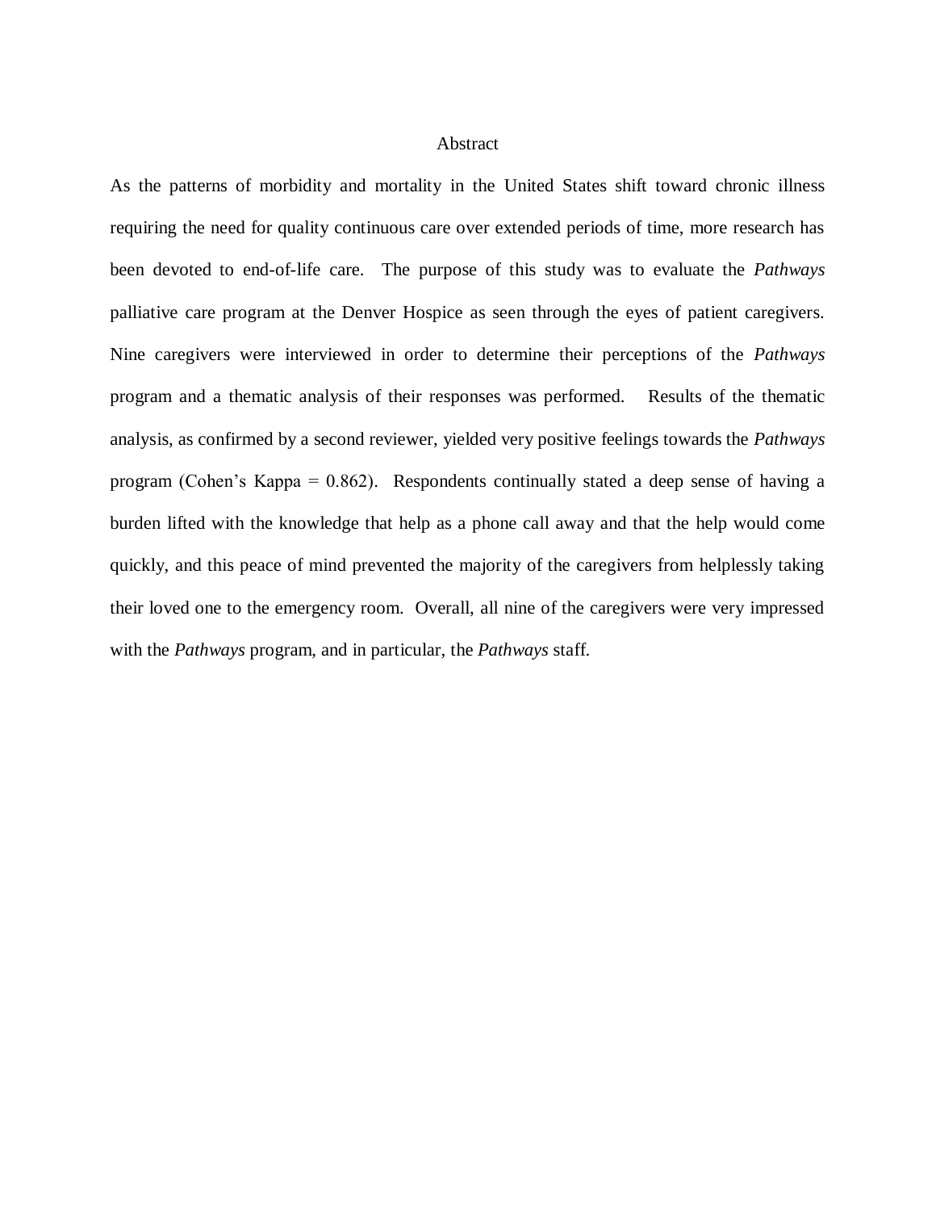# Abstract

As the patterns of morbidity and mortality in the United States shift toward chronic illness requiring the need for quality continuous care over extended periods of time, more research has been devoted to end-of-life care. The purpose of this study was to evaluate the *Pathways* palliative care program at the Denver Hospice as seen through the eyes of patient caregivers. Nine caregivers were interviewed in order to determine their perceptions of the *Pathways* program and a thematic analysis of their responses was performed. Results of the thematic analysis, as confirmed by a second reviewer, yielded very positive feelings towards the *Pathways* program (Cohen's Kappa = 0.862). Respondents continually stated a deep sense of having a burden lifted with the knowledge that help as a phone call away and that the help would come quickly, and this peace of mind prevented the majority of the caregivers from helplessly taking their loved one to the emergency room. Overall, all nine of the caregivers were very impressed with the *Pathways* program, and in particular, the *Pathways* staff.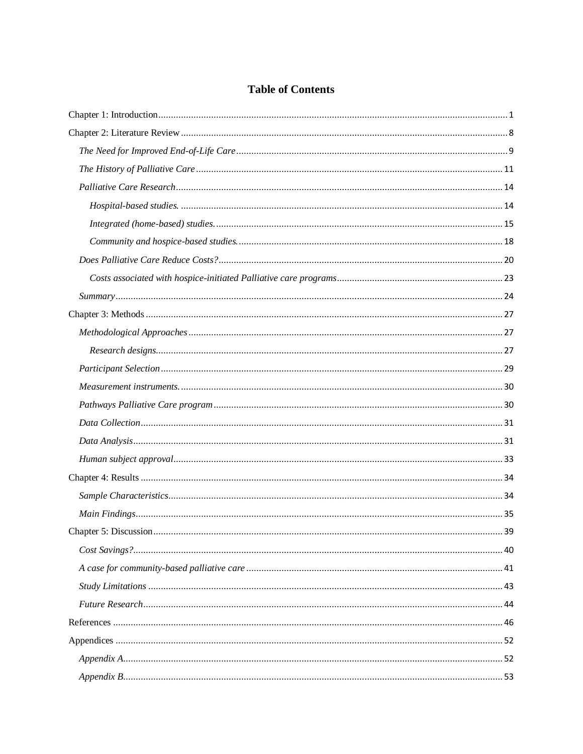# Table of Contents

Chapter 1: Introduction ........ 1

Chapter 2: Literature Review ........ 8

- *The Need for Improved End-of-Life Care* ........ 9
- *The History of Palliative Care* ........ 11
- *Palliative Care Research* ........ 14
  - *Hospital-based studies.* ........ 14
  - *Integrated (home-based) studies.* ........ 15
  - *Community and hospice-based studies.* ........ 18
- *Does Palliative Care Reduce Costs?* ........ 20
  - *Costs associated with hospice-initiated Palliative care programs* ........ 23
- *Summary* ........ 24

Chapter 3: Methods ........ 27

- *Methodological Approaches* ........ 27
  - *Research designs.* ........ 27
- *Participant Selection* ........ 29
- *Measurement instruments.* ........ 30
- *Pathways Palliative Care program* ........ 30
- *Data Collection* ........ 31
- *Data Analysis* ........ 31
- *Human subject approval* ........ 33

Chapter 4: Results ........ 34

- *Sample Characteristics* ........ 34
- *Main Findings* ........ 35

Chapter 5: Discussion ........ 39

- *Cost Savings?* ........ 40
- *A case for community-based palliative care* ........ 41
- *Study Limitations* ........ 43
- *Future Research* ........ 44

References ........ 46

Appendices ........ 52

- *Appendix A* ........ 52
- *Appendix B* ........ 53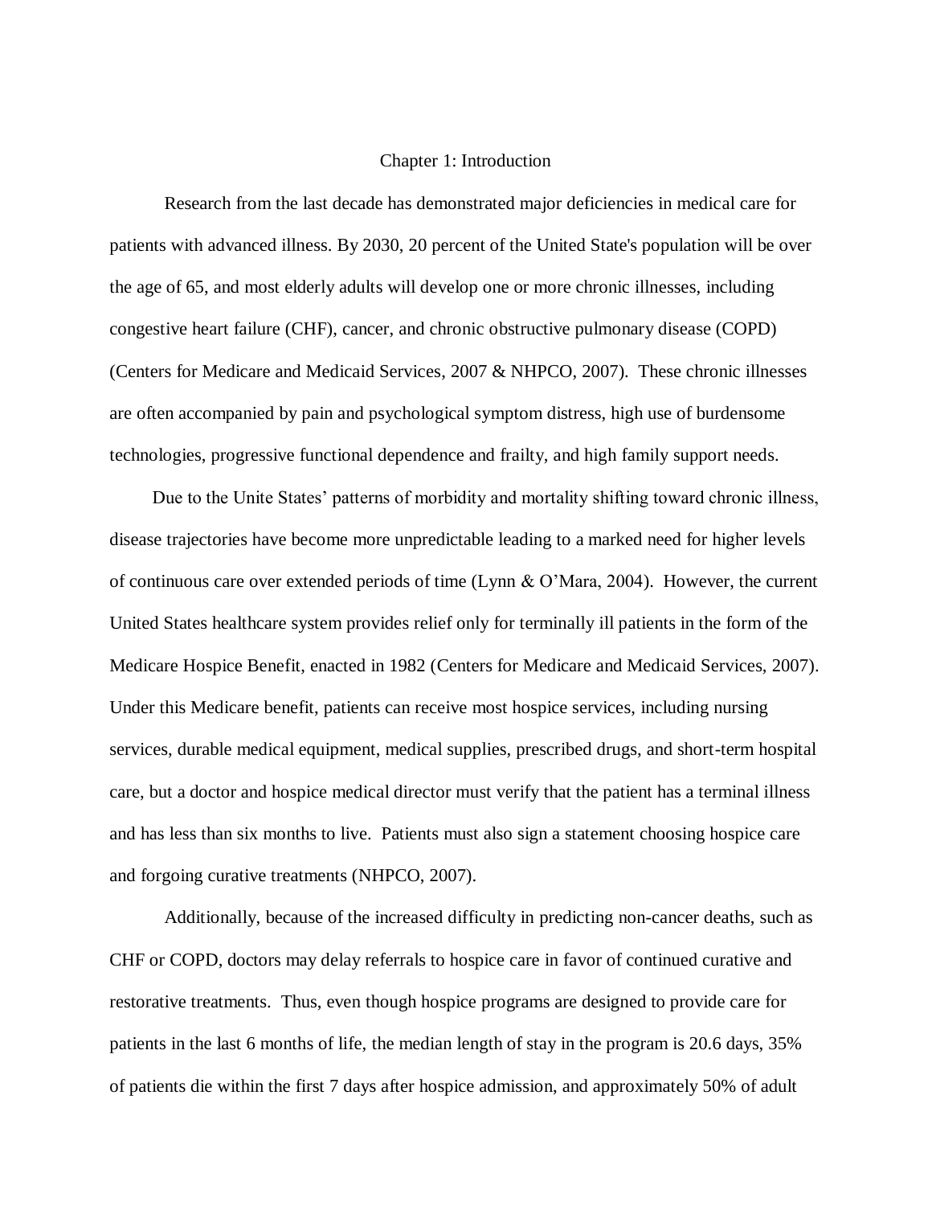# Chapter 1: Introduction

Research from the last decade has demonstrated major deficiencies in medical care for patients with advanced illness. By 2030, 20 percent of the United State's population will be over the age of 65, and most elderly adults will develop one or more chronic illnesses, including congestive heart failure (CHF), cancer, and chronic obstructive pulmonary disease (COPD) (Centers for Medicare and Medicaid Services, 2007 & NHPCO, 2007). These chronic illnesses are often accompanied by pain and psychological symptom distress, high use of burdensome technologies, progressive functional dependence and frailty, and high family support needs.

Due to the Unite States' patterns of morbidity and mortality shifting toward chronic illness, disease trajectories have become more unpredictable leading to a marked need for higher levels of continuous care over extended periods of time (Lynn & O'Mara, 2004). However, the current United States healthcare system provides relief only for terminally ill patients in the form of the Medicare Hospice Benefit, enacted in 1982 (Centers for Medicare and Medicaid Services, 2007). Under this Medicare benefit, patients can receive most hospice services, including nursing services, durable medical equipment, medical supplies, prescribed drugs, and short-term hospital care, but a doctor and hospice medical director must verify that the patient has a terminal illness and has less than six months to live. Patients must also sign a statement choosing hospice care and forgoing curative treatments (NHPCO, 2007).

Additionally, because of the increased difficulty in predicting non-cancer deaths, such as CHF or COPD, doctors may delay referrals to hospice care in favor of continued curative and restorative treatments. Thus, even though hospice programs are designed to provide care for patients in the last 6 months of life, the median length of stay in the program is 20.6 days, 35% of patients die within the first 7 days after hospice admission, and approximately 50% of adult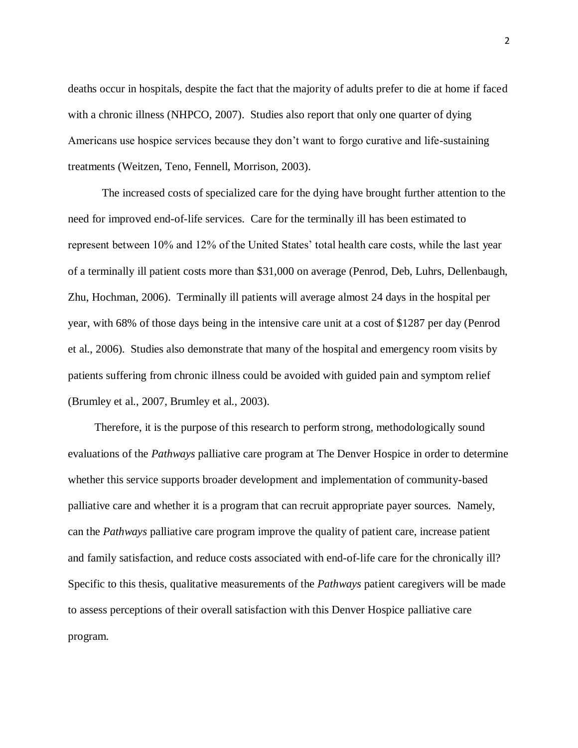deaths occur in hospitals, despite the fact that the majority of adults prefer to die at home if faced with a chronic illness (NHPCO, 2007). Studies also report that only one quarter of dying Americans use hospice services because they don't want to forgo curative and life-sustaining treatments (Weitzen, Teno, Fennell, Morrison, 2003).

The increased costs of specialized care for the dying have brought further attention to the need for improved end-of-life services. Care for the terminally ill has been estimated to represent between 10% and 12% of the United States' total health care costs, while the last year of a terminally ill patient costs more than $31,000 on average (Penrod, Deb, Luhrs, Dellenbaugh, Zhu, Hochman, 2006). Terminally ill patients will average almost 24 days in the hospital per year, with 68% of those days being in the intensive care unit at a cost of $1287 per day (Penrod et al., 2006). Studies also demonstrate that many of the hospital and emergency room visits by patients suffering from chronic illness could be avoided with guided pain and symptom relief (Brumley et al., 2007, Brumley et al., 2003).

Therefore, it is the purpose of this research to perform strong, methodologically sound evaluations of the *Pathways* palliative care program at The Denver Hospice in order to determine whether this service supports broader development and implementation of community-based palliative care and whether it is a program that can recruit appropriate payer sources. Namely, can the *Pathways* palliative care program improve the quality of patient care, increase patient and family satisfaction, and reduce costs associated with end-of-life care for the chronically ill? Specific to this thesis, qualitative measurements of the *Pathways* patient caregivers will be made to assess perceptions of their overall satisfaction with this Denver Hospice palliative care program.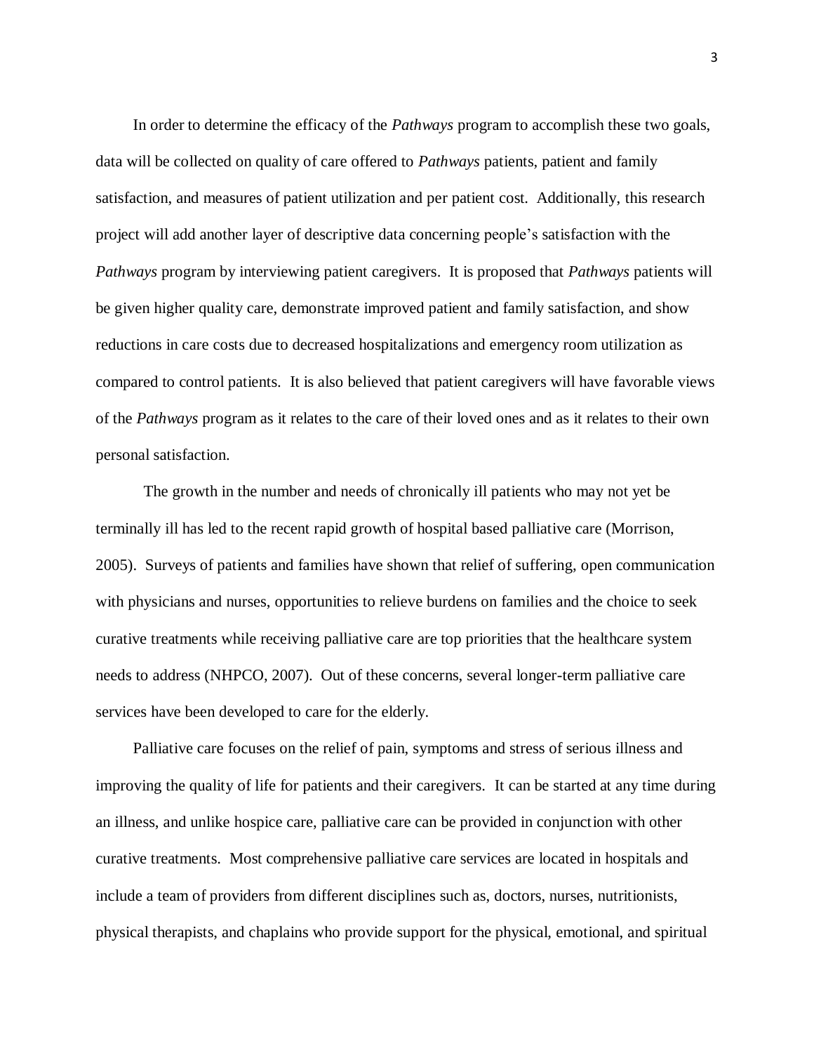In order to determine the efficacy of the *Pathways* program to accomplish these two goals, data will be collected on quality of care offered to *Pathways* patients, patient and family satisfaction, and measures of patient utilization and per patient cost. Additionally, this research project will add another layer of descriptive data concerning people's satisfaction with the *Pathways* program by interviewing patient caregivers. It is proposed that *Pathways* patients will be given higher quality care, demonstrate improved patient and family satisfaction, and show reductions in care costs due to decreased hospitalizations and emergency room utilization as compared to control patients. It is also believed that patient caregivers will have favorable views of the *Pathways* program as it relates to the care of their loved ones and as it relates to their own personal satisfaction.

The growth in the number and needs of chronically ill patients who may not yet be terminally ill has led to the recent rapid growth of hospital based palliative care (Morrison, 2005). Surveys of patients and families have shown that relief of suffering, open communication with physicians and nurses, opportunities to relieve burdens on families and the choice to seek curative treatments while receiving palliative care are top priorities that the healthcare system needs to address (NHPCO, 2007). Out of these concerns, several longer-term palliative care services have been developed to care for the elderly.

Palliative care focuses on the relief of pain, symptoms and stress of serious illness and improving the quality of life for patients and their caregivers. It can be started at any time during an illness, and unlike hospice care, palliative care can be provided in conjunction with other curative treatments. Most comprehensive palliative care services are located in hospitals and include a team of providers from different disciplines such as, doctors, nurses, nutritionists, physical therapists, and chaplains who provide support for the physical, emotional, and spiritual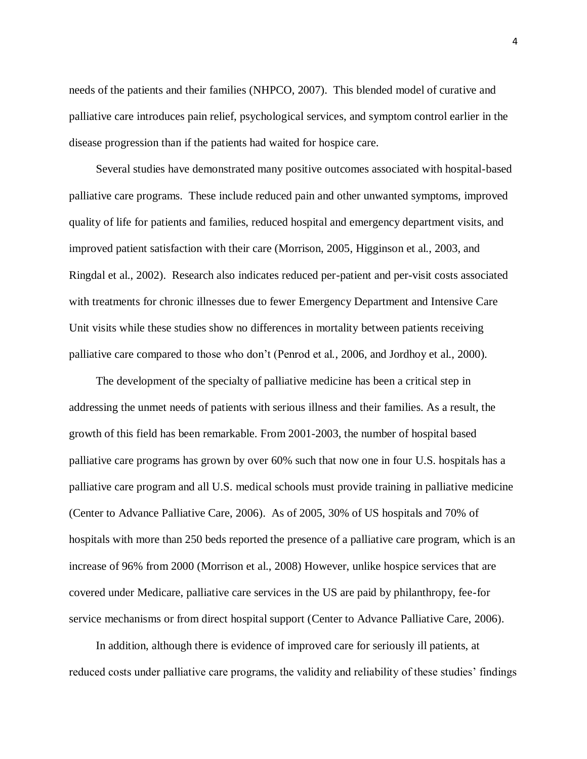needs of the patients and their families (NHPCO, 2007). This blended model of curative and palliative care introduces pain relief, psychological services, and symptom control earlier in the disease progression than if the patients had waited for hospice care.

Several studies have demonstrated many positive outcomes associated with hospital-based palliative care programs. These include reduced pain and other unwanted symptoms, improved quality of life for patients and families, reduced hospital and emergency department visits, and improved patient satisfaction with their care (Morrison, 2005, Higginson et al., 2003, and Ringdal et al., 2002). Research also indicates reduced per-patient and per-visit costs associated with treatments for chronic illnesses due to fewer Emergency Department and Intensive Care Unit visits while these studies show no differences in mortality between patients receiving palliative care compared to those who don't (Penrod et al., 2006, and Jordhoy et al., 2000).

The development of the specialty of palliative medicine has been a critical step in addressing the unmet needs of patients with serious illness and their families. As a result, the growth of this field has been remarkable. From 2001-2003, the number of hospital based palliative care programs has grown by over 60% such that now one in four U.S. hospitals has a palliative care program and all U.S. medical schools must provide training in palliative medicine (Center to Advance Palliative Care, 2006). As of 2005, 30% of US hospitals and 70% of hospitals with more than 250 beds reported the presence of a palliative care program, which is an increase of 96% from 2000 (Morrison et al., 2008) However, unlike hospice services that are covered under Medicare, palliative care services in the US are paid by philanthropy, fee-for service mechanisms or from direct hospital support (Center to Advance Palliative Care, 2006).

In addition, although there is evidence of improved care for seriously ill patients, at reduced costs under palliative care programs, the validity and reliability of these studies' findings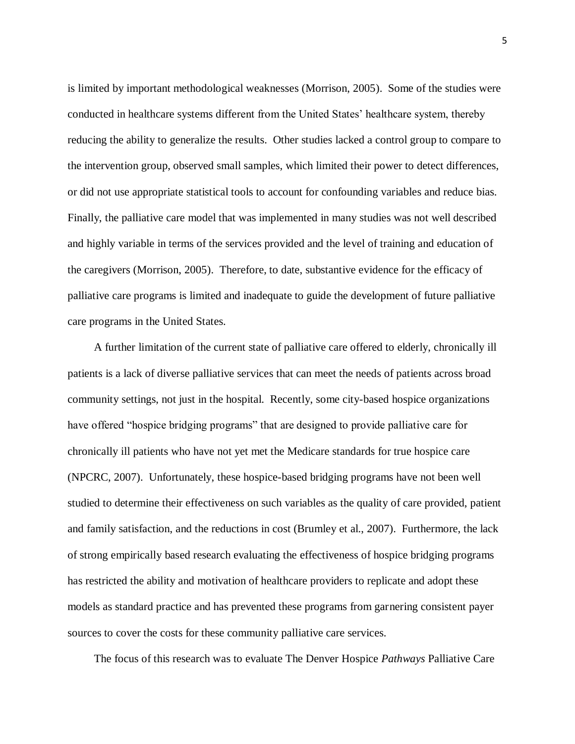is limited by important methodological weaknesses (Morrison, 2005). Some of the studies were conducted in healthcare systems different from the United States' healthcare system, thereby reducing the ability to generalize the results. Other studies lacked a control group to compare to the intervention group, observed small samples, which limited their power to detect differences, or did not use appropriate statistical tools to account for confounding variables and reduce bias. Finally, the palliative care model that was implemented in many studies was not well described and highly variable in terms of the services provided and the level of training and education of the caregivers (Morrison, 2005). Therefore, to date, substantive evidence for the efficacy of palliative care programs is limited and inadequate to guide the development of future palliative care programs in the United States.

A further limitation of the current state of palliative care offered to elderly, chronically ill patients is a lack of diverse palliative services that can meet the needs of patients across broad community settings, not just in the hospital. Recently, some city-based hospice organizations have offered "hospice bridging programs" that are designed to provide palliative care for chronically ill patients who have not yet met the Medicare standards for true hospice care (NPCRC, 2007). Unfortunately, these hospice-based bridging programs have not been well studied to determine their effectiveness on such variables as the quality of care provided, patient and family satisfaction, and the reductions in cost (Brumley et al., 2007). Furthermore, the lack of strong empirically based research evaluating the effectiveness of hospice bridging programs has restricted the ability and motivation of healthcare providers to replicate and adopt these models as standard practice and has prevented these programs from garnering consistent payer sources to cover the costs for these community palliative care services.

The focus of this research was to evaluate The Denver Hospice *Pathways* Palliative Care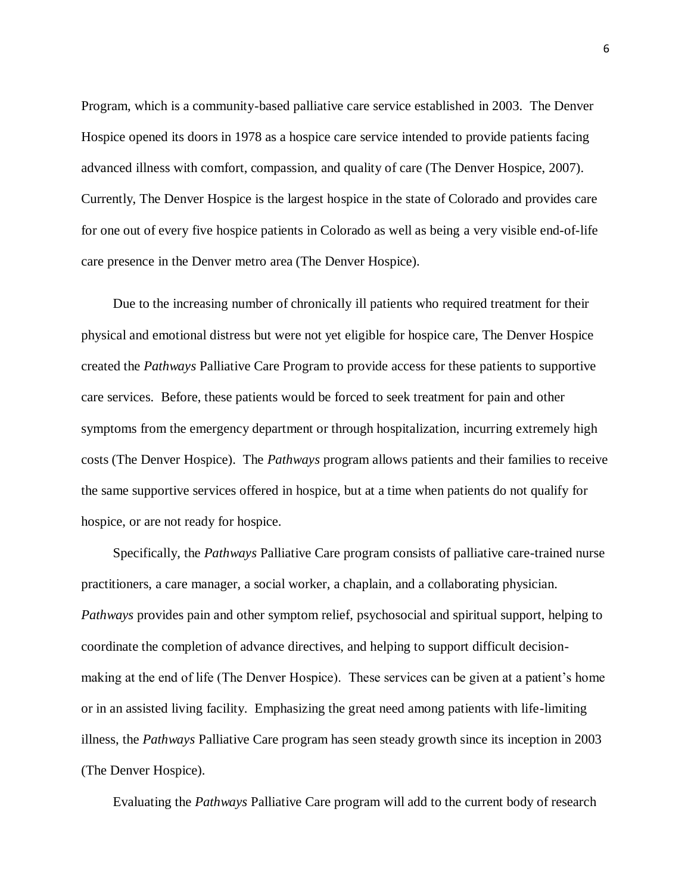Program, which is a community-based palliative care service established in 2003. The Denver Hospice opened its doors in 1978 as a hospice care service intended to provide patients facing advanced illness with comfort, compassion, and quality of care (The Denver Hospice, 2007). Currently, The Denver Hospice is the largest hospice in the state of Colorado and provides care for one out of every five hospice patients in Colorado as well as being a very visible end-of-life care presence in the Denver metro area (The Denver Hospice).

Due to the increasing number of chronically ill patients who required treatment for their physical and emotional distress but were not yet eligible for hospice care, The Denver Hospice created the *Pathways* Palliative Care Program to provide access for these patients to supportive care services. Before, these patients would be forced to seek treatment for pain and other symptoms from the emergency department or through hospitalization, incurring extremely high costs (The Denver Hospice). The *Pathways* program allows patients and their families to receive the same supportive services offered in hospice, but at a time when patients do not qualify for hospice, or are not ready for hospice.

Specifically, the *Pathways* Palliative Care program consists of palliative care-trained nurse practitioners, a care manager, a social worker, a chaplain, and a collaborating physician. *Pathways* provides pain and other symptom relief, psychosocial and spiritual support, helping to coordinate the completion of advance directives, and helping to support difficult decision-making at the end of life (The Denver Hospice). These services can be given at a patient's home or in an assisted living facility. Emphasizing the great need among patients with life-limiting illness, the *Pathways* Palliative Care program has seen steady growth since its inception in 2003 (The Denver Hospice).

Evaluating the *Pathways* Palliative Care program will add to the current body of research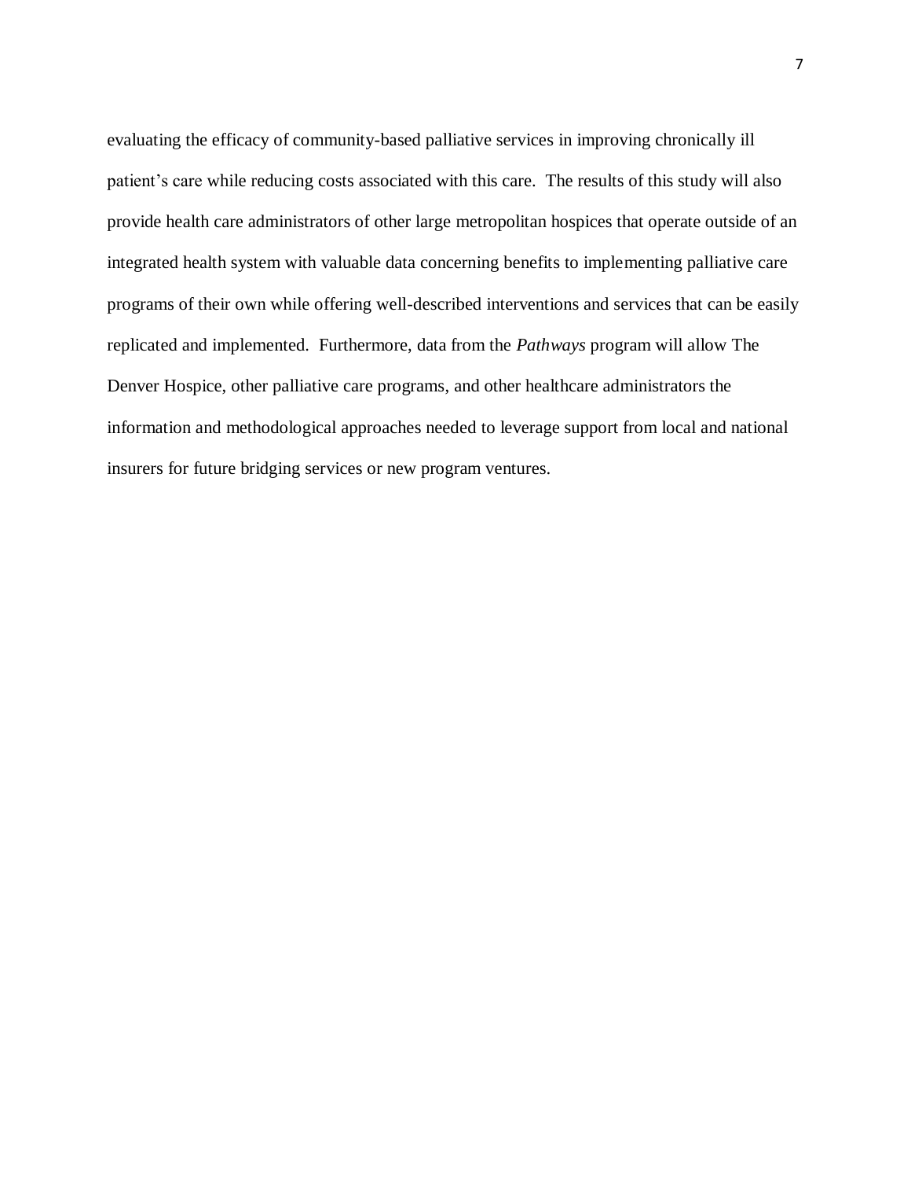evaluating the efficacy of community-based palliative services in improving chronically ill patient's care while reducing costs associated with this care. The results of this study will also provide health care administrators of other large metropolitan hospices that operate outside of an integrated health system with valuable data concerning benefits to implementing palliative care programs of their own while offering well-described interventions and services that can be easily replicated and implemented. Furthermore, data from the *Pathways* program will allow The Denver Hospice, other palliative care programs, and other healthcare administrators the information and methodological approaches needed to leverage support from local and national insurers for future bridging services or new program ventures.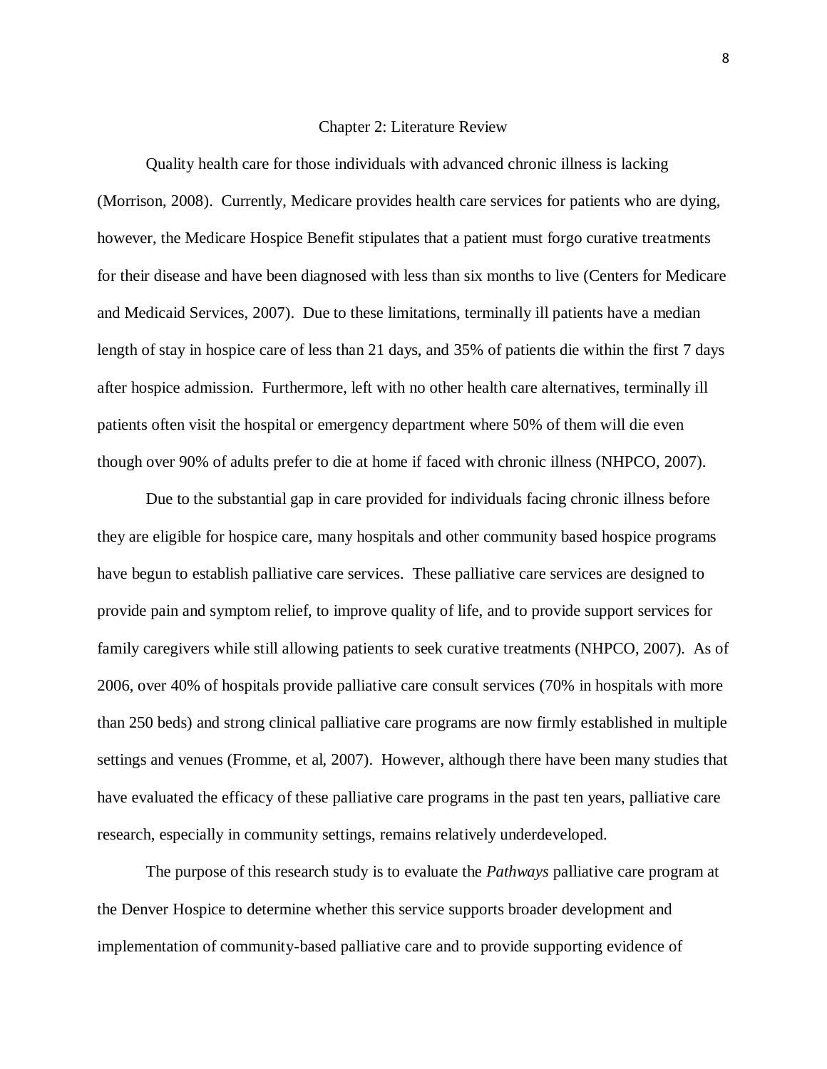## Chapter 2: Literature Review

Quality health care for those individuals with advanced chronic illness is lacking (Morrison, 2008). Currently, Medicare provides health care services for patients who are dying, however, the Medicare Hospice Benefit stipulates that a patient must forgo curative treatments for their disease and have been diagnosed with less than six months to live (Centers for Medicare and Medicaid Services, 2007). Due to these limitations, terminally ill patients have a median length of stay in hospice care of less than 21 days, and 35% of patients die within the first 7 days after hospice admission. Furthermore, left with no other health care alternatives, terminally ill patients often visit the hospital or emergency department where 50% of them will die even though over 90% of adults prefer to die at home if faced with chronic illness (NHPCO, 2007).

Due to the substantial gap in care provided for individuals facing chronic illness before they are eligible for hospice care, many hospitals and other community based hospice programs have begun to establish palliative care services. These palliative care services are designed to provide pain and symptom relief, to improve quality of life, and to provide support services for family caregivers while still allowing patients to seek curative treatments (NHPCO, 2007). As of 2006, over 40% of hospitals provide palliative care consult services (70% in hospitals with more than 250 beds) and strong clinical palliative care programs are now firmly established in multiple settings and venues (Fromme, et al, 2007). However, although there have been many studies that have evaluated the efficacy of these palliative care programs in the past ten years, palliative care research, especially in community settings, remains relatively underdeveloped.

The purpose of this research study is to evaluate the *Pathways* palliative care program at the Denver Hospice to determine whether this service supports broader development and implementation of community-based palliative care and to provide supporting evidence of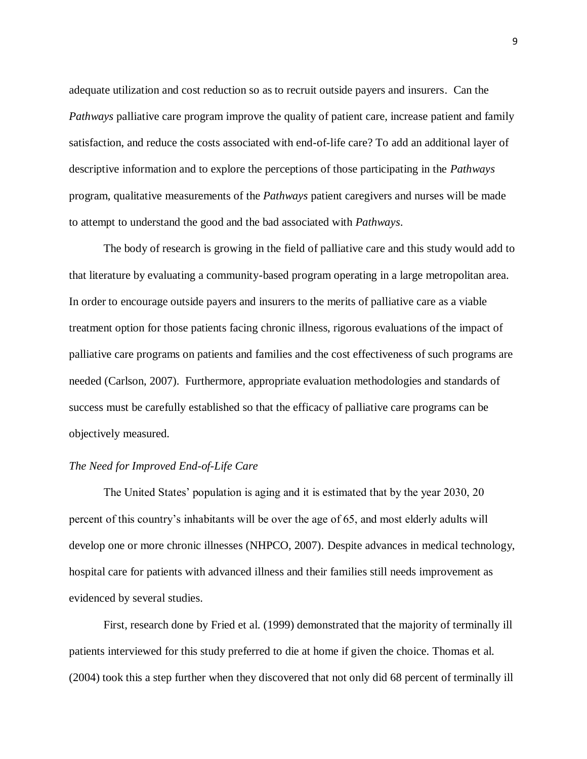adequate utilization and cost reduction so as to recruit outside payers and insurers. Can the *Pathways* palliative care program improve the quality of patient care, increase patient and family satisfaction, and reduce the costs associated with end-of-life care? To add an additional layer of descriptive information and to explore the perceptions of those participating in the *Pathways* program, qualitative measurements of the *Pathways* patient caregivers and nurses will be made to attempt to understand the good and the bad associated with *Pathways*.

The body of research is growing in the field of palliative care and this study would add to that literature by evaluating a community-based program operating in a large metropolitan area. In order to encourage outside payers and insurers to the merits of palliative care as a viable treatment option for those patients facing chronic illness, rigorous evaluations of the impact of palliative care programs on patients and families and the cost effectiveness of such programs are needed (Carlson, 2007). Furthermore, appropriate evaluation methodologies and standards of success must be carefully established so that the efficacy of palliative care programs can be objectively measured.

### *The Need for Improved End-of-Life Care*

The United States' population is aging and it is estimated that by the year 2030, 20 percent of this country's inhabitants will be over the age of 65, and most elderly adults will develop one or more chronic illnesses (NHPCO, 2007). Despite advances in medical technology, hospital care for patients with advanced illness and their families still needs improvement as evidenced by several studies.

First, research done by Fried et al. (1999) demonstrated that the majority of terminally ill patients interviewed for this study preferred to die at home if given the choice. Thomas et al. (2004) took this a step further when they discovered that not only did 68 percent of terminally ill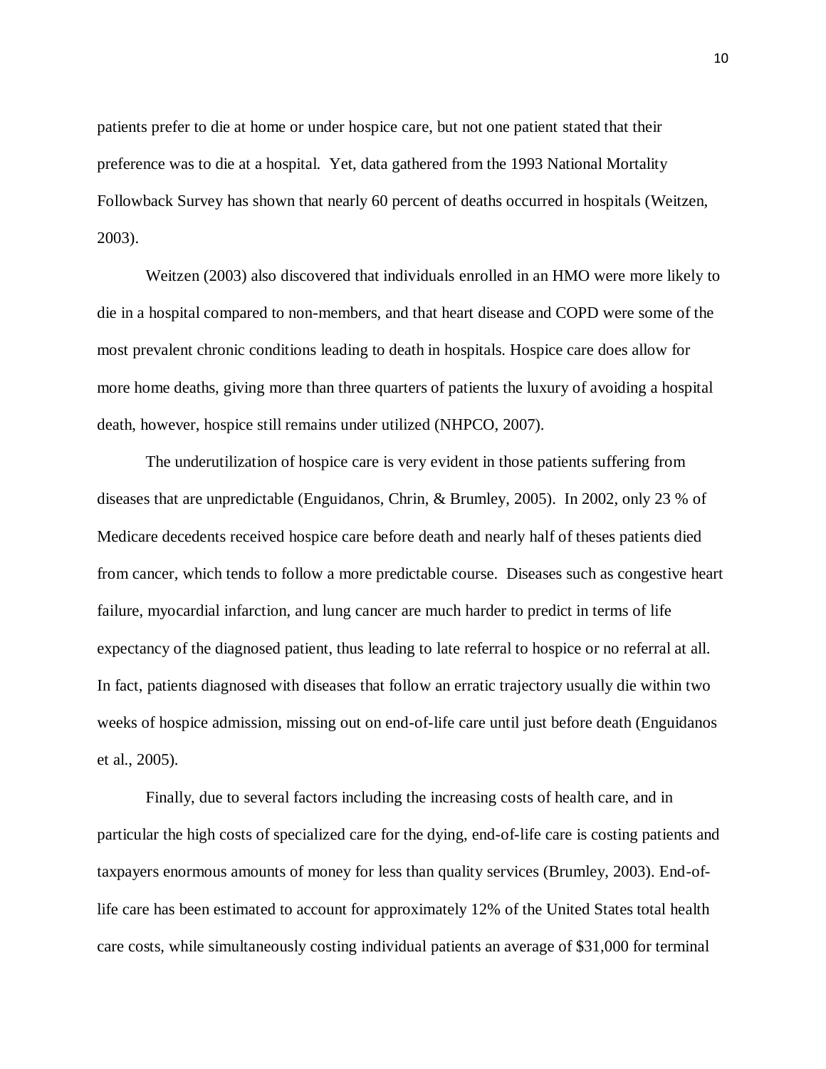patients prefer to die at home or under hospice care, but not one patient stated that their preference was to die at a hospital. Yet, data gathered from the 1993 National Mortality Followback Survey has shown that nearly 60 percent of deaths occurred in hospitals (Weitzen, 2003).

Weitzen (2003) also discovered that individuals enrolled in an HMO were more likely to die in a hospital compared to non-members, and that heart disease and COPD were some of the most prevalent chronic conditions leading to death in hospitals. Hospice care does allow for more home deaths, giving more than three quarters of patients the luxury of avoiding a hospital death, however, hospice still remains under utilized (NHPCO, 2007).

The underutilization of hospice care is very evident in those patients suffering from diseases that are unpredictable (Enguidanos, Chrin, & Brumley, 2005). In 2002, only 23 % of Medicare decedents received hospice care before death and nearly half of theses patients died from cancer, which tends to follow a more predictable course. Diseases such as congestive heart failure, myocardial infarction, and lung cancer are much harder to predict in terms of life expectancy of the diagnosed patient, thus leading to late referral to hospice or no referral at all. In fact, patients diagnosed with diseases that follow an erratic trajectory usually die within two weeks of hospice admission, missing out on end-of-life care until just before death (Enguidanos et al., 2005).

Finally, due to several factors including the increasing costs of health care, and in particular the high costs of specialized care for the dying, end-of-life care is costing patients and taxpayers enormous amounts of money for less than quality services (Brumley, 2003). End-of-life care has been estimated to account for approximately 12% of the United States total health care costs, while simultaneously costing individual patients an average of $31,000 for terminal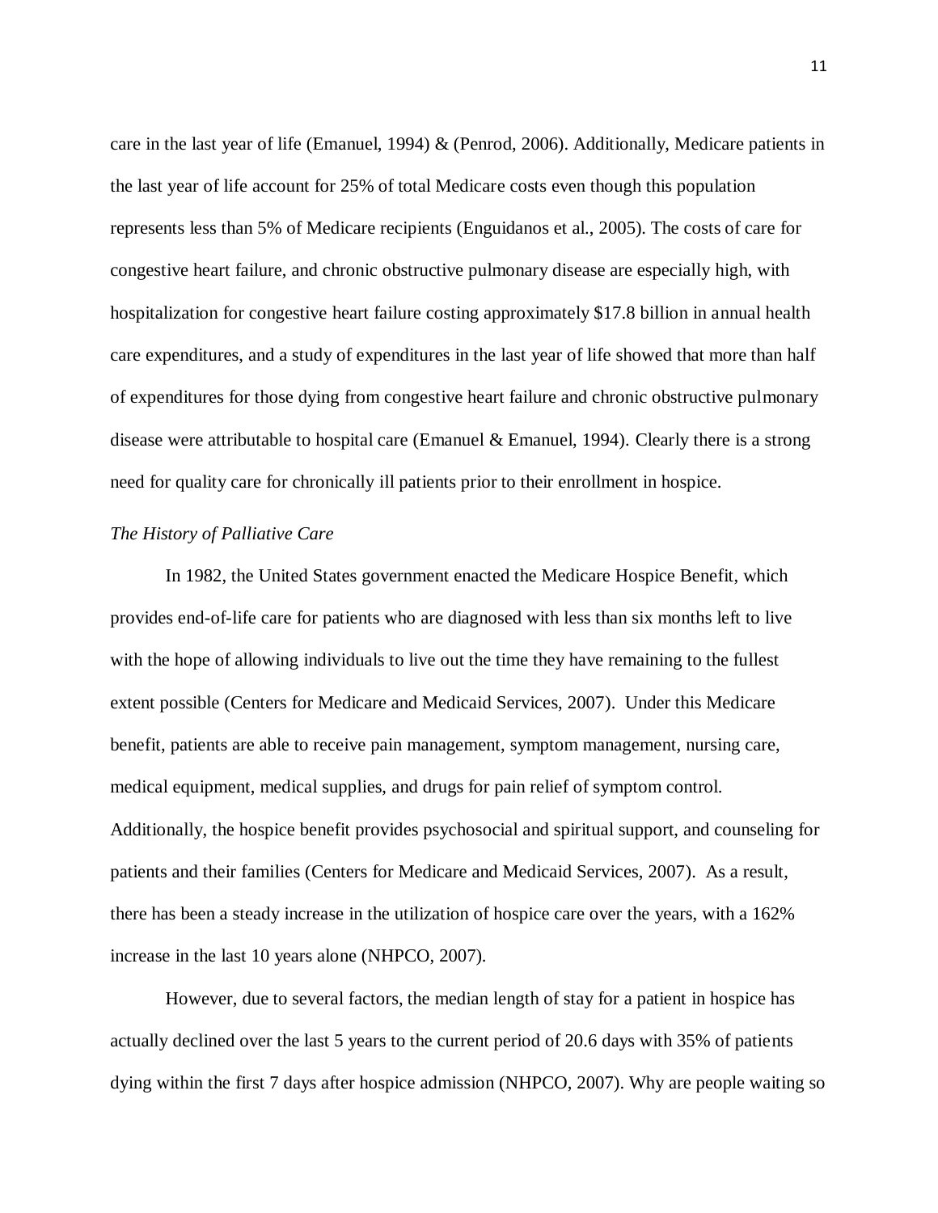care in the last year of life (Emanuel, 1994) & (Penrod, 2006). Additionally, Medicare patients in the last year of life account for 25% of total Medicare costs even though this population represents less than 5% of Medicare recipients (Enguidanos et al., 2005). The costs of care for congestive heart failure, and chronic obstructive pulmonary disease are especially high, with hospitalization for congestive heart failure costing approximately $17.8 billion in annual health care expenditures, and a study of expenditures in the last year of life showed that more than half of expenditures for those dying from congestive heart failure and chronic obstructive pulmonary disease were attributable to hospital care (Emanuel & Emanuel, 1994). Clearly there is a strong need for quality care for chronically ill patients prior to their enrollment in hospice.

*The History of Palliative Care*

In 1982, the United States government enacted the Medicare Hospice Benefit, which provides end-of-life care for patients who are diagnosed with less than six months left to live with the hope of allowing individuals to live out the time they have remaining to the fullest extent possible (Centers for Medicare and Medicaid Services, 2007). Under this Medicare benefit, patients are able to receive pain management, symptom management, nursing care, medical equipment, medical supplies, and drugs for pain relief of symptom control. Additionally, the hospice benefit provides psychosocial and spiritual support, and counseling for patients and their families (Centers for Medicare and Medicaid Services, 2007). As a result, there has been a steady increase in the utilization of hospice care over the years, with a 162% increase in the last 10 years alone (NHPCO, 2007).

However, due to several factors, the median length of stay for a patient in hospice has actually declined over the last 5 years to the current period of 20.6 days with 35% of patients dying within the first 7 days after hospice admission (NHPCO, 2007). Why are people waiting so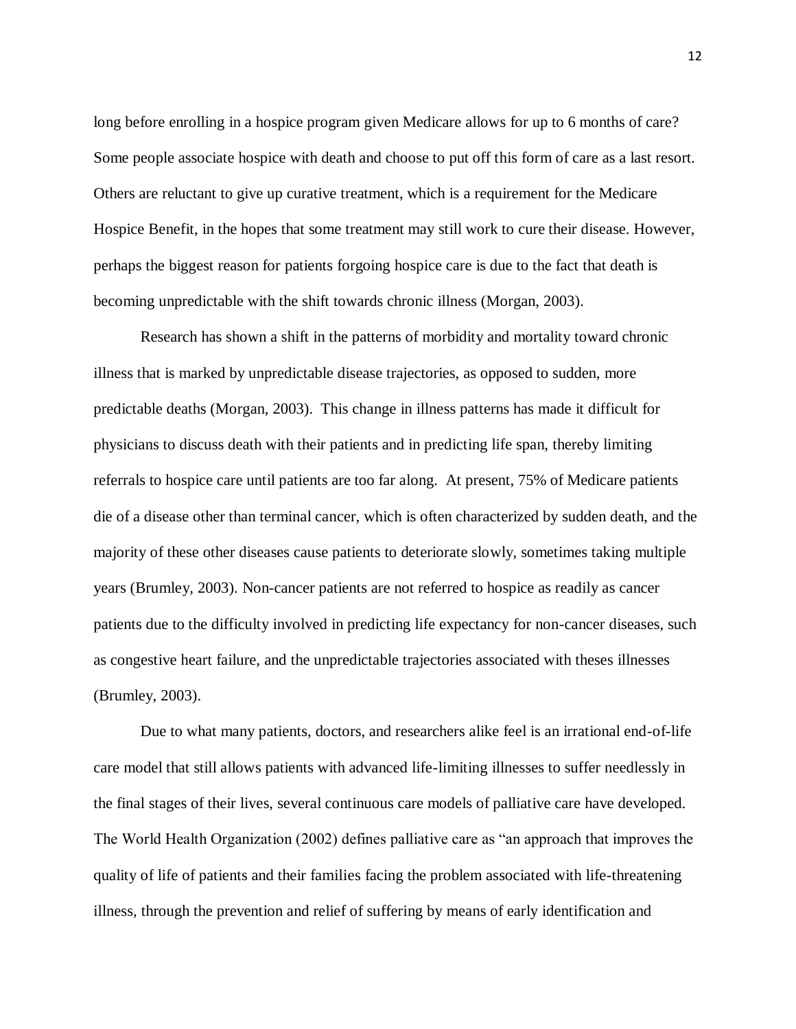long before enrolling in a hospice program given Medicare allows for up to 6 months of care? Some people associate hospice with death and choose to put off this form of care as a last resort. Others are reluctant to give up curative treatment, which is a requirement for the Medicare Hospice Benefit, in the hopes that some treatment may still work to cure their disease. However, perhaps the biggest reason for patients forgoing hospice care is due to the fact that death is becoming unpredictable with the shift towards chronic illness (Morgan, 2003).

Research has shown a shift in the patterns of morbidity and mortality toward chronic illness that is marked by unpredictable disease trajectories, as opposed to sudden, more predictable deaths (Morgan, 2003). This change in illness patterns has made it difficult for physicians to discuss death with their patients and in predicting life span, thereby limiting referrals to hospice care until patients are too far along. At present, 75% of Medicare patients die of a disease other than terminal cancer, which is often characterized by sudden death, and the majority of these other diseases cause patients to deteriorate slowly, sometimes taking multiple years (Brumley, 2003). Non-cancer patients are not referred to hospice as readily as cancer patients due to the difficulty involved in predicting life expectancy for non-cancer diseases, such as congestive heart failure, and the unpredictable trajectories associated with theses illnesses (Brumley, 2003).

Due to what many patients, doctors, and researchers alike feel is an irrational end-of-life care model that still allows patients with advanced life-limiting illnesses to suffer needlessly in the final stages of their lives, several continuous care models of palliative care have developed. The World Health Organization (2002) defines palliative care as "an approach that improves the quality of life of patients and their families facing the problem associated with life-threatening illness, through the prevention and relief of suffering by means of early identification and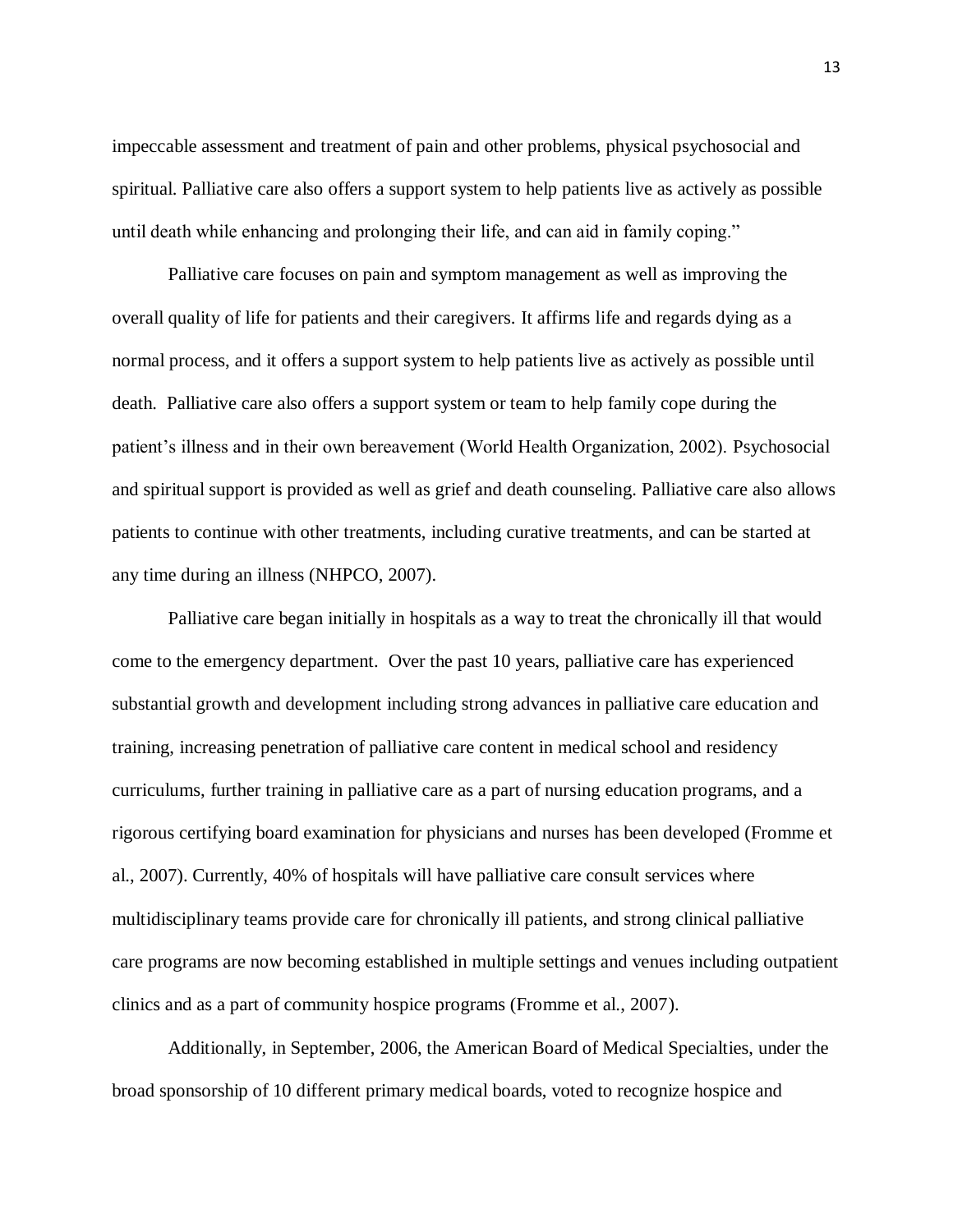impeccable assessment and treatment of pain and other problems, physical psychosocial and spiritual. Palliative care also offers a support system to help patients live as actively as possible until death while enhancing and prolonging their life, and can aid in family coping."

Palliative care focuses on pain and symptom management as well as improving the overall quality of life for patients and their caregivers. It affirms life and regards dying as a normal process, and it offers a support system to help patients live as actively as possible until death. Palliative care also offers a support system or team to help family cope during the patient's illness and in their own bereavement (World Health Organization, 2002). Psychosocial and spiritual support is provided as well as grief and death counseling. Palliative care also allows patients to continue with other treatments, including curative treatments, and can be started at any time during an illness (NHPCO, 2007).

Palliative care began initially in hospitals as a way to treat the chronically ill that would come to the emergency department. Over the past 10 years, palliative care has experienced substantial growth and development including strong advances in palliative care education and training, increasing penetration of palliative care content in medical school and residency curriculums, further training in palliative care as a part of nursing education programs, and a rigorous certifying board examination for physicians and nurses has been developed (Fromme et al., 2007). Currently, 40% of hospitals will have palliative care consult services where multidisciplinary teams provide care for chronically ill patients, and strong clinical palliative care programs are now becoming established in multiple settings and venues including outpatient clinics and as a part of community hospice programs (Fromme et al., 2007).

Additionally, in September, 2006, the American Board of Medical Specialties, under the broad sponsorship of 10 different primary medical boards, voted to recognize hospice and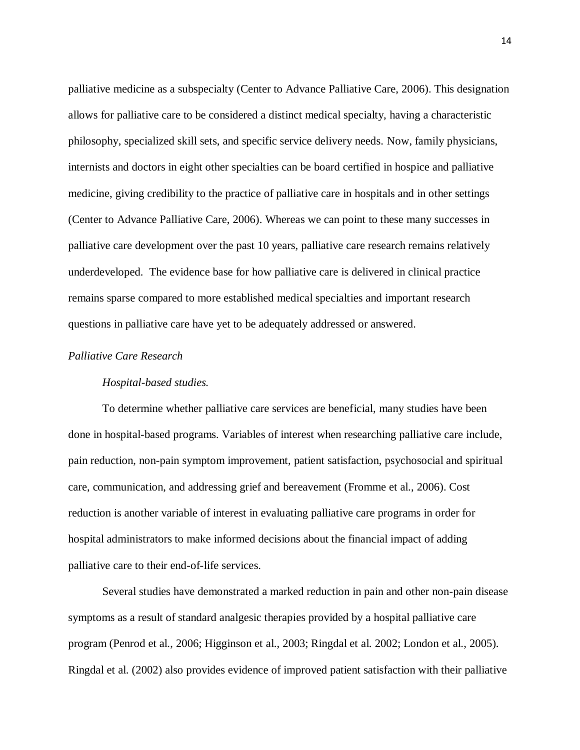palliative medicine as a subspecialty (Center to Advance Palliative Care, 2006). This designation allows for palliative care to be considered a distinct medical specialty, having a characteristic philosophy, specialized skill sets, and specific service delivery needs. Now, family physicians, internists and doctors in eight other specialties can be board certified in hospice and palliative medicine, giving credibility to the practice of palliative care in hospitals and in other settings (Center to Advance Palliative Care, 2006). Whereas we can point to these many successes in palliative care development over the past 10 years, palliative care research remains relatively underdeveloped. The evidence base for how palliative care is delivered in clinical practice remains sparse compared to more established medical specialties and important research questions in palliative care have yet to be adequately addressed or answered.

### *Palliative Care Research*

#### *Hospital-based studies.*

To determine whether palliative care services are beneficial, many studies have been done in hospital-based programs. Variables of interest when researching palliative care include, pain reduction, non-pain symptom improvement, patient satisfaction, psychosocial and spiritual care, communication, and addressing grief and bereavement (Fromme et al., 2006). Cost reduction is another variable of interest in evaluating palliative care programs in order for hospital administrators to make informed decisions about the financial impact of adding palliative care to their end-of-life services.

Several studies have demonstrated a marked reduction in pain and other non-pain disease symptoms as a result of standard analgesic therapies provided by a hospital palliative care program (Penrod et al., 2006; Higginson et al., 2003; Ringdal et al. 2002; London et al., 2005). Ringdal et al. (2002) also provides evidence of improved patient satisfaction with their palliative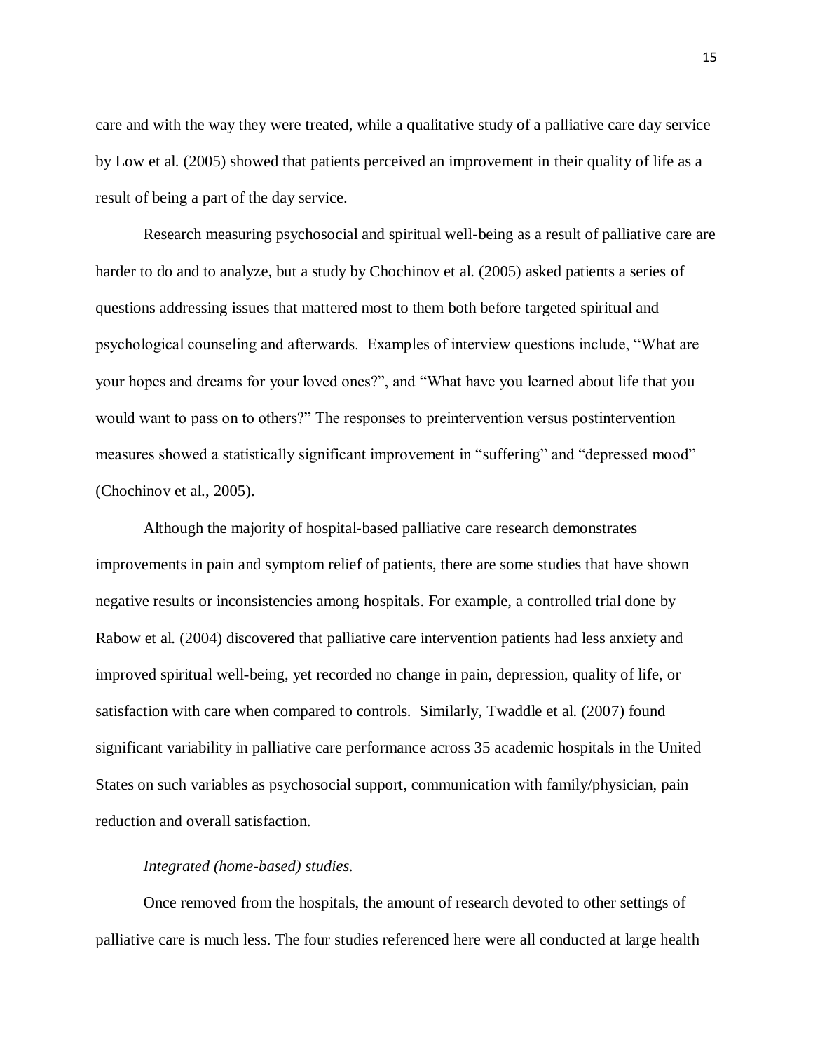care and with the way they were treated, while a qualitative study of a palliative care day service by Low et al. (2005) showed that patients perceived an improvement in their quality of life as a result of being a part of the day service.

Research measuring psychosocial and spiritual well-being as a result of palliative care are harder to do and to analyze, but a study by Chochinov et al. (2005) asked patients a series of questions addressing issues that mattered most to them both before targeted spiritual and psychological counseling and afterwards. Examples of interview questions include, "What are your hopes and dreams for your loved ones?", and "What have you learned about life that you would want to pass on to others?" The responses to preintervention versus postintervention measures showed a statistically significant improvement in "suffering" and "depressed mood" (Chochinov et al., 2005).

Although the majority of hospital-based palliative care research demonstrates improvements in pain and symptom relief of patients, there are some studies that have shown negative results or inconsistencies among hospitals. For example, a controlled trial done by Rabow et al. (2004) discovered that palliative care intervention patients had less anxiety and improved spiritual well-being, yet recorded no change in pain, depression, quality of life, or satisfaction with care when compared to controls. Similarly, Twaddle et al. (2007) found significant variability in palliative care performance across 35 academic hospitals in the United States on such variables as psychosocial support, communication with family/physician, pain reduction and overall satisfaction.

*Integrated (home-based) studies.*

Once removed from the hospitals, the amount of research devoted to other settings of palliative care is much less. The four studies referenced here were all conducted at large health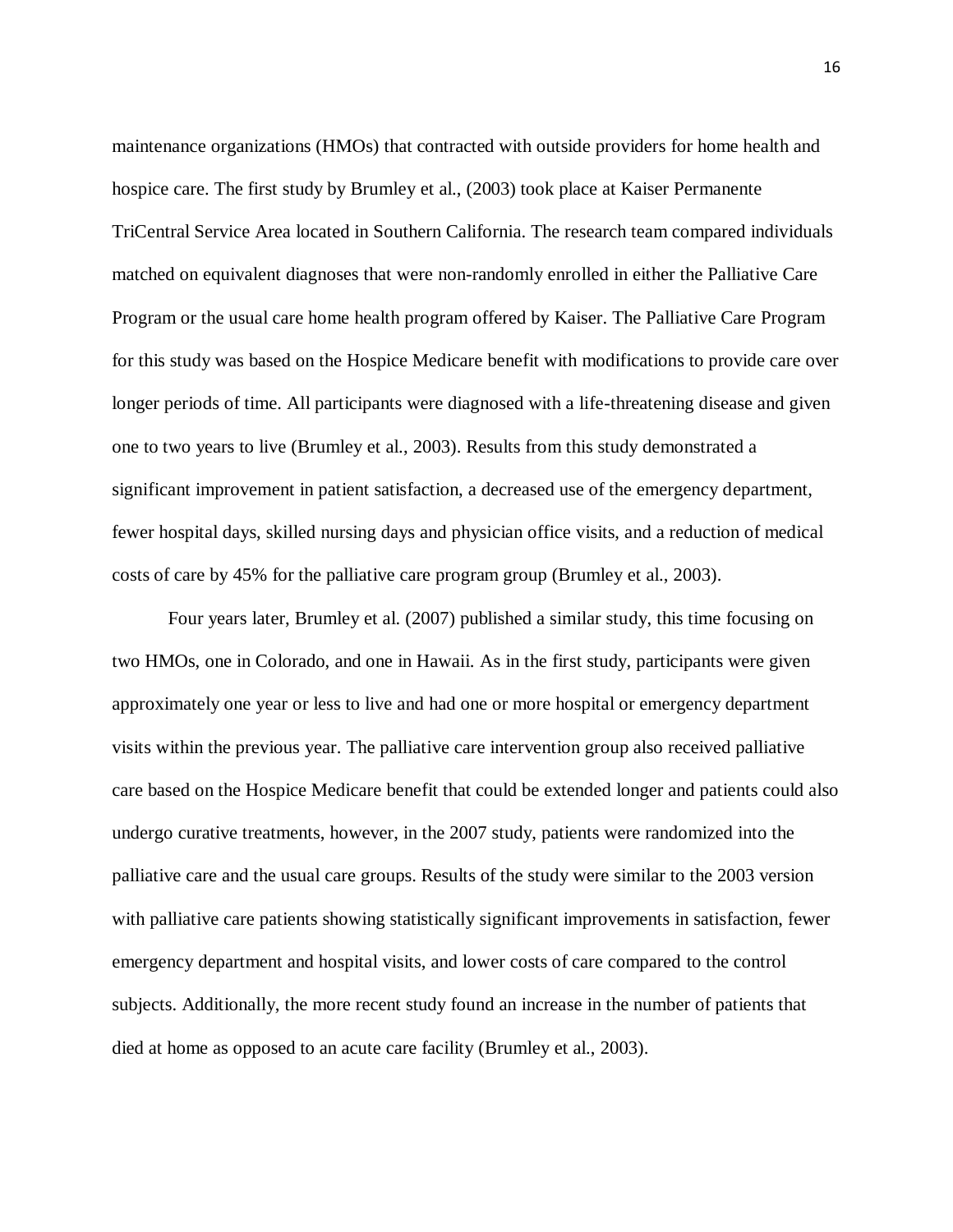maintenance organizations (HMOs) that contracted with outside providers for home health and hospice care. The first study by Brumley et al., (2003) took place at Kaiser Permanente TriCentral Service Area located in Southern California. The research team compared individuals matched on equivalent diagnoses that were non-randomly enrolled in either the Palliative Care Program or the usual care home health program offered by Kaiser. The Palliative Care Program for this study was based on the Hospice Medicare benefit with modifications to provide care over longer periods of time. All participants were diagnosed with a life-threatening disease and given one to two years to live (Brumley et al., 2003). Results from this study demonstrated a significant improvement in patient satisfaction, a decreased use of the emergency department, fewer hospital days, skilled nursing days and physician office visits, and a reduction of medical costs of care by 45% for the palliative care program group (Brumley et al., 2003).

Four years later, Brumley et al. (2007) published a similar study, this time focusing on two HMOs, one in Colorado, and one in Hawaii. As in the first study, participants were given approximately one year or less to live and had one or more hospital or emergency department visits within the previous year. The palliative care intervention group also received palliative care based on the Hospice Medicare benefit that could be extended longer and patients could also undergo curative treatments, however, in the 2007 study, patients were randomized into the palliative care and the usual care groups. Results of the study were similar to the 2003 version with palliative care patients showing statistically significant improvements in satisfaction, fewer emergency department and hospital visits, and lower costs of care compared to the control subjects. Additionally, the more recent study found an increase in the number of patients that died at home as opposed to an acute care facility (Brumley et al., 2003).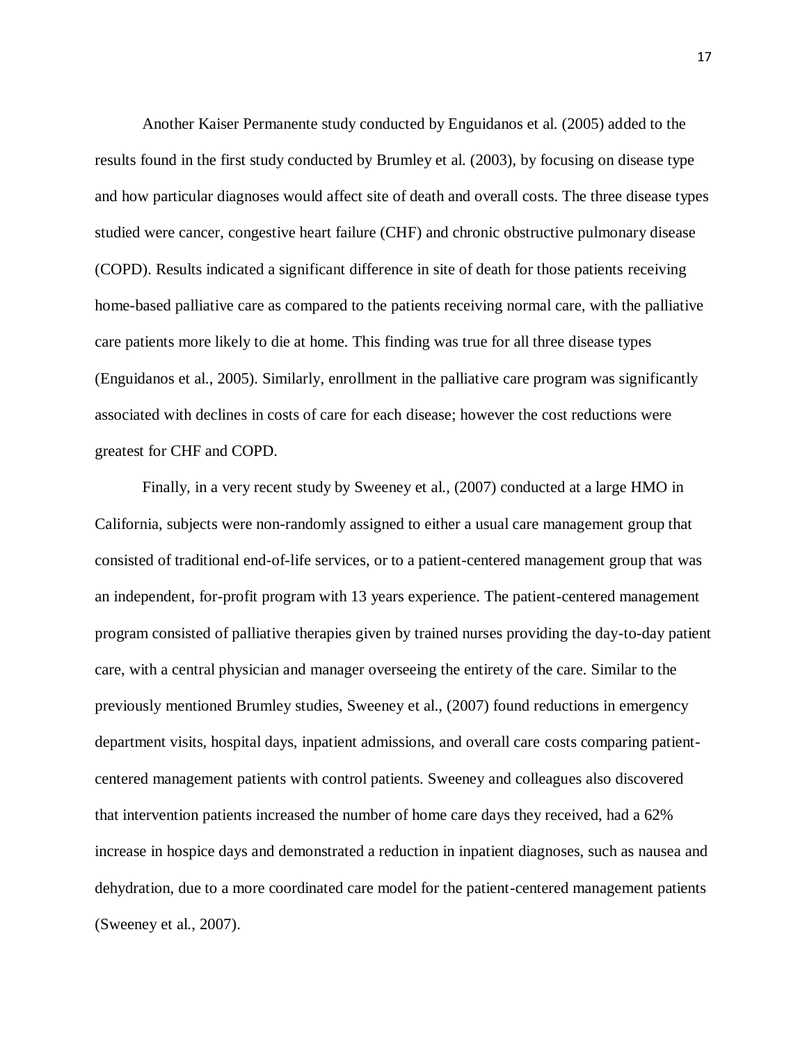Another Kaiser Permanente study conducted by Enguidanos et al. (2005) added to the results found in the first study conducted by Brumley et al. (2003), by focusing on disease type and how particular diagnoses would affect site of death and overall costs. The three disease types studied were cancer, congestive heart failure (CHF) and chronic obstructive pulmonary disease (COPD). Results indicated a significant difference in site of death for those patients receiving home-based palliative care as compared to the patients receiving normal care, with the palliative care patients more likely to die at home. This finding was true for all three disease types (Enguidanos et al., 2005). Similarly, enrollment in the palliative care program was significantly associated with declines in costs of care for each disease; however the cost reductions were greatest for CHF and COPD.

Finally, in a very recent study by Sweeney et al., (2007) conducted at a large HMO in California, subjects were non-randomly assigned to either a usual care management group that consisted of traditional end-of-life services, or to a patient-centered management group that was an independent, for-profit program with 13 years experience. The patient-centered management program consisted of palliative therapies given by trained nurses providing the day-to-day patient care, with a central physician and manager overseeing the entirety of the care. Similar to the previously mentioned Brumley studies, Sweeney et al., (2007) found reductions in emergency department visits, hospital days, inpatient admissions, and overall care costs comparing patient-centered management patients with control patients. Sweeney and colleagues also discovered that intervention patients increased the number of home care days they received, had a 62% increase in hospice days and demonstrated a reduction in inpatient diagnoses, such as nausea and dehydration, due to a more coordinated care model for the patient-centered management patients (Sweeney et al., 2007).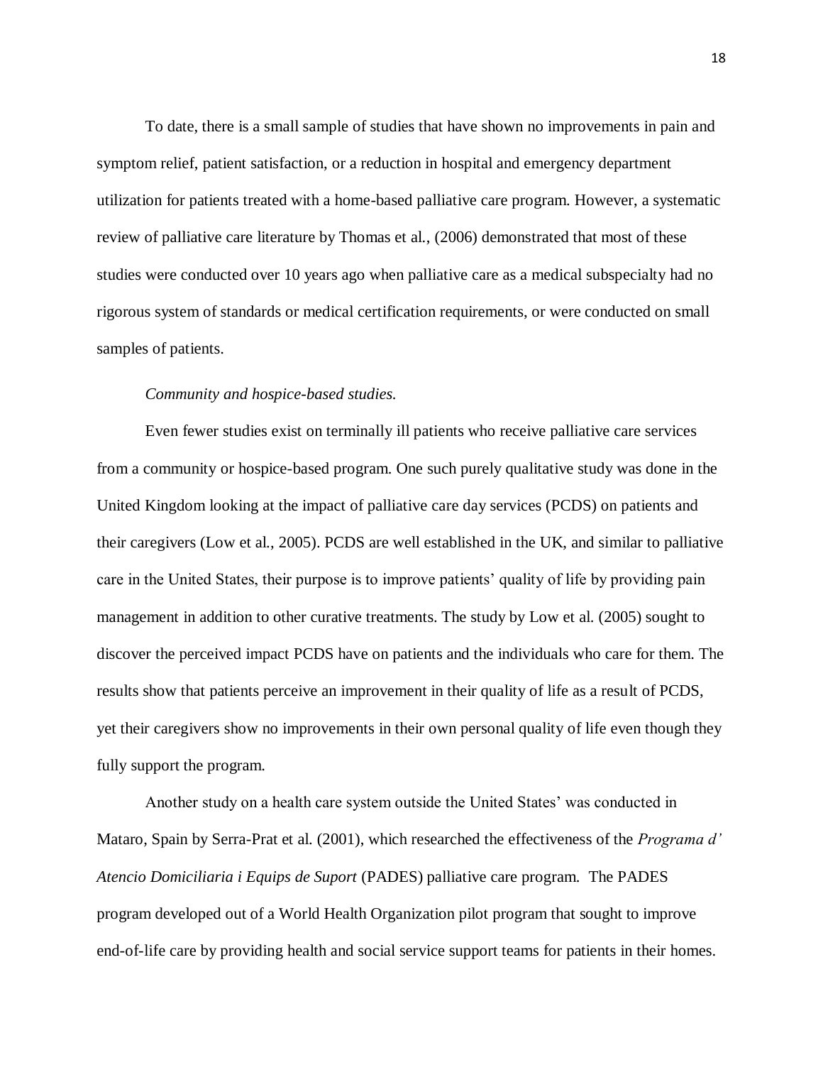To date, there is a small sample of studies that have shown no improvements in pain and symptom relief, patient satisfaction, or a reduction in hospital and emergency department utilization for patients treated with a home-based palliative care program. However, a systematic review of palliative care literature by Thomas et al., (2006) demonstrated that most of these studies were conducted over 10 years ago when palliative care as a medical subspecialty had no rigorous system of standards or medical certification requirements, or were conducted on small samples of patients.

*Community and hospice-based studies.*

Even fewer studies exist on terminally ill patients who receive palliative care services from a community or hospice-based program. One such purely qualitative study was done in the United Kingdom looking at the impact of palliative care day services (PCDS) on patients and their caregivers (Low et al., 2005). PCDS are well established in the UK, and similar to palliative care in the United States, their purpose is to improve patients' quality of life by providing pain management in addition to other curative treatments. The study by Low et al. (2005) sought to discover the perceived impact PCDS have on patients and the individuals who care for them. The results show that patients perceive an improvement in their quality of life as a result of PCDS, yet their caregivers show no improvements in their own personal quality of life even though they fully support the program.

Another study on a health care system outside the United States' was conducted in Mataro, Spain by Serra-Prat et al. (2001), which researched the effectiveness of the *Programa d' Atencio Domiciliaria i Equips de Suport* (PADES) palliative care program. The PADES program developed out of a World Health Organization pilot program that sought to improve end-of-life care by providing health and social service support teams for patients in their homes.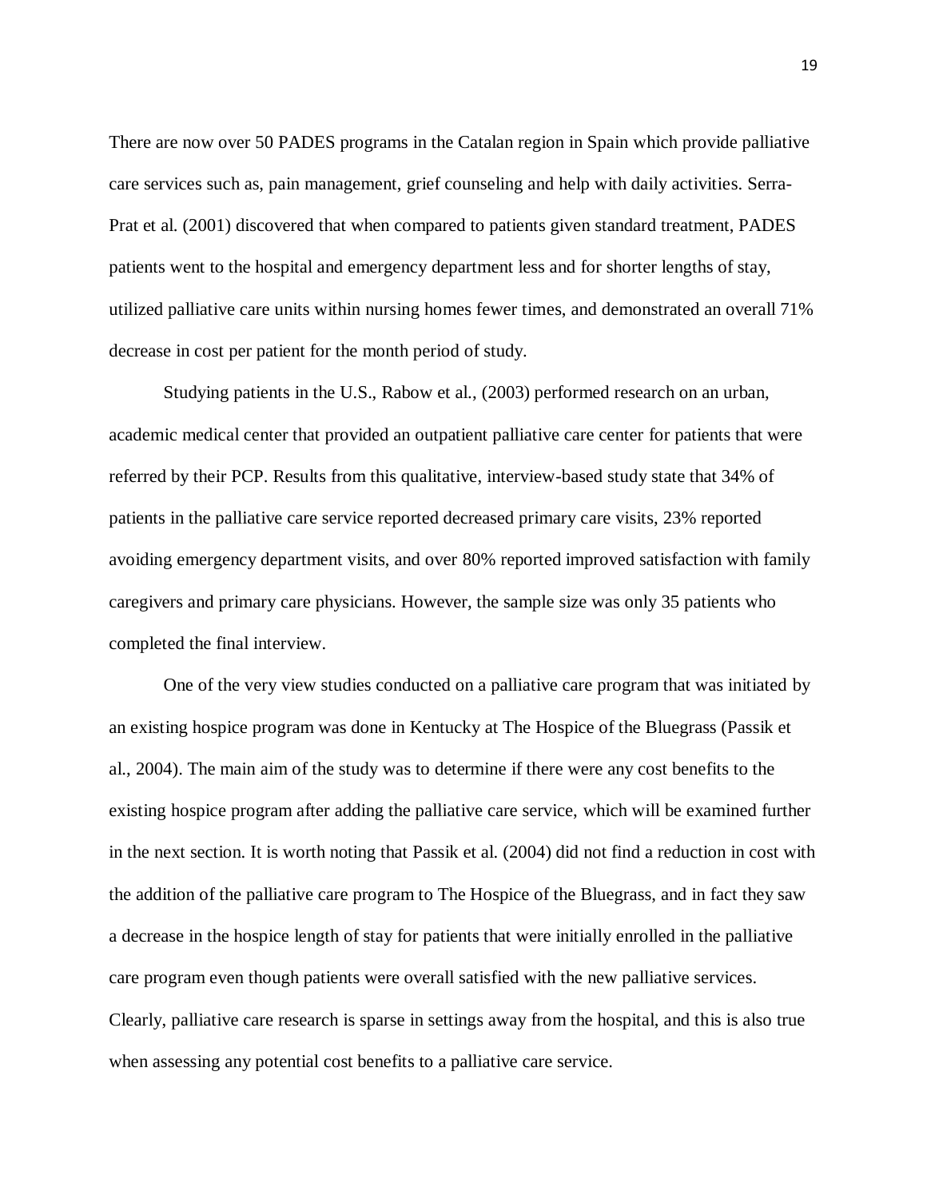There are now over 50 PADES programs in the Catalan region in Spain which provide palliative care services such as, pain management, grief counseling and help with daily activities. Serra-Prat et al. (2001) discovered that when compared to patients given standard treatment, PADES patients went to the hospital and emergency department less and for shorter lengths of stay, utilized palliative care units within nursing homes fewer times, and demonstrated an overall 71% decrease in cost per patient for the month period of study.

Studying patients in the U.S., Rabow et al., (2003) performed research on an urban, academic medical center that provided an outpatient palliative care center for patients that were referred by their PCP. Results from this qualitative, interview-based study state that 34% of patients in the palliative care service reported decreased primary care visits, 23% reported avoiding emergency department visits, and over 80% reported improved satisfaction with family caregivers and primary care physicians. However, the sample size was only 35 patients who completed the final interview.

One of the very view studies conducted on a palliative care program that was initiated by an existing hospice program was done in Kentucky at The Hospice of the Bluegrass (Passik et al., 2004). The main aim of the study was to determine if there were any cost benefits to the existing hospice program after adding the palliative care service, which will be examined further in the next section. It is worth noting that Passik et al. (2004) did not find a reduction in cost with the addition of the palliative care program to The Hospice of the Bluegrass, and in fact they saw a decrease in the hospice length of stay for patients that were initially enrolled in the palliative care program even though patients were overall satisfied with the new palliative services. Clearly, palliative care research is sparse in settings away from the hospital, and this is also true when assessing any potential cost benefits to a palliative care service.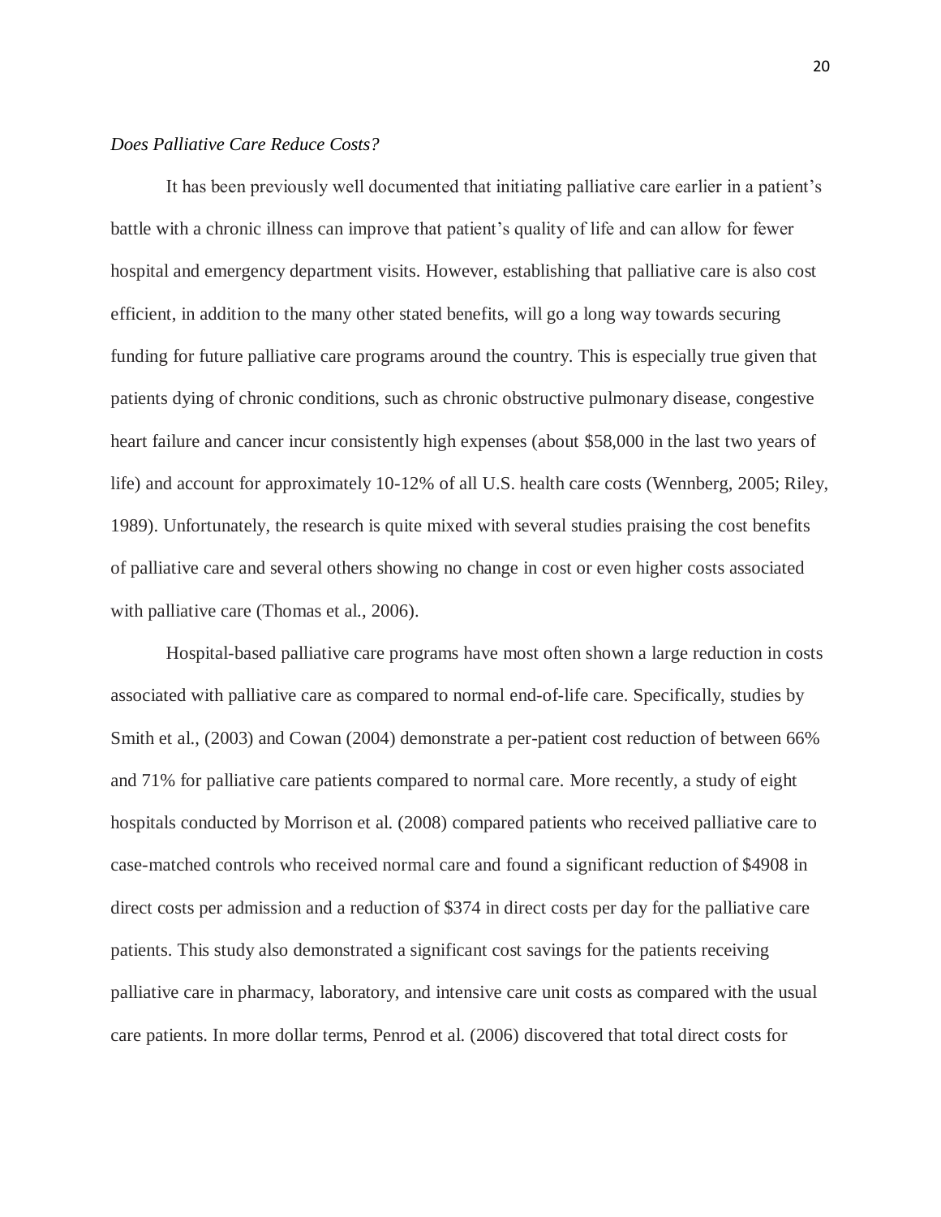*Does Palliative Care Reduce Costs?*

It has been previously well documented that initiating palliative care earlier in a patient's battle with a chronic illness can improve that patient's quality of life and can allow for fewer hospital and emergency department visits. However, establishing that palliative care is also cost efficient, in addition to the many other stated benefits, will go a long way towards securing funding for future palliative care programs around the country. This is especially true given that patients dying of chronic conditions, such as chronic obstructive pulmonary disease, congestive heart failure and cancer incur consistently high expenses (about $58,000 in the last two years of life) and account for approximately 10-12% of all U.S. health care costs (Wennberg, 2005; Riley, 1989). Unfortunately, the research is quite mixed with several studies praising the cost benefits of palliative care and several others showing no change in cost or even higher costs associated with palliative care (Thomas et al., 2006).

Hospital-based palliative care programs have most often shown a large reduction in costs associated with palliative care as compared to normal end-of-life care. Specifically, studies by Smith et al., (2003) and Cowan (2004) demonstrate a per-patient cost reduction of between 66% and 71% for palliative care patients compared to normal care. More recently, a study of eight hospitals conducted by Morrison et al. (2008) compared patients who received palliative care to case-matched controls who received normal care and found a significant reduction of $4908 in direct costs per admission and a reduction of $374 in direct costs per day for the palliative care patients. This study also demonstrated a significant cost savings for the patients receiving palliative care in pharmacy, laboratory, and intensive care unit costs as compared with the usual care patients. In more dollar terms, Penrod et al. (2006) discovered that total direct costs for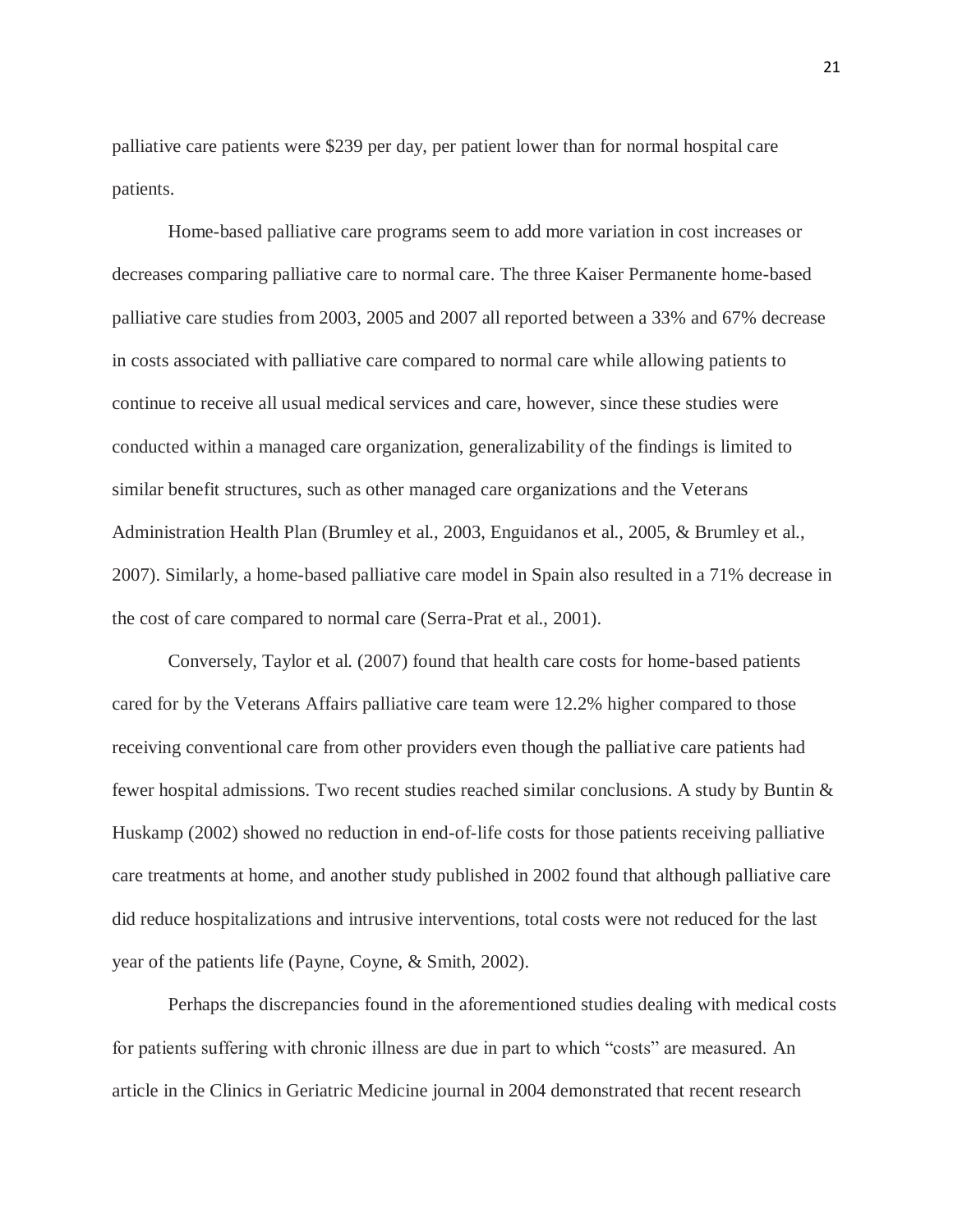palliative care patients were $239 per day, per patient lower than for normal hospital care patients.

Home-based palliative care programs seem to add more variation in cost increases or decreases comparing palliative care to normal care. The three Kaiser Permanente home-based palliative care studies from 2003, 2005 and 2007 all reported between a 33% and 67% decrease in costs associated with palliative care compared to normal care while allowing patients to continue to receive all usual medical services and care, however, since these studies were conducted within a managed care organization, generalizability of the findings is limited to similar benefit structures, such as other managed care organizations and the Veterans Administration Health Plan (Brumley et al., 2003, Enguidanos et al., 2005, & Brumley et al., 2007). Similarly, a home-based palliative care model in Spain also resulted in a 71% decrease in the cost of care compared to normal care (Serra-Prat et al., 2001).

Conversely, Taylor et al. (2007) found that health care costs for home-based patients cared for by the Veterans Affairs palliative care team were 12.2% higher compared to those receiving conventional care from other providers even though the palliative care patients had fewer hospital admissions. Two recent studies reached similar conclusions. A study by Buntin & Huskamp (2002) showed no reduction in end-of-life costs for those patients receiving palliative care treatments at home, and another study published in 2002 found that although palliative care did reduce hospitalizations and intrusive interventions, total costs were not reduced for the last year of the patients life (Payne, Coyne, & Smith, 2002).

Perhaps the discrepancies found in the aforementioned studies dealing with medical costs for patients suffering with chronic illness are due in part to which "costs" are measured. An article in the Clinics in Geriatric Medicine journal in 2004 demonstrated that recent research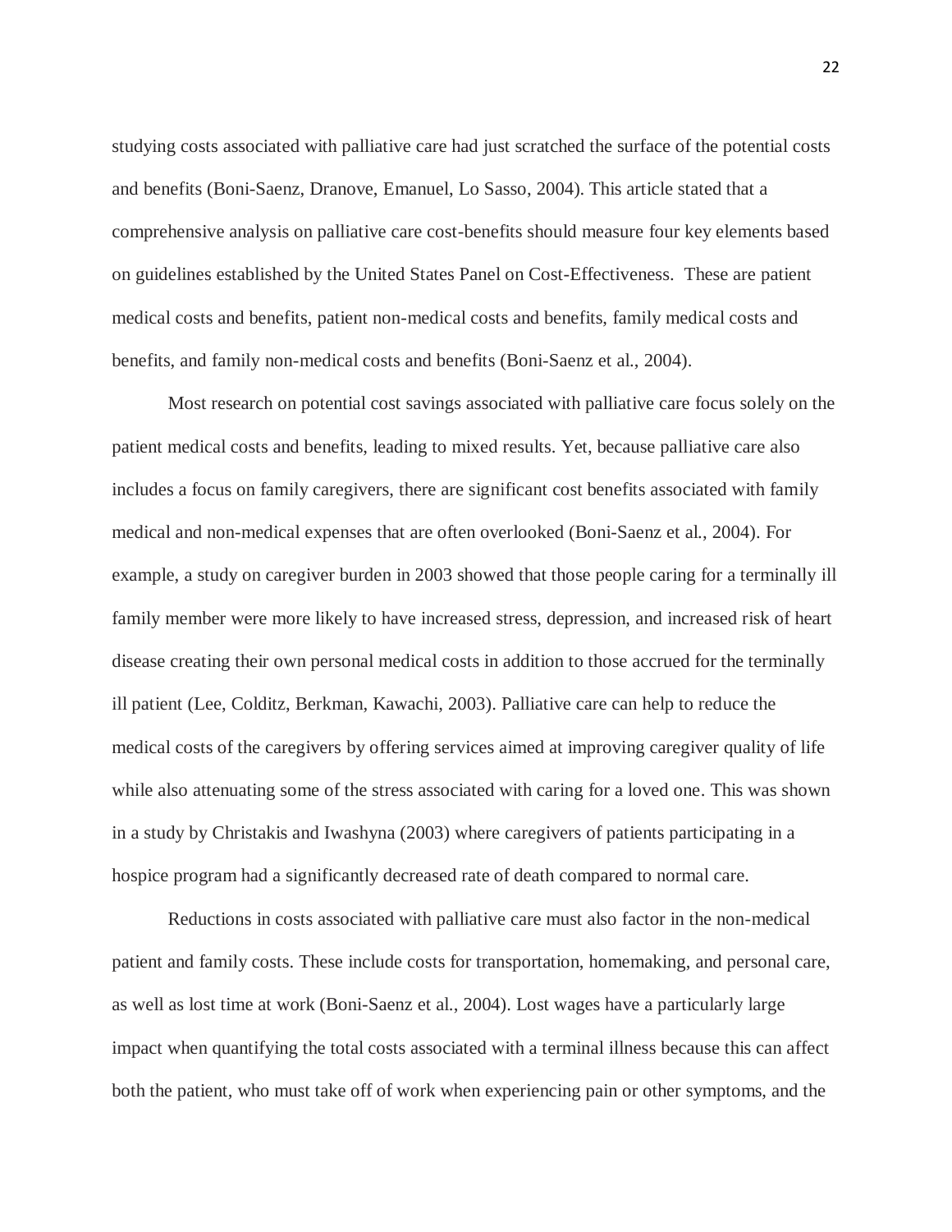studying costs associated with palliative care had just scratched the surface of the potential costs and benefits (Boni-Saenz, Dranove, Emanuel, Lo Sasso, 2004). This article stated that a comprehensive analysis on palliative care cost-benefits should measure four key elements based on guidelines established by the United States Panel on Cost-Effectiveness. These are patient medical costs and benefits, patient non-medical costs and benefits, family medical costs and benefits, and family non-medical costs and benefits (Boni-Saenz et al., 2004).

Most research on potential cost savings associated with palliative care focus solely on the patient medical costs and benefits, leading to mixed results. Yet, because palliative care also includes a focus on family caregivers, there are significant cost benefits associated with family medical and non-medical expenses that are often overlooked (Boni-Saenz et al., 2004). For example, a study on caregiver burden in 2003 showed that those people caring for a terminally ill family member were more likely to have increased stress, depression, and increased risk of heart disease creating their own personal medical costs in addition to those accrued for the terminally ill patient (Lee, Colditz, Berkman, Kawachi, 2003). Palliative care can help to reduce the medical costs of the caregivers by offering services aimed at improving caregiver quality of life while also attenuating some of the stress associated with caring for a loved one. This was shown in a study by Christakis and Iwashyna (2003) where caregivers of patients participating in a hospice program had a significantly decreased rate of death compared to normal care.

Reductions in costs associated with palliative care must also factor in the non-medical patient and family costs. These include costs for transportation, homemaking, and personal care, as well as lost time at work (Boni-Saenz et al., 2004). Lost wages have a particularly large impact when quantifying the total costs associated with a terminal illness because this can affect both the patient, who must take off of work when experiencing pain or other symptoms, and the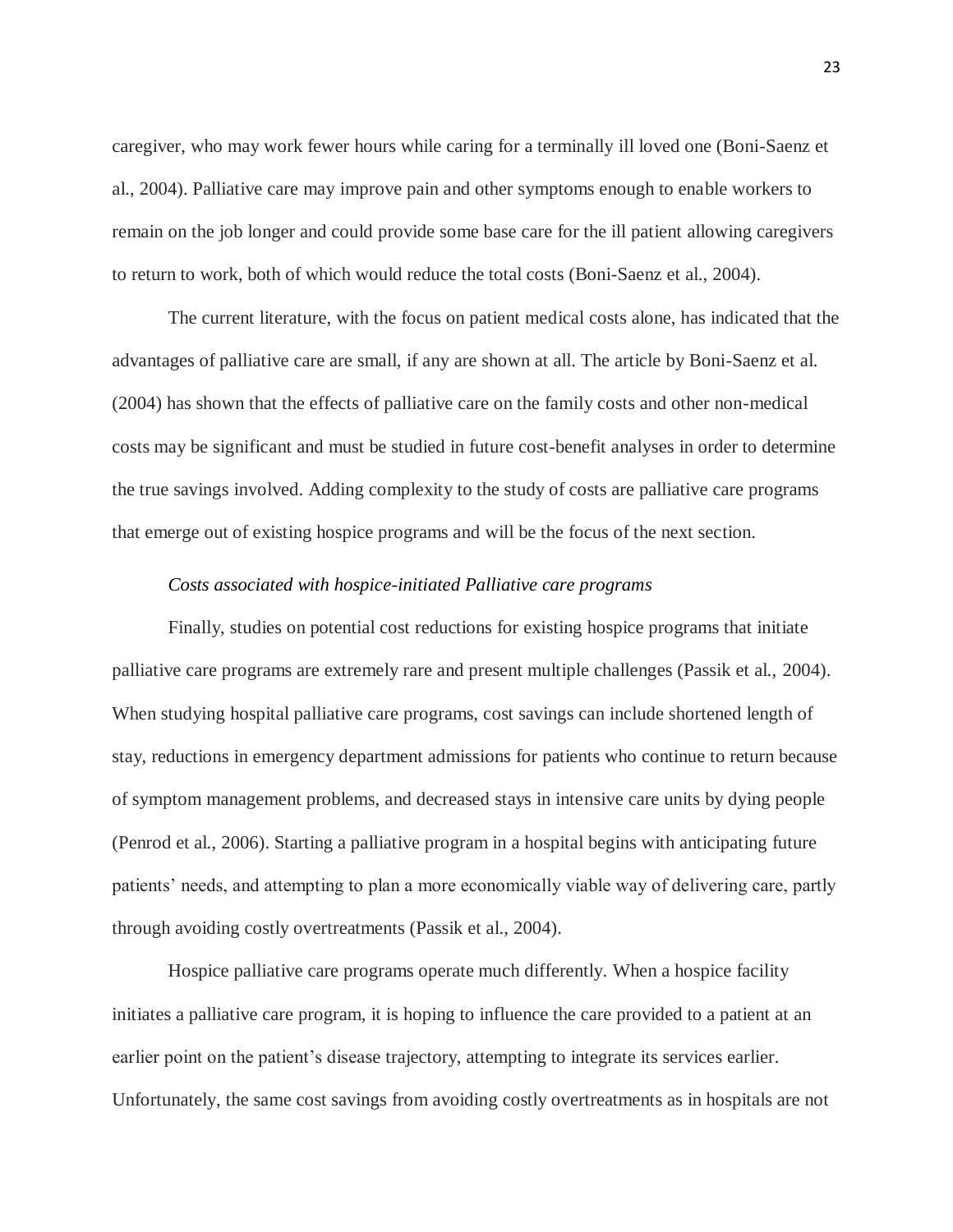caregiver, who may work fewer hours while caring for a terminally ill loved one (Boni-Saenz et al., 2004). Palliative care may improve pain and other symptoms enough to enable workers to remain on the job longer and could provide some base care for the ill patient allowing caregivers to return to work, both of which would reduce the total costs (Boni-Saenz et al., 2004).

The current literature, with the focus on patient medical costs alone, has indicated that the advantages of palliative care are small, if any are shown at all. The article by Boni-Saenz et al. (2004) has shown that the effects of palliative care on the family costs and other non-medical costs may be significant and must be studied in future cost-benefit analyses in order to determine the true savings involved. Adding complexity to the study of costs are palliative care programs that emerge out of existing hospice programs and will be the focus of the next section.

*Costs associated with hospice-initiated Palliative care programs*

Finally, studies on potential cost reductions for existing hospice programs that initiate palliative care programs are extremely rare and present multiple challenges (Passik et al., 2004). When studying hospital palliative care programs, cost savings can include shortened length of stay, reductions in emergency department admissions for patients who continue to return because of symptom management problems, and decreased stays in intensive care units by dying people (Penrod et al., 2006). Starting a palliative program in a hospital begins with anticipating future patients' needs, and attempting to plan a more economically viable way of delivering care, partly through avoiding costly overtreatments (Passik et al., 2004).

Hospice palliative care programs operate much differently. When a hospice facility initiates a palliative care program, it is hoping to influence the care provided to a patient at an earlier point on the patient's disease trajectory, attempting to integrate its services earlier. Unfortunately, the same cost savings from avoiding costly overtreatments as in hospitals are not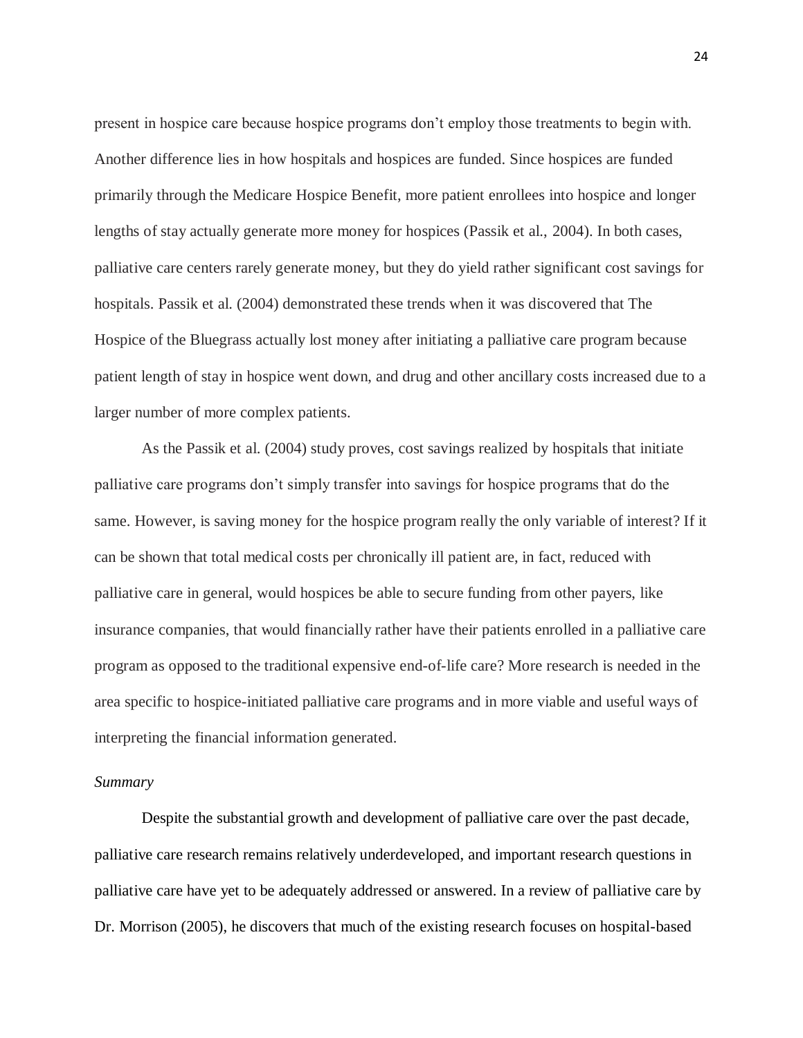present in hospice care because hospice programs don't employ those treatments to begin with. Another difference lies in how hospitals and hospices are funded. Since hospices are funded primarily through the Medicare Hospice Benefit, more patient enrollees into hospice and longer lengths of stay actually generate more money for hospices (Passik et al., 2004). In both cases, palliative care centers rarely generate money, but they do yield rather significant cost savings for hospitals. Passik et al. (2004) demonstrated these trends when it was discovered that The Hospice of the Bluegrass actually lost money after initiating a palliative care program because patient length of stay in hospice went down, and drug and other ancillary costs increased due to a larger number of more complex patients.

As the Passik et al. (2004) study proves, cost savings realized by hospitals that initiate palliative care programs don't simply transfer into savings for hospice programs that do the same. However, is saving money for the hospice program really the only variable of interest? If it can be shown that total medical costs per chronically ill patient are, in fact, reduced with palliative care in general, would hospices be able to secure funding from other payers, like insurance companies, that would financially rather have their patients enrolled in a palliative care program as opposed to the traditional expensive end-of-life care? More research is needed in the area specific to hospice-initiated palliative care programs and in more viable and useful ways of interpreting the financial information generated.

*Summary*

Despite the substantial growth and development of palliative care over the past decade, palliative care research remains relatively underdeveloped, and important research questions in palliative care have yet to be adequately addressed or answered. In a review of palliative care by Dr. Morrison (2005), he discovers that much of the existing research focuses on hospital-based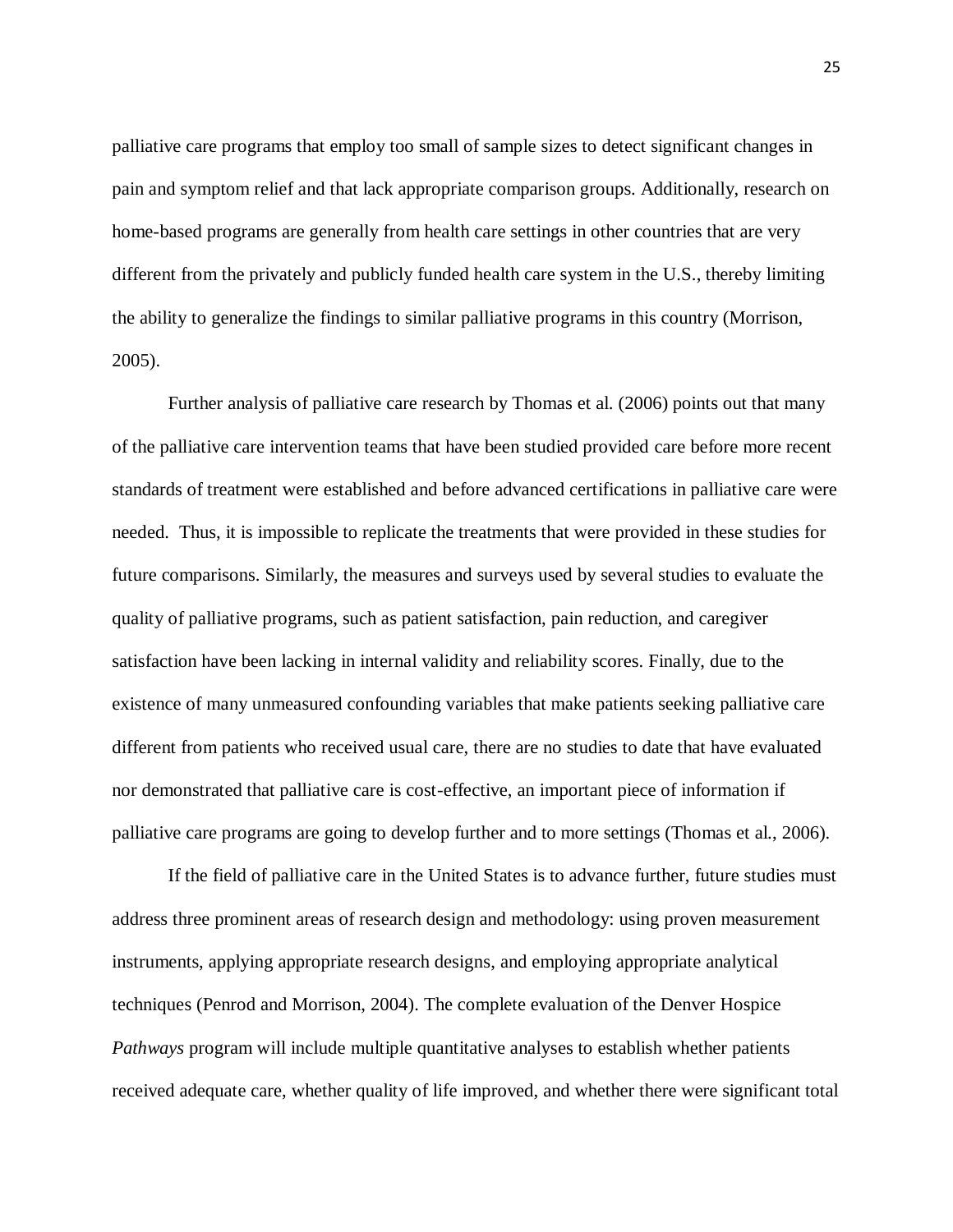palliative care programs that employ too small of sample sizes to detect significant changes in pain and symptom relief and that lack appropriate comparison groups. Additionally, research on home-based programs are generally from health care settings in other countries that are very different from the privately and publicly funded health care system in the U.S., thereby limiting the ability to generalize the findings to similar palliative programs in this country (Morrison, 2005).

Further analysis of palliative care research by Thomas et al. (2006) points out that many of the palliative care intervention teams that have been studied provided care before more recent standards of treatment were established and before advanced certifications in palliative care were needed. Thus, it is impossible to replicate the treatments that were provided in these studies for future comparisons. Similarly, the measures and surveys used by several studies to evaluate the quality of palliative programs, such as patient satisfaction, pain reduction, and caregiver satisfaction have been lacking in internal validity and reliability scores. Finally, due to the existence of many unmeasured confounding variables that make patients seeking palliative care different from patients who received usual care, there are no studies to date that have evaluated nor demonstrated that palliative care is cost-effective, an important piece of information if palliative care programs are going to develop further and to more settings (Thomas et al., 2006).

If the field of palliative care in the United States is to advance further, future studies must address three prominent areas of research design and methodology: using proven measurement instruments, applying appropriate research designs, and employing appropriate analytical techniques (Penrod and Morrison, 2004). The complete evaluation of the Denver Hospice *Pathways* program will include multiple quantitative analyses to establish whether patients received adequate care, whether quality of life improved, and whether there were significant total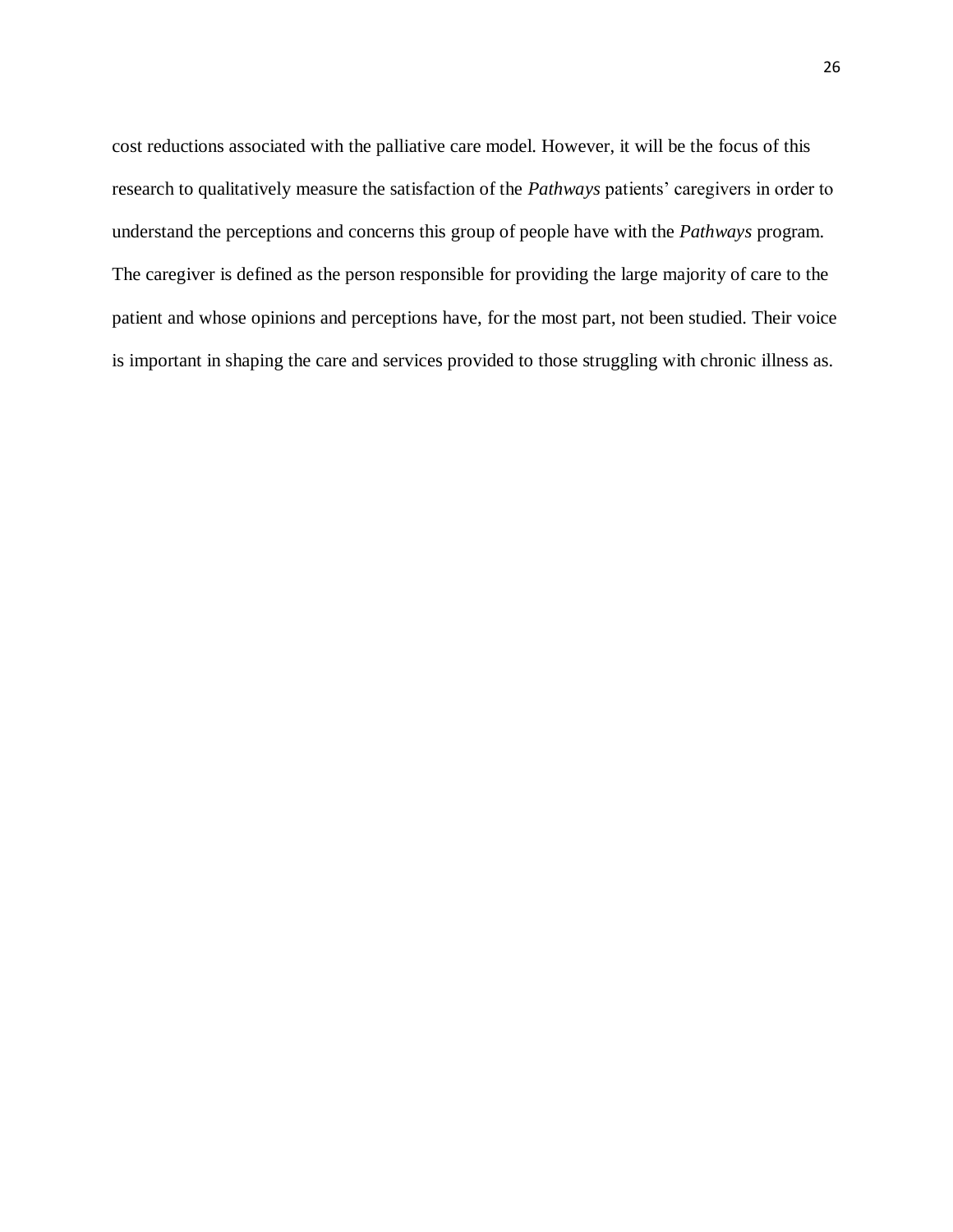cost reductions associated with the palliative care model. However, it will be the focus of this research to qualitatively measure the satisfaction of the *Pathways* patients' caregivers in order to understand the perceptions and concerns this group of people have with the *Pathways* program. The caregiver is defined as the person responsible for providing the large majority of care to the patient and whose opinions and perceptions have, for the most part, not been studied. Their voice is important in shaping the care and services provided to those struggling with chronic illness as.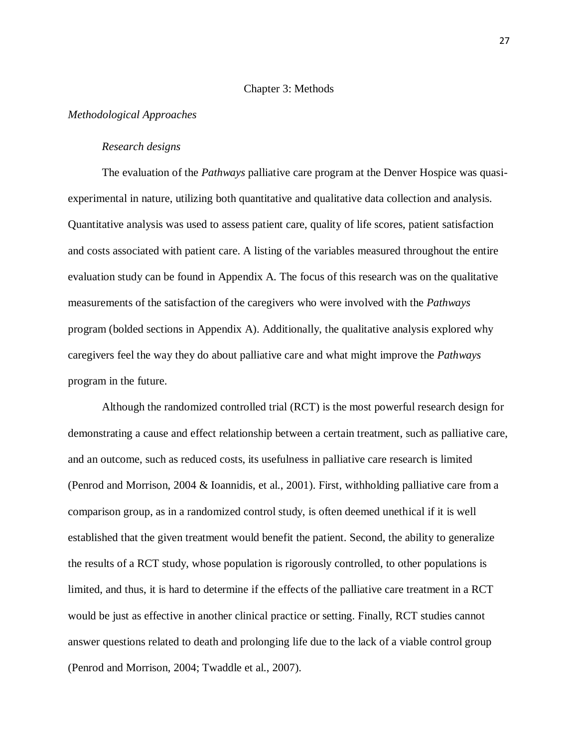# Chapter 3: Methods

## *Methodological Approaches*

### *Research designs*

The evaluation of the *Pathways* palliative care program at the Denver Hospice was quasi-experimental in nature, utilizing both quantitative and qualitative data collection and analysis. Quantitative analysis was used to assess patient care, quality of life scores, patient satisfaction and costs associated with patient care. A listing of the variables measured throughout the entire evaluation study can be found in Appendix A. The focus of this research was on the qualitative measurements of the satisfaction of the caregivers who were involved with the *Pathways* program (bolded sections in Appendix A). Additionally, the qualitative analysis explored why caregivers feel the way they do about palliative care and what might improve the *Pathways* program in the future.

Although the randomized controlled trial (RCT) is the most powerful research design for demonstrating a cause and effect relationship between a certain treatment, such as palliative care, and an outcome, such as reduced costs, its usefulness in palliative care research is limited (Penrod and Morrison, 2004 & Ioannidis, et al., 2001). First, withholding palliative care from a comparison group, as in a randomized control study, is often deemed unethical if it is well established that the given treatment would benefit the patient. Second, the ability to generalize the results of a RCT study, whose population is rigorously controlled, to other populations is limited, and thus, it is hard to determine if the effects of the palliative care treatment in a RCT would be just as effective in another clinical practice or setting. Finally, RCT studies cannot answer questions related to death and prolonging life due to the lack of a viable control group (Penrod and Morrison, 2004; Twaddle et al., 2007).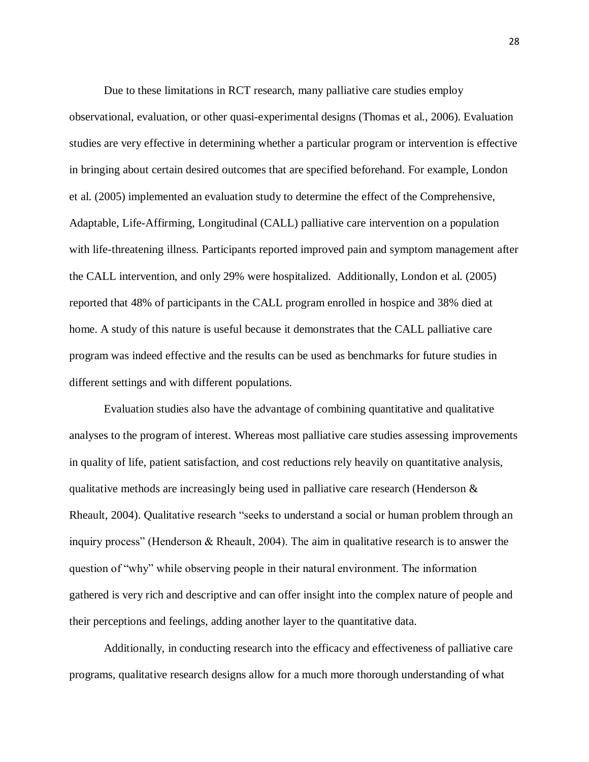Due to these limitations in RCT research, many palliative care studies employ observational, evaluation, or other quasi-experimental designs (Thomas et al., 2006). Evaluation studies are very effective in determining whether a particular program or intervention is effective in bringing about certain desired outcomes that are specified beforehand. For example, London et al. (2005) implemented an evaluation study to determine the effect of the Comprehensive, Adaptable, Life-Affirming, Longitudinal (CALL) palliative care intervention on a population with life-threatening illness. Participants reported improved pain and symptom management after the CALL intervention, and only 29% were hospitalized. Additionally, London et al. (2005) reported that 48% of participants in the CALL program enrolled in hospice and 38% died at home. A study of this nature is useful because it demonstrates that the CALL palliative care program was indeed effective and the results can be used as benchmarks for future studies in different settings and with different populations.

Evaluation studies also have the advantage of combining quantitative and qualitative analyses to the program of interest. Whereas most palliative care studies assessing improvements in quality of life, patient satisfaction, and cost reductions rely heavily on quantitative analysis, qualitative methods are increasingly being used in palliative care research (Henderson & Rheault, 2004). Qualitative research "seeks to understand a social or human problem through an inquiry process" (Henderson & Rheault, 2004). The aim in qualitative research is to answer the question of "why" while observing people in their natural environment. The information gathered is very rich and descriptive and can offer insight into the complex nature of people and their perceptions and feelings, adding another layer to the quantitative data.

Additionally, in conducting research into the efficacy and effectiveness of palliative care programs, qualitative research designs allow for a much more thorough understanding of what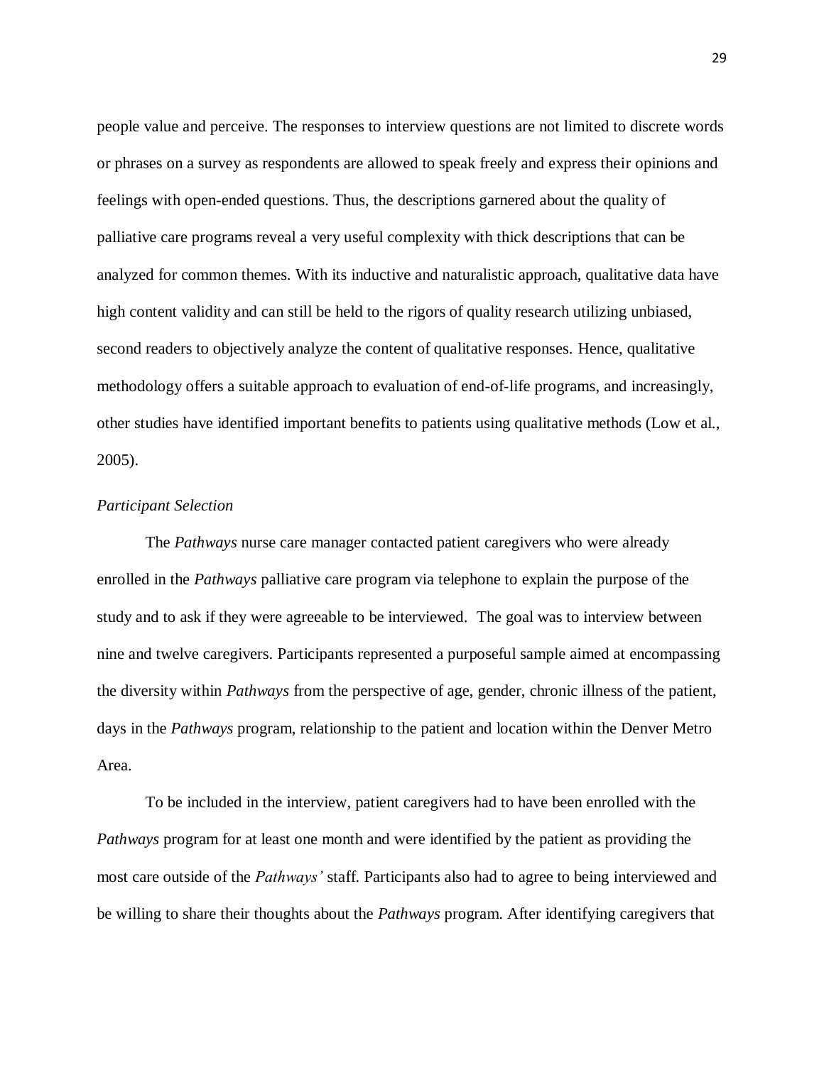people value and perceive. The responses to interview questions are not limited to discrete words or phrases on a survey as respondents are allowed to speak freely and express their opinions and feelings with open-ended questions. Thus, the descriptions garnered about the quality of palliative care programs reveal a very useful complexity with thick descriptions that can be analyzed for common themes. With its inductive and naturalistic approach, qualitative data have high content validity and can still be held to the rigors of quality research utilizing unbiased, second readers to objectively analyze the content of qualitative responses. Hence, qualitative methodology offers a suitable approach to evaluation of end-of-life programs, and increasingly, other studies have identified important benefits to patients using qualitative methods (Low et al., 2005).

*Participant Selection*

The *Pathways* nurse care manager contacted patient caregivers who were already enrolled in the *Pathways* palliative care program via telephone to explain the purpose of the study and to ask if they were agreeable to be interviewed. The goal was to interview between nine and twelve caregivers. Participants represented a purposeful sample aimed at encompassing the diversity within *Pathways* from the perspective of age, gender, chronic illness of the patient, days in the *Pathways* program, relationship to the patient and location within the Denver Metro Area.

To be included in the interview, patient caregivers had to have been enrolled with the *Pathways* program for at least one month and were identified by the patient as providing the most care outside of the *Pathways'* staff. Participants also had to agree to being interviewed and be willing to share their thoughts about the *Pathways* program. After identifying caregivers that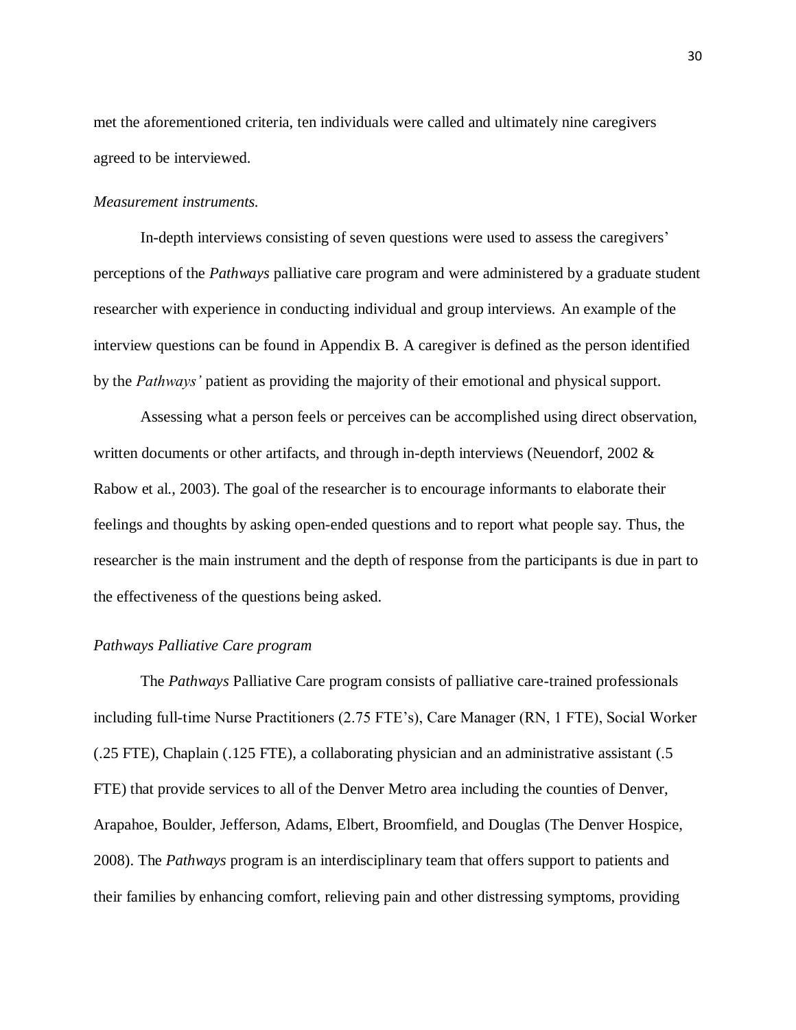met the aforementioned criteria, ten individuals were called and ultimately nine caregivers agreed to be interviewed.

*Measurement instruments.*

In-depth interviews consisting of seven questions were used to assess the caregivers' perceptions of the *Pathways* palliative care program and were administered by a graduate student researcher with experience in conducting individual and group interviews. An example of the interview questions can be found in Appendix B. A caregiver is defined as the person identified by the *Pathways'* patient as providing the majority of their emotional and physical support.

Assessing what a person feels or perceives can be accomplished using direct observation, written documents or other artifacts, and through in-depth interviews (Neuendorf, 2002 & Rabow et al., 2003). The goal of the researcher is to encourage informants to elaborate their feelings and thoughts by asking open-ended questions and to report what people say. Thus, the researcher is the main instrument and the depth of response from the participants is due in part to the effectiveness of the questions being asked.

*Pathways Palliative Care program*

The *Pathways* Palliative Care program consists of palliative care-trained professionals including full-time Nurse Practitioners (2.75 FTE's), Care Manager (RN, 1 FTE), Social Worker (.25 FTE), Chaplain (.125 FTE), a collaborating physician and an administrative assistant (.5 FTE) that provide services to all of the Denver Metro area including the counties of Denver, Arapahoe, Boulder, Jefferson, Adams, Elbert, Broomfield, and Douglas (The Denver Hospice, 2008). The *Pathways* program is an interdisciplinary team that offers support to patients and their families by enhancing comfort, relieving pain and other distressing symptoms, providing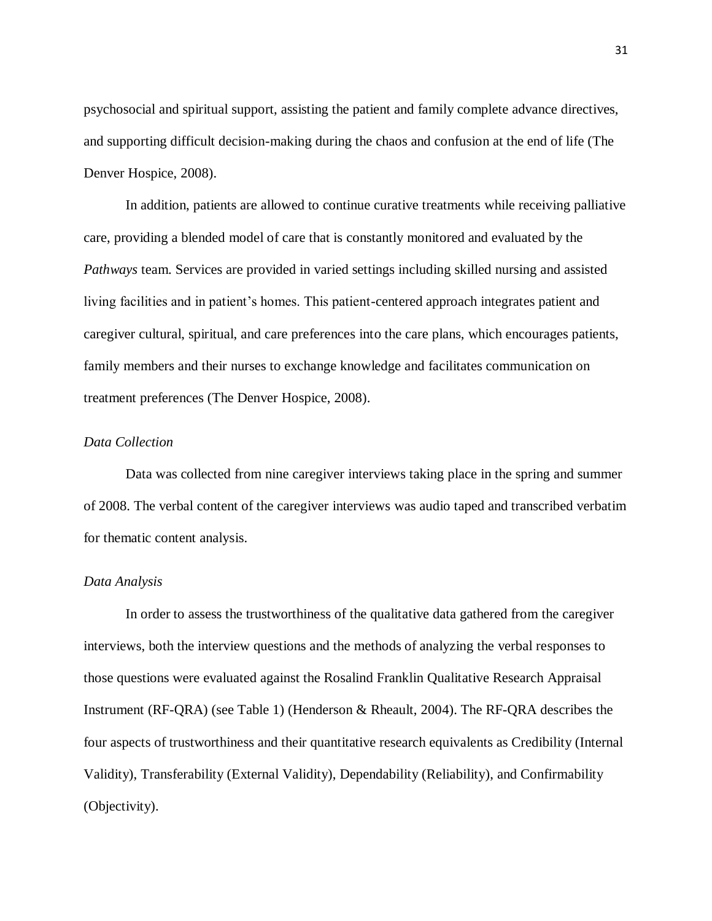psychosocial and spiritual support, assisting the patient and family complete advance directives, and supporting difficult decision-making during the chaos and confusion at the end of life (The Denver Hospice, 2008).

In addition, patients are allowed to continue curative treatments while receiving palliative care, providing a blended model of care that is constantly monitored and evaluated by the *Pathways* team. Services are provided in varied settings including skilled nursing and assisted living facilities and in patient's homes. This patient-centered approach integrates patient and caregiver cultural, spiritual, and care preferences into the care plans, which encourages patients, family members and their nurses to exchange knowledge and facilitates communication on treatment preferences (The Denver Hospice, 2008).

*Data Collection*

Data was collected from nine caregiver interviews taking place in the spring and summer of 2008. The verbal content of the caregiver interviews was audio taped and transcribed verbatim for thematic content analysis.

*Data Analysis*

In order to assess the trustworthiness of the qualitative data gathered from the caregiver interviews, both the interview questions and the methods of analyzing the verbal responses to those questions were evaluated against the Rosalind Franklin Qualitative Research Appraisal Instrument (RF-QRA) (see Table 1) (Henderson & Rheault, 2004). The RF-QRA describes the four aspects of trustworthiness and their quantitative research equivalents as Credibility (Internal Validity), Transferability (External Validity), Dependability (Reliability), and Confirmability (Objectivity).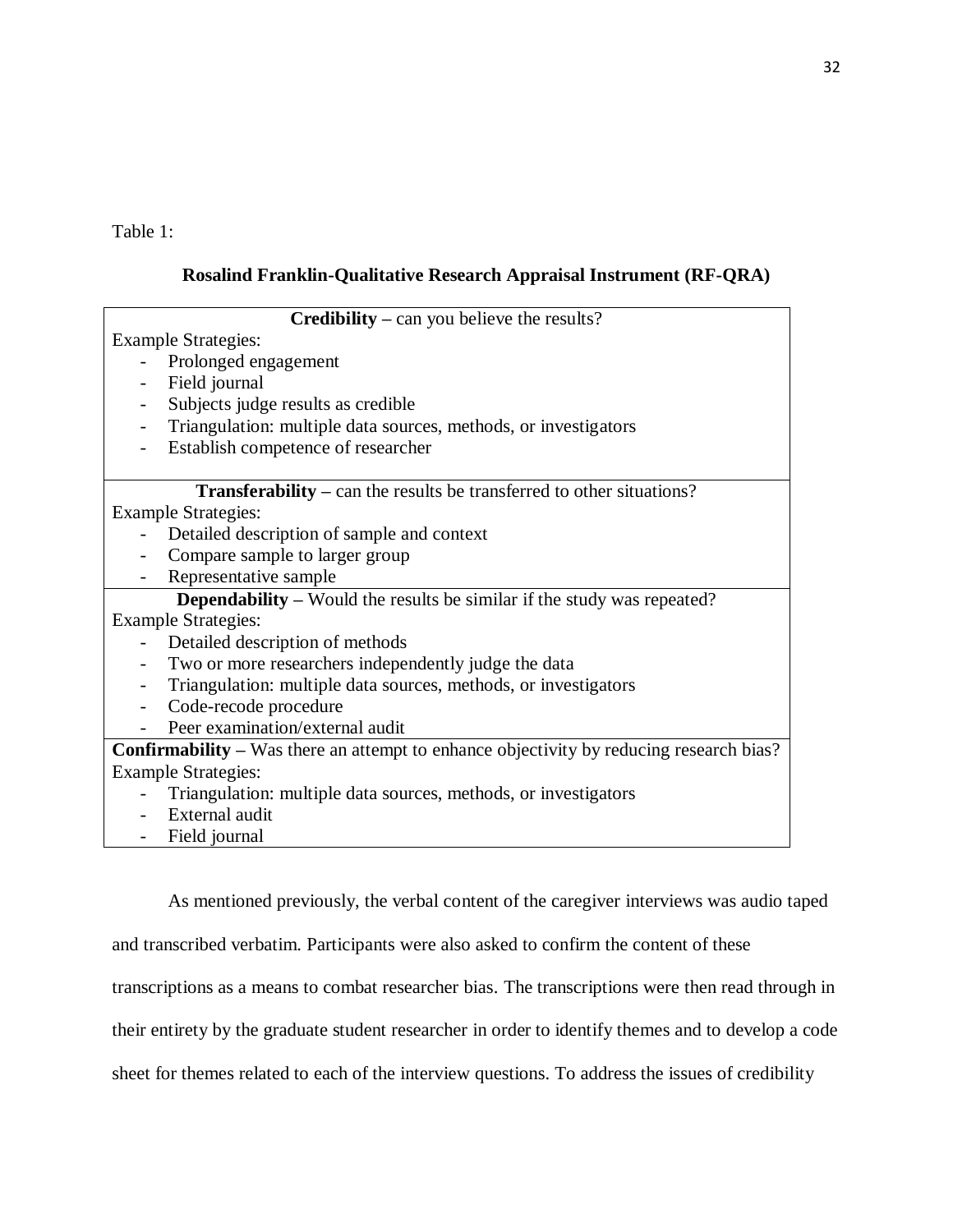Table 1:

**Rosalind Franklin-Qualitative Research Appraisal Instrument (RF-QRA)**

| **Credibility** – can you believe the results? |
| --- |
| Example Strategies:<br>- Prolonged engagement<br>- Field journal<br>- Subjects judge results as credible<br>- Triangulation: multiple data sources, methods, or investigators<br>- Establish competence of researcher |
| **Transferability** – can the results be transferred to other situations? |
| Example Strategies:<br>- Detailed description of sample and context<br>- Compare sample to larger group<br>- Representative sample |
| **Dependability** – Would the results be similar if the study was repeated? |
| Example Strategies:<br>- Detailed description of methods<br>- Two or more researchers independently judge the data<br>- Triangulation: multiple data sources, methods, or investigators<br>- Code-recode procedure<br>- Peer examination/external audit |
| **Confirmability** – Was there an attempt to enhance objectivity by reducing research bias? |
| Example Strategies:<br>- Triangulation: multiple data sources, methods, or investigators<br>- External audit<br>- Field journal |

As mentioned previously, the verbal content of the caregiver interviews was audio taped and transcribed verbatim. Participants were also asked to confirm the content of these transcriptions as a means to combat researcher bias. The transcriptions were then read through in their entirety by the graduate student researcher in order to identify themes and to develop a code sheet for themes related to each of the interview questions. To address the issues of credibility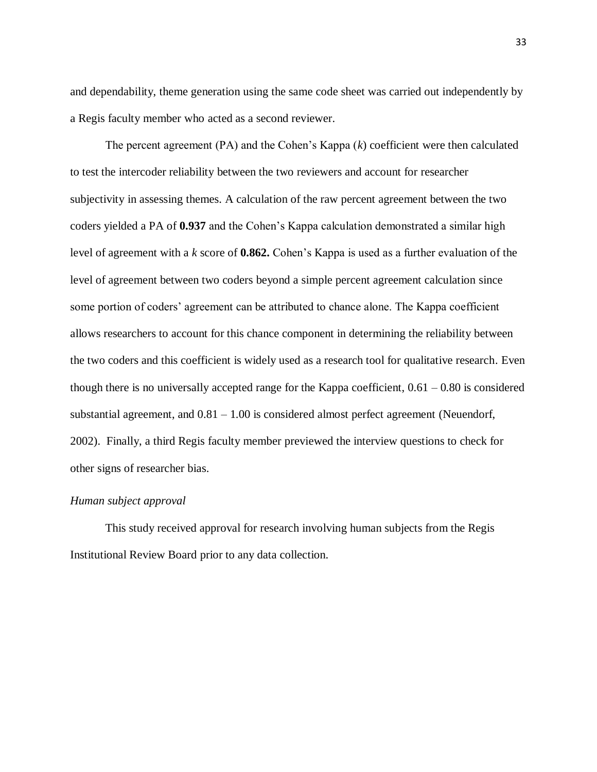and dependability, theme generation using the same code sheet was carried out independently by a Regis faculty member who acted as a second reviewer.

The percent agreement (PA) and the Cohen's Kappa (*k*) coefficient were then calculated to test the intercoder reliability between the two reviewers and account for researcher subjectivity in assessing themes. A calculation of the raw percent agreement between the two coders yielded a PA of **0.937** and the Cohen's Kappa calculation demonstrated a similar high level of agreement with a *k* score of **0.862.** Cohen's Kappa is used as a further evaluation of the level of agreement between two coders beyond a simple percent agreement calculation since some portion of coders' agreement can be attributed to chance alone. The Kappa coefficient allows researchers to account for this chance component in determining the reliability between the two coders and this coefficient is widely used as a research tool for qualitative research. Even though there is no universally accepted range for the Kappa coefficient, 0.61 – 0.80 is considered substantial agreement, and 0.81 – 1.00 is considered almost perfect agreement (Neuendorf, 2002). Finally, a third Regis faculty member previewed the interview questions to check for other signs of researcher bias.

*Human subject approval*

This study received approval for research involving human subjects from the Regis Institutional Review Board prior to any data collection.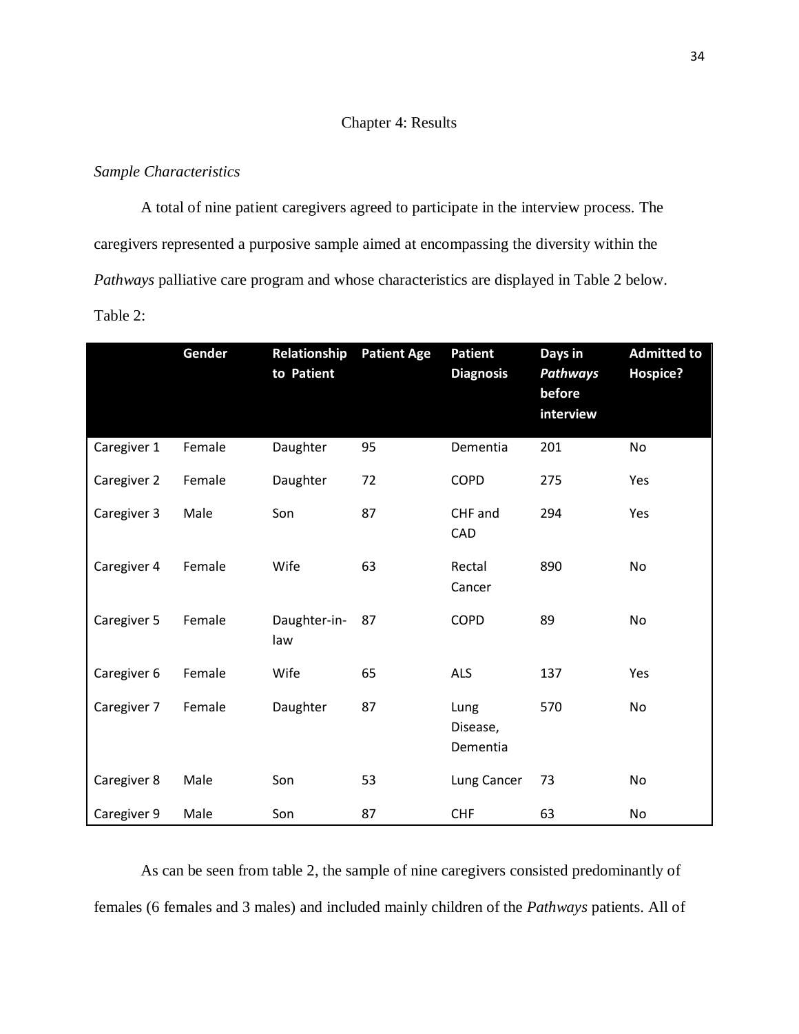# Chapter 4: Results

*Sample Characteristics*

A total of nine patient caregivers agreed to participate in the interview process. The caregivers represented a purposive sample aimed at encompassing the diversity within the *Pathways* palliative care program and whose characteristics are displayed in Table 2 below.

Table 2:

| | Gender | Relationship to Patient | Patient Age | Patient Diagnosis | Days in *Pathways* before interview | Admitted to Hospice? |
|---|---|---|---|---|---|---|
| Caregiver 1 | Female | Daughter | 95 | Dementia | 201 | No |
| Caregiver 2 | Female | Daughter | 72 | COPD | 275 | Yes |
| Caregiver 3 | Male | Son | 87 | CHF and CAD | 294 | Yes |
| Caregiver 4 | Female | Wife | 63 | Rectal Cancer | 890 | No |
| Caregiver 5 | Female | Daughter-in-law | 87 | COPD | 89 | No |
| Caregiver 6 | Female | Wife | 65 | ALS | 137 | Yes |
| Caregiver 7 | Female | Daughter | 87 | Lung Disease, Dementia | 570 | No |
| Caregiver 8 | Male | Son | 53 | Lung Cancer | 73 | No |
| Caregiver 9 | Male | Son | 87 | CHF | 63 | No |

As can be seen from table 2, the sample of nine caregivers consisted predominantly of females (6 females and 3 males) and included mainly children of the *Pathways* patients. All of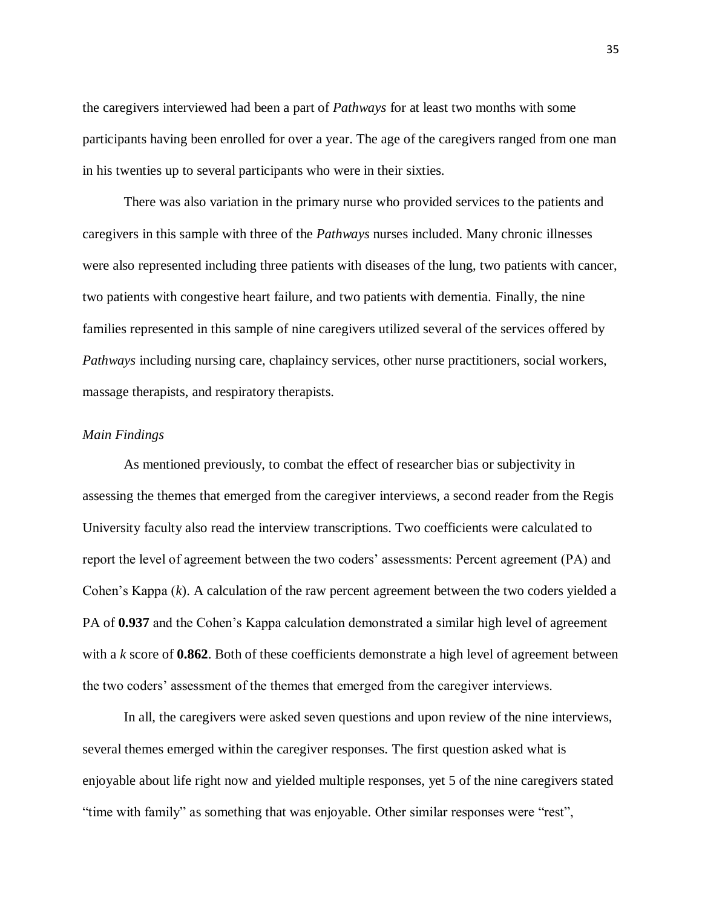the caregivers interviewed had been a part of *Pathways* for at least two months with some participants having been enrolled for over a year. The age of the caregivers ranged from one man in his twenties up to several participants who were in their sixties.

There was also variation in the primary nurse who provided services to the patients and caregivers in this sample with three of the *Pathways* nurses included. Many chronic illnesses were also represented including three patients with diseases of the lung, two patients with cancer, two patients with congestive heart failure, and two patients with dementia. Finally, the nine families represented in this sample of nine caregivers utilized several of the services offered by *Pathways* including nursing care, chaplaincy services, other nurse practitioners, social workers, massage therapists, and respiratory therapists.

### *Main Findings*

As mentioned previously, to combat the effect of researcher bias or subjectivity in assessing the themes that emerged from the caregiver interviews, a second reader from the Regis University faculty also read the interview transcriptions. Two coefficients were calculated to report the level of agreement between the two coders' assessments: Percent agreement (PA) and Cohen's Kappa ($k$). A calculation of the raw percent agreement between the two coders yielded a PA of **0.937** and the Cohen's Kappa calculation demonstrated a similar high level of agreement with a $k$ score of **0.862**. Both of these coefficients demonstrate a high level of agreement between the two coders' assessment of the themes that emerged from the caregiver interviews.

In all, the caregivers were asked seven questions and upon review of the nine interviews, several themes emerged within the caregiver responses. The first question asked what is enjoyable about life right now and yielded multiple responses, yet 5 of the nine caregivers stated "time with family" as something that was enjoyable. Other similar responses were "rest",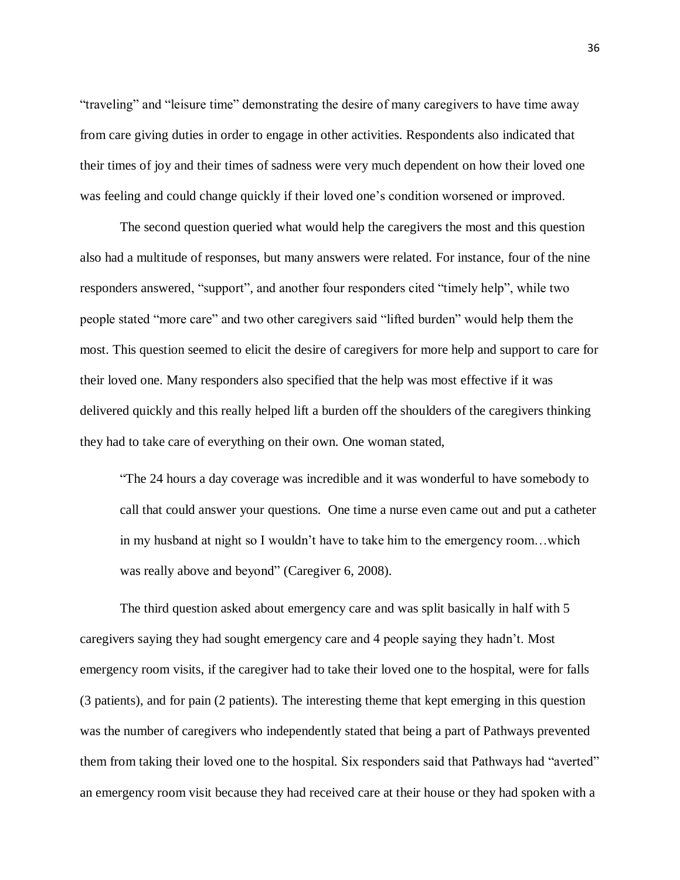"traveling" and "leisure time" demonstrating the desire of many caregivers to have time away from care giving duties in order to engage in other activities. Respondents also indicated that their times of joy and their times of sadness were very much dependent on how their loved one was feeling and could change quickly if their loved one's condition worsened or improved.

The second question queried what would help the caregivers the most and this question also had a multitude of responses, but many answers were related. For instance, four of the nine responders answered, "support", and another four responders cited "timely help", while two people stated "more care" and two other caregivers said "lifted burden" would help them the most. This question seemed to elicit the desire of caregivers for more help and support to care for their loved one. Many responders also specified that the help was most effective if it was delivered quickly and this really helped lift a burden off the shoulders of the caregivers thinking they had to take care of everything on their own. One woman stated,

> "The 24 hours a day coverage was incredible and it was wonderful to have somebody to call that could answer your questions. One time a nurse even came out and put a catheter in my husband at night so I wouldn't have to take him to the emergency room…which was really above and beyond" (Caregiver 6, 2008).

The third question asked about emergency care and was split basically in half with 5 caregivers saying they had sought emergency care and 4 people saying they hadn't. Most emergency room visits, if the caregiver had to take their loved one to the hospital, were for falls (3 patients), and for pain (2 patients). The interesting theme that kept emerging in this question was the number of caregivers who independently stated that being a part of Pathways prevented them from taking their loved one to the hospital. Six responders said that Pathways had "averted" an emergency room visit because they had received care at their house or they had spoken with a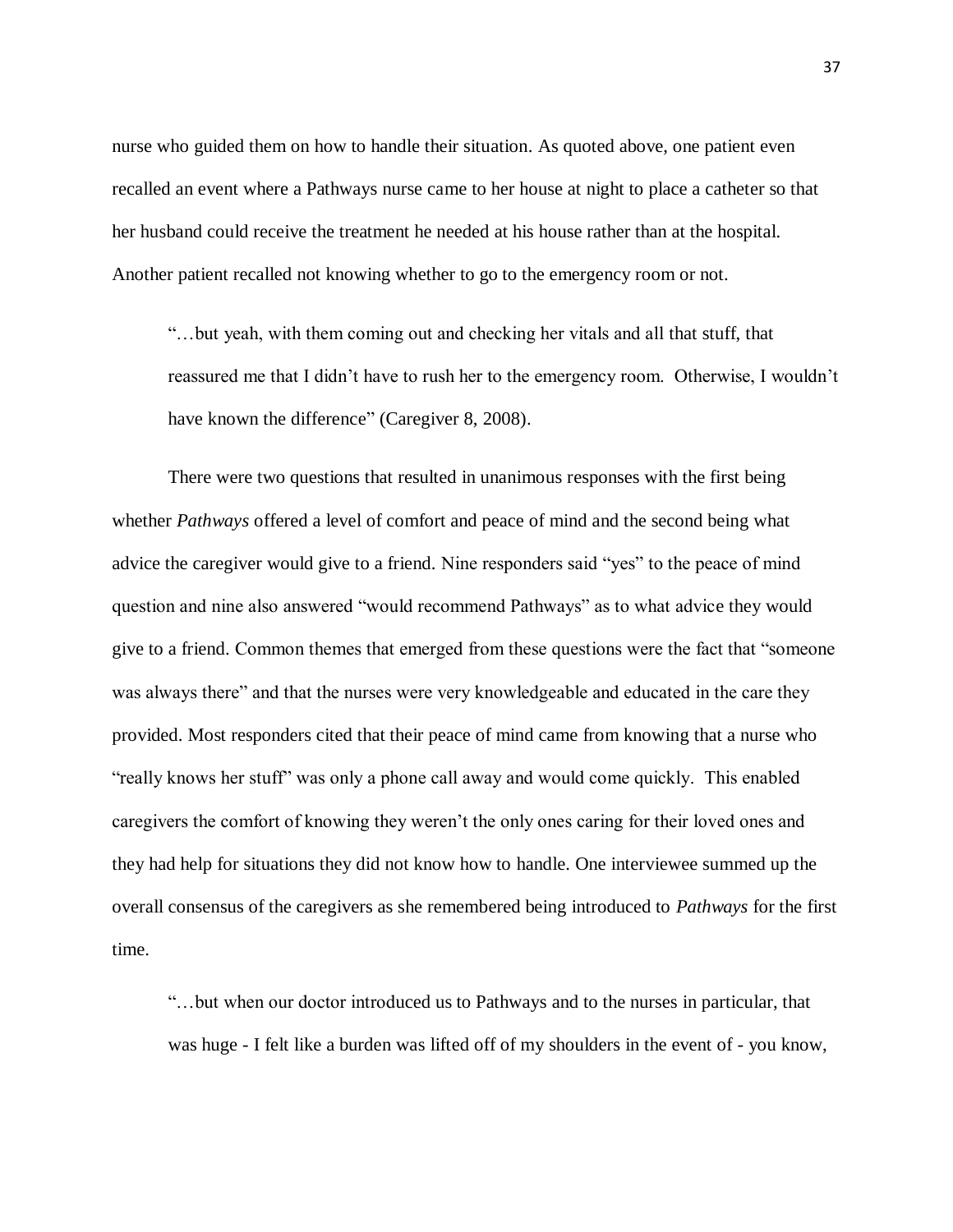nurse who guided them on how to handle their situation. As quoted above, one patient even recalled an event where a Pathways nurse came to her house at night to place a catheter so that her husband could receive the treatment he needed at his house rather than at the hospital. Another patient recalled not knowing whether to go to the emergency room or not.

> "…but yeah, with them coming out and checking her vitals and all that stuff, that reassured me that I didn't have to rush her to the emergency room. Otherwise, I wouldn't have known the difference" (Caregiver 8, 2008).

There were two questions that resulted in unanimous responses with the first being whether *Pathways* offered a level of comfort and peace of mind and the second being what advice the caregiver would give to a friend. Nine responders said "yes" to the peace of mind question and nine also answered "would recommend Pathways" as to what advice they would give to a friend. Common themes that emerged from these questions were the fact that "someone was always there" and that the nurses were very knowledgeable and educated in the care they provided. Most responders cited that their peace of mind came from knowing that a nurse who "really knows her stuff" was only a phone call away and would come quickly. This enabled caregivers the comfort of knowing they weren't the only ones caring for their loved ones and they had help for situations they did not know how to handle. One interviewee summed up the overall consensus of the caregivers as she remembered being introduced to *Pathways* for the first time.

> "…but when our doctor introduced us to Pathways and to the nurses in particular, that was huge - I felt like a burden was lifted off of my shoulders in the event of - you know,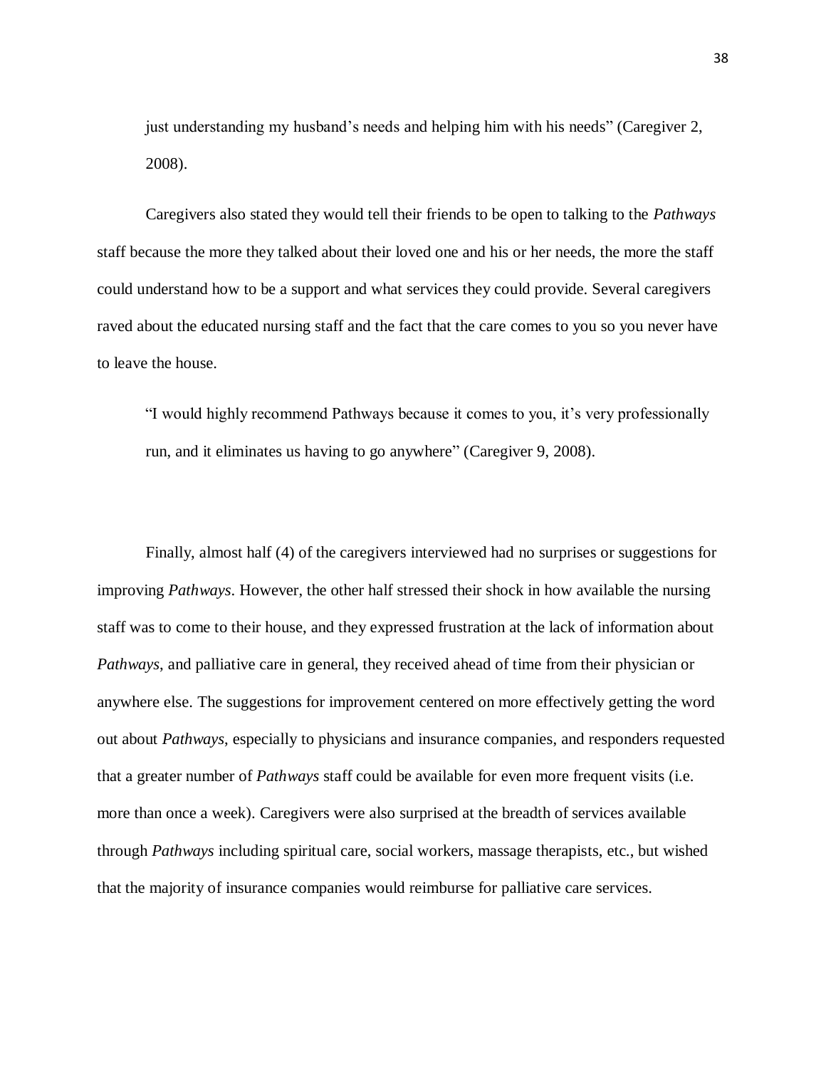> just understanding my husband's needs and helping him with his needs" (Caregiver 2, 2008).

Caregivers also stated they would tell their friends to be open to talking to the *Pathways* staff because the more they talked about their loved one and his or her needs, the more the staff could understand how to be a support and what services they could provide. Several caregivers raved about the educated nursing staff and the fact that the care comes to you so you never have to leave the house.

> "I would highly recommend Pathways because it comes to you, it's very professionally run, and it eliminates us having to go anywhere" (Caregiver 9, 2008).

Finally, almost half (4) of the caregivers interviewed had no surprises or suggestions for improving *Pathways*. However, the other half stressed their shock in how available the nursing staff was to come to their house, and they expressed frustration at the lack of information about *Pathways*, and palliative care in general, they received ahead of time from their physician or anywhere else. The suggestions for improvement centered on more effectively getting the word out about *Pathways*, especially to physicians and insurance companies, and responders requested that a greater number of *Pathways* staff could be available for even more frequent visits (i.e. more than once a week). Caregivers were also surprised at the breadth of services available through *Pathways* including spiritual care, social workers, massage therapists, etc., but wished that the majority of insurance companies would reimburse for palliative care services.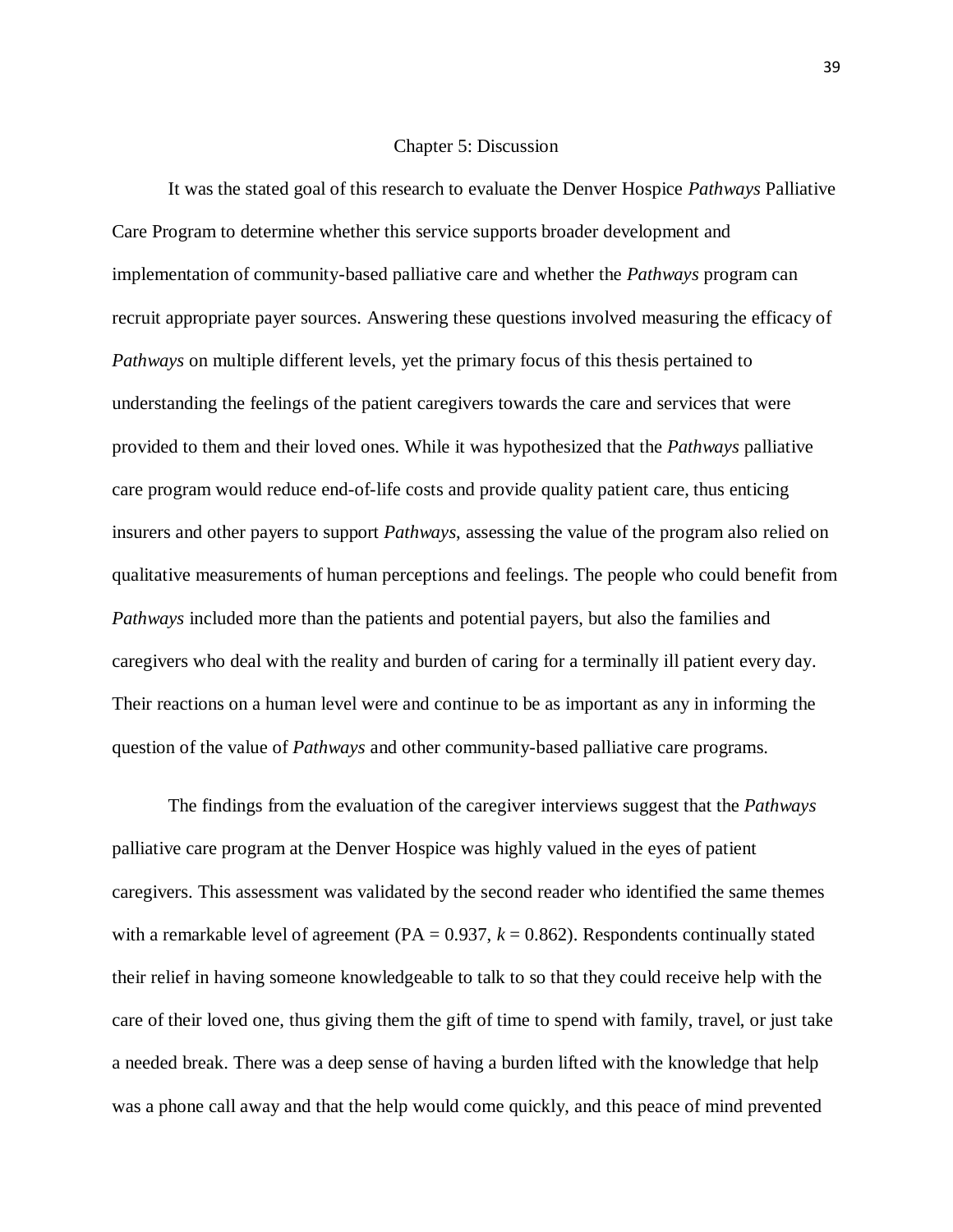# Chapter 5: Discussion

It was the stated goal of this research to evaluate the Denver Hospice *Pathways* Palliative Care Program to determine whether this service supports broader development and implementation of community-based palliative care and whether the *Pathways* program can recruit appropriate payer sources. Answering these questions involved measuring the efficacy of *Pathways* on multiple different levels, yet the primary focus of this thesis pertained to understanding the feelings of the patient caregivers towards the care and services that were provided to them and their loved ones. While it was hypothesized that the *Pathways* palliative care program would reduce end-of-life costs and provide quality patient care, thus enticing insurers and other payers to support *Pathways*, assessing the value of the program also relied on qualitative measurements of human perceptions and feelings. The people who could benefit from *Pathways* included more than the patients and potential payers, but also the families and caregivers who deal with the reality and burden of caring for a terminally ill patient every day. Their reactions on a human level were and continue to be as important as any in informing the question of the value of *Pathways* and other community-based palliative care programs.

The findings from the evaluation of the caregiver interviews suggest that the *Pathways* palliative care program at the Denver Hospice was highly valued in the eyes of patient caregivers. This assessment was validated by the second reader who identified the same themes with a remarkable level of agreement (PA = 0.937, $k = 0.862$). Respondents continually stated their relief in having someone knowledgeable to talk to so that they could receive help with the care of their loved one, thus giving them the gift of time to spend with family, travel, or just take a needed break. There was a deep sense of having a burden lifted with the knowledge that help was a phone call away and that the help would come quickly, and this peace of mind prevented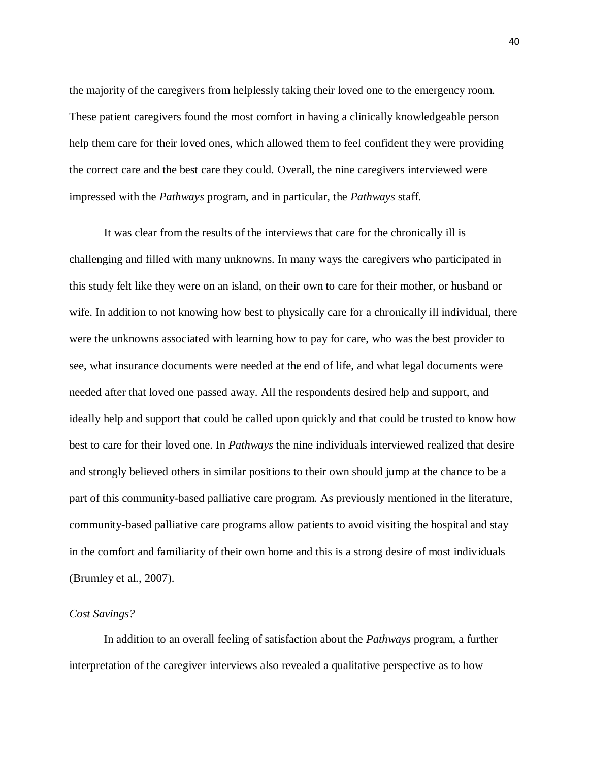the majority of the caregivers from helplessly taking their loved one to the emergency room. These patient caregivers found the most comfort in having a clinically knowledgeable person help them care for their loved ones, which allowed them to feel confident they were providing the correct care and the best care they could. Overall, the nine caregivers interviewed were impressed with the *Pathways* program, and in particular, the *Pathways* staff.

It was clear from the results of the interviews that care for the chronically ill is challenging and filled with many unknowns. In many ways the caregivers who participated in this study felt like they were on an island, on their own to care for their mother, or husband or wife. In addition to not knowing how best to physically care for a chronically ill individual, there were the unknowns associated with learning how to pay for care, who was the best provider to see, what insurance documents were needed at the end of life, and what legal documents were needed after that loved one passed away. All the respondents desired help and support, and ideally help and support that could be called upon quickly and that could be trusted to know how best to care for their loved one. In *Pathways* the nine individuals interviewed realized that desire and strongly believed others in similar positions to their own should jump at the chance to be a part of this community-based palliative care program. As previously mentioned in the literature, community-based palliative care programs allow patients to avoid visiting the hospital and stay in the comfort and familiarity of their own home and this is a strong desire of most individuals (Brumley et al., 2007).

*Cost Savings?*

In addition to an overall feeling of satisfaction about the *Pathways* program, a further interpretation of the caregiver interviews also revealed a qualitative perspective as to how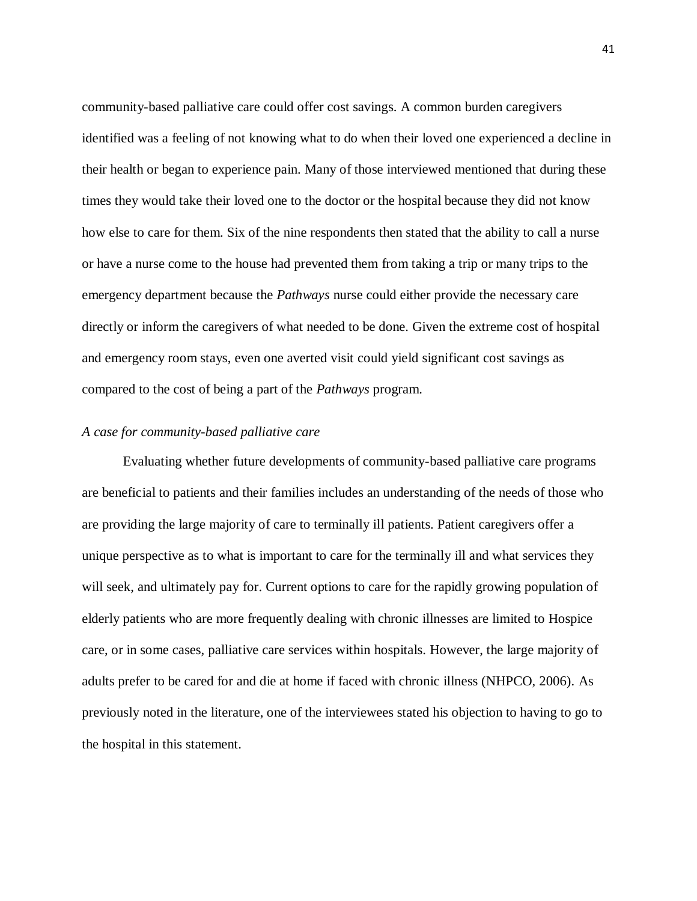community-based palliative care could offer cost savings. A common burden caregivers identified was a feeling of not knowing what to do when their loved one experienced a decline in their health or began to experience pain. Many of those interviewed mentioned that during these times they would take their loved one to the doctor or the hospital because they did not know how else to care for them. Six of the nine respondents then stated that the ability to call a nurse or have a nurse come to the house had prevented them from taking a trip or many trips to the emergency department because the *Pathways* nurse could either provide the necessary care directly or inform the caregivers of what needed to be done. Given the extreme cost of hospital and emergency room stays, even one averted visit could yield significant cost savings as compared to the cost of being a part of the *Pathways* program.

*A case for community-based palliative care*

Evaluating whether future developments of community-based palliative care programs are beneficial to patients and their families includes an understanding of the needs of those who are providing the large majority of care to terminally ill patients. Patient caregivers offer a unique perspective as to what is important to care for the terminally ill and what services they will seek, and ultimately pay for. Current options to care for the rapidly growing population of elderly patients who are more frequently dealing with chronic illnesses are limited to Hospice care, or in some cases, palliative care services within hospitals. However, the large majority of adults prefer to be cared for and die at home if faced with chronic illness (NHPCO, 2006). As previously noted in the literature, one of the interviewees stated his objection to having to go to the hospital in this statement.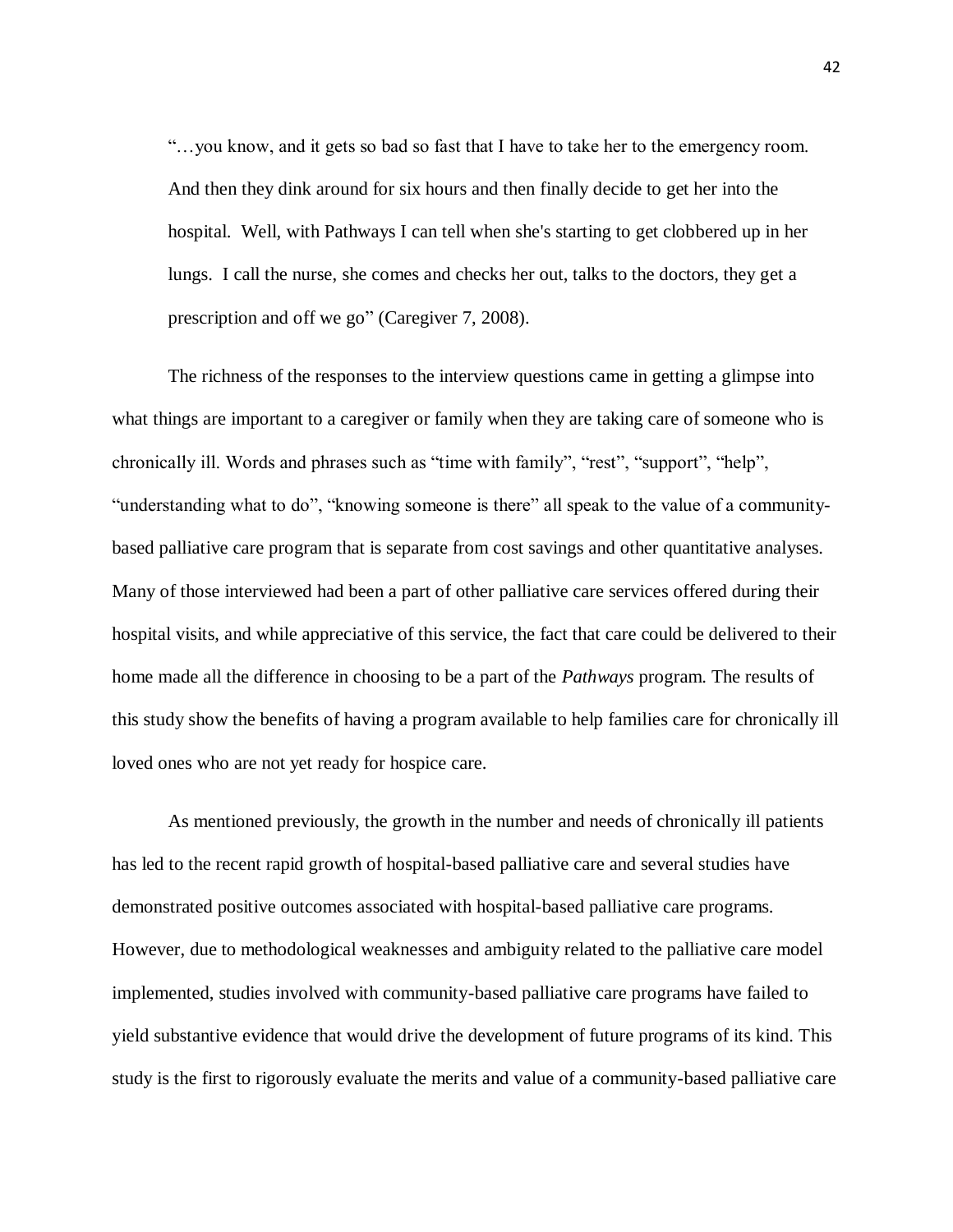> "…you know, and it gets so bad so fast that I have to take her to the emergency room. And then they dink around for six hours and then finally decide to get her into the hospital. Well, with Pathways I can tell when she's starting to get clobbered up in her lungs. I call the nurse, she comes and checks her out, talks to the doctors, they get a prescription and off we go" (Caregiver 7, 2008).

The richness of the responses to the interview questions came in getting a glimpse into what things are important to a caregiver or family when they are taking care of someone who is chronically ill. Words and phrases such as "time with family", "rest", "support", "help", "understanding what to do", "knowing someone is there" all speak to the value of a community-based palliative care program that is separate from cost savings and other quantitative analyses. Many of those interviewed had been a part of other palliative care services offered during their hospital visits, and while appreciative of this service, the fact that care could be delivered to their home made all the difference in choosing to be a part of the *Pathways* program. The results of this study show the benefits of having a program available to help families care for chronically ill loved ones who are not yet ready for hospice care.

As mentioned previously, the growth in the number and needs of chronically ill patients has led to the recent rapid growth of hospital-based palliative care and several studies have demonstrated positive outcomes associated with hospital-based palliative care programs. However, due to methodological weaknesses and ambiguity related to the palliative care model implemented, studies involved with community-based palliative care programs have failed to yield substantive evidence that would drive the development of future programs of its kind. This study is the first to rigorously evaluate the merits and value of a community-based palliative care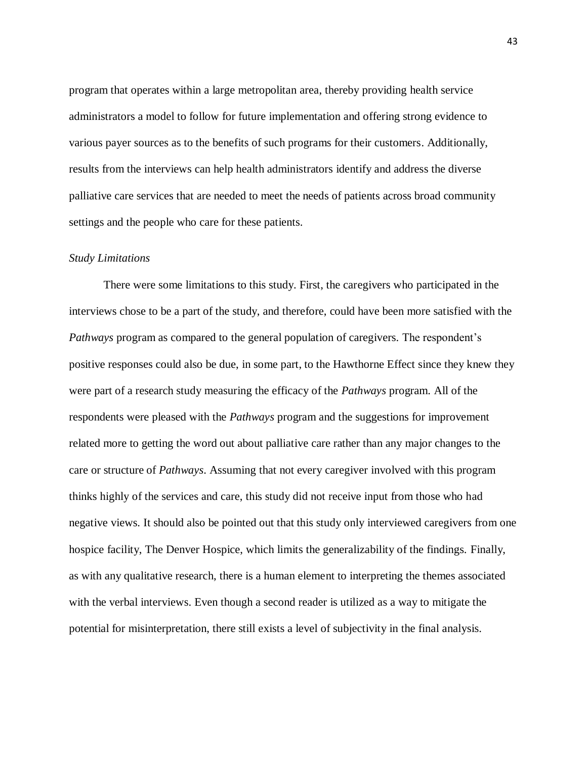program that operates within a large metropolitan area, thereby providing health service administrators a model to follow for future implementation and offering strong evidence to various payer sources as to the benefits of such programs for their customers. Additionally, results from the interviews can help health administrators identify and address the diverse palliative care services that are needed to meet the needs of patients across broad community settings and the people who care for these patients.

*Study Limitations*

There were some limitations to this study. First, the caregivers who participated in the interviews chose to be a part of the study, and therefore, could have been more satisfied with the *Pathways* program as compared to the general population of caregivers. The respondent's positive responses could also be due, in some part, to the Hawthorne Effect since they knew they were part of a research study measuring the efficacy of the *Pathways* program. All of the respondents were pleased with the *Pathways* program and the suggestions for improvement related more to getting the word out about palliative care rather than any major changes to the care or structure of *Pathways*. Assuming that not every caregiver involved with this program thinks highly of the services and care, this study did not receive input from those who had negative views. It should also be pointed out that this study only interviewed caregivers from one hospice facility, The Denver Hospice, which limits the generalizability of the findings. Finally, as with any qualitative research, there is a human element to interpreting the themes associated with the verbal interviews. Even though a second reader is utilized as a way to mitigate the potential for misinterpretation, there still exists a level of subjectivity in the final analysis.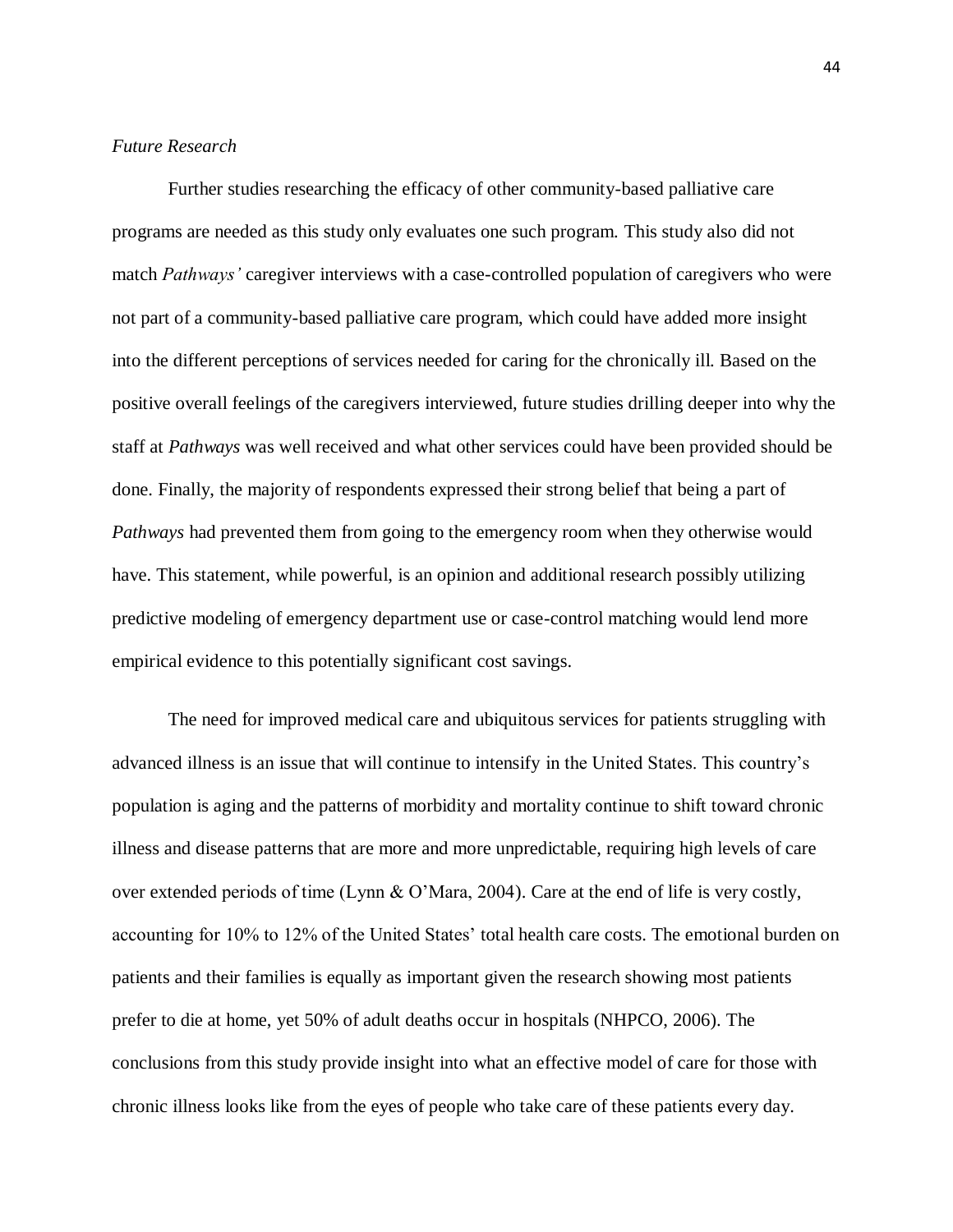*Future Research*

Further studies researching the efficacy of other community-based palliative care programs are needed as this study only evaluates one such program. This study also did not match *Pathways'* caregiver interviews with a case-controlled population of caregivers who were not part of a community-based palliative care program, which could have added more insight into the different perceptions of services needed for caring for the chronically ill. Based on the positive overall feelings of the caregivers interviewed, future studies drilling deeper into why the staff at *Pathways* was well received and what other services could have been provided should be done. Finally, the majority of respondents expressed their strong belief that being a part of *Pathways* had prevented them from going to the emergency room when they otherwise would have. This statement, while powerful, is an opinion and additional research possibly utilizing predictive modeling of emergency department use or case-control matching would lend more empirical evidence to this potentially significant cost savings.

The need for improved medical care and ubiquitous services for patients struggling with advanced illness is an issue that will continue to intensify in the United States. This country's population is aging and the patterns of morbidity and mortality continue to shift toward chronic illness and disease patterns that are more and more unpredictable, requiring high levels of care over extended periods of time (Lynn & O'Mara, 2004). Care at the end of life is very costly, accounting for 10% to 12% of the United States' total health care costs. The emotional burden on patients and their families is equally as important given the research showing most patients prefer to die at home, yet 50% of adult deaths occur in hospitals (NHPCO, 2006). The conclusions from this study provide insight into what an effective model of care for those with chronic illness looks like from the eyes of people who take care of these patients every day.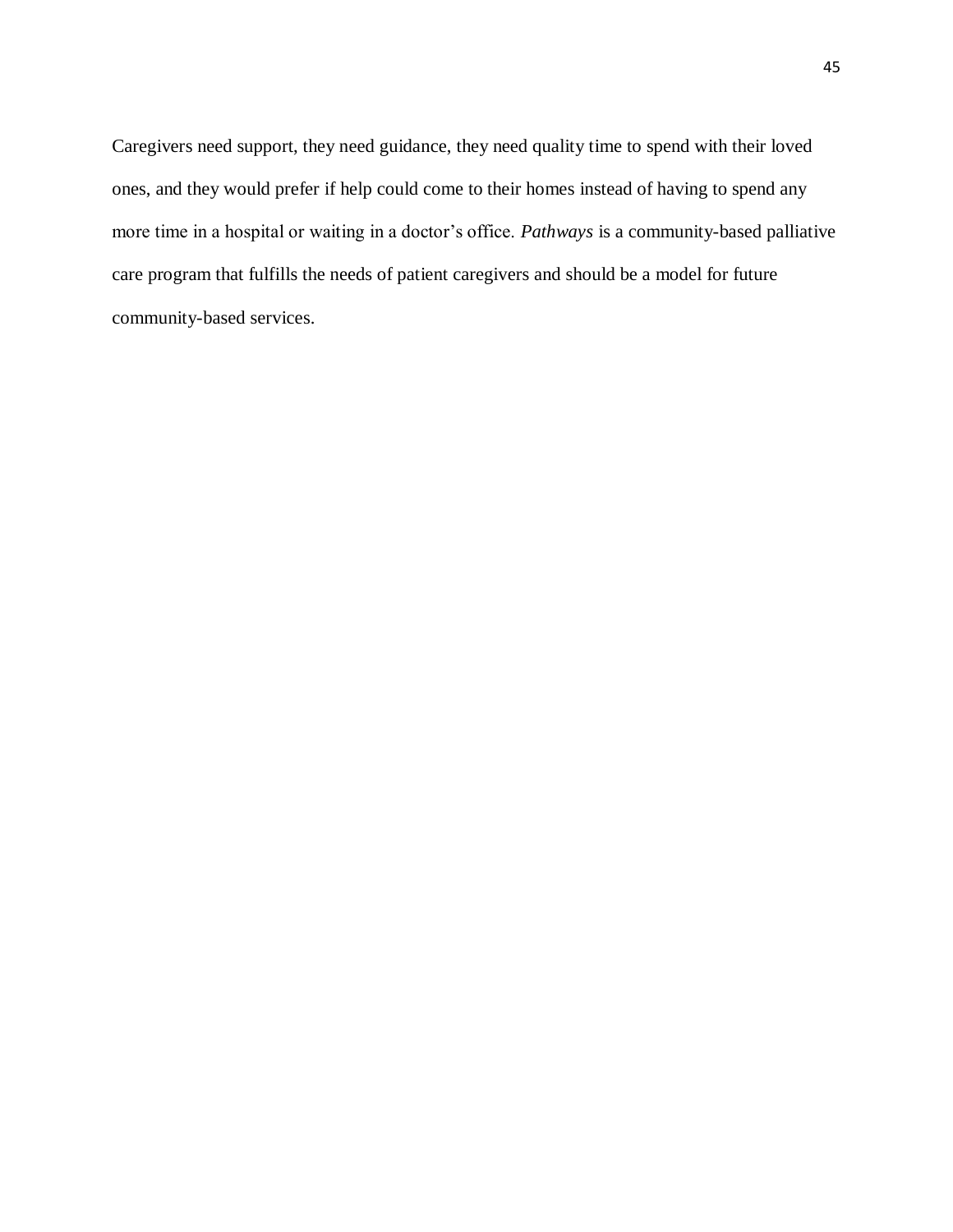Caregivers need support, they need guidance, they need quality time to spend with their loved ones, and they would prefer if help could come to their homes instead of having to spend any more time in a hospital or waiting in a doctor's office. *Pathways* is a community-based palliative care program that fulfills the needs of patient caregivers and should be a model for future community-based services.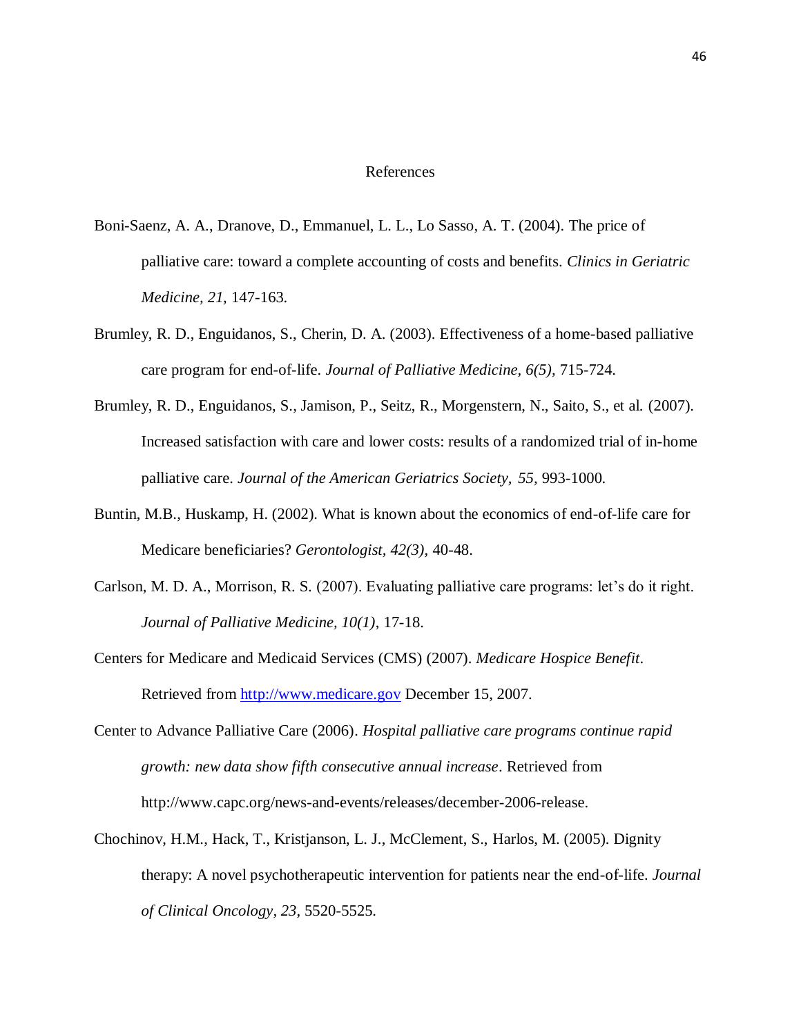# References

Boni-Saenz, A. A., Dranove, D., Emmanuel, L. L., Lo Sasso, A. T. (2004). The price of palliative care: toward a complete accounting of costs and benefits. *Clinics in Geriatric Medicine, 21,* 147-163.

Brumley, R. D., Enguidanos, S., Cherin, D. A. (2003). Effectiveness of a home-based palliative care program for end-of-life. *Journal of Palliative Medicine, 6(5),* 715-724.

Brumley, R. D., Enguidanos, S., Jamison, P., Seitz, R., Morgenstern, N., Saito, S., et al. (2007). Increased satisfaction with care and lower costs: results of a randomized trial of in-home palliative care. *Journal of the American Geriatrics Society, 55,* 993-1000.

Buntin, M.B., Huskamp, H. (2002). What is known about the economics of end-of-life care for Medicare beneficiaries? *Gerontologist, 42(3),* 40-48.

Carlson, M. D. A., Morrison, R. S. (2007). Evaluating palliative care programs: let's do it right. *Journal of Palliative Medicine, 10(1),* 17-18.

Centers for Medicare and Medicaid Services (CMS) (2007). *Medicare Hospice Benefit*. Retrieved from http://www.medicare.gov December 15, 2007.

Center to Advance Palliative Care (2006). *Hospital palliative care programs continue rapid growth: new data show fifth consecutive annual increase*. Retrieved from http://www.capc.org/news-and-events/releases/december-2006-release.

Chochinov, H.M., Hack, T., Kristjanson, L. J., McClement, S., Harlos, M. (2005). Dignity therapy: A novel psychotherapeutic intervention for patients near the end-of-life. *Journal of Clinical Oncology, 23,* 5520-5525.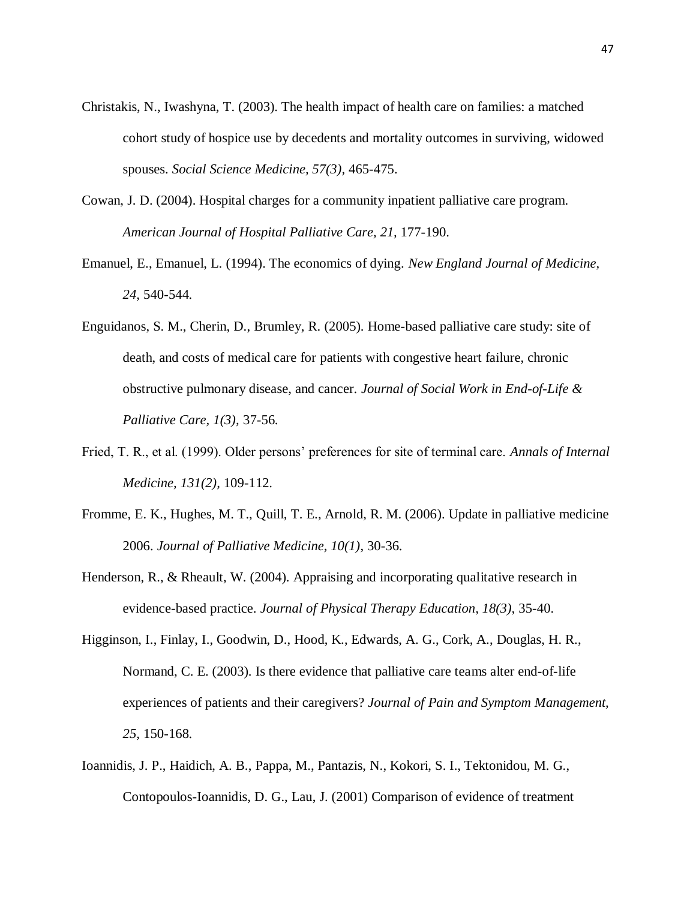Christakis, N., Iwashyna, T. (2003). The health impact of health care on families: a matched cohort study of hospice use by decedents and mortality outcomes in surviving, widowed spouses. *Social Science Medicine, 57(3),* 465-475.

Cowan, J. D. (2004). Hospital charges for a community inpatient palliative care program. *American Journal of Hospital Palliative Care, 21,* 177-190.

Emanuel, E., Emanuel, L. (1994). The economics of dying. *New England Journal of Medicine, 24,* 540-544.

Enguidanos, S. M., Cherin, D., Brumley, R. (2005). Home-based palliative care study: site of death, and costs of medical care for patients with congestive heart failure, chronic obstructive pulmonary disease, and cancer. *Journal of Social Work in End-of-Life & Palliative Care, 1(3),* 37-56.

Fried, T. R., et al. (1999). Older persons' preferences for site of terminal care. *Annals of Internal Medicine, 131(2),* 109-112.

Fromme, E. K., Hughes, M. T., Quill, T. E., Arnold, R. M. (2006). Update in palliative medicine 2006. *Journal of Palliative Medicine, 10(1),* 30-36.

Henderson, R., & Rheault, W. (2004). Appraising and incorporating qualitative research in evidence-based practice. *Journal of Physical Therapy Education, 18(3),* 35-40.

Higginson, I., Finlay, I., Goodwin, D., Hood, K., Edwards, A. G., Cork, A., Douglas, H. R., Normand, C. E. (2003). Is there evidence that palliative care teams alter end-of-life experiences of patients and their caregivers? *Journal of Pain and Symptom Management, 25,* 150-168.

Ioannidis, J. P., Haidich, A. B., Pappa, M., Pantazis, N., Kokori, S. I., Tektonidou, M. G., Contopoulos-Ioannidis, D. G., Lau, J. (2001) Comparison of evidence of treatment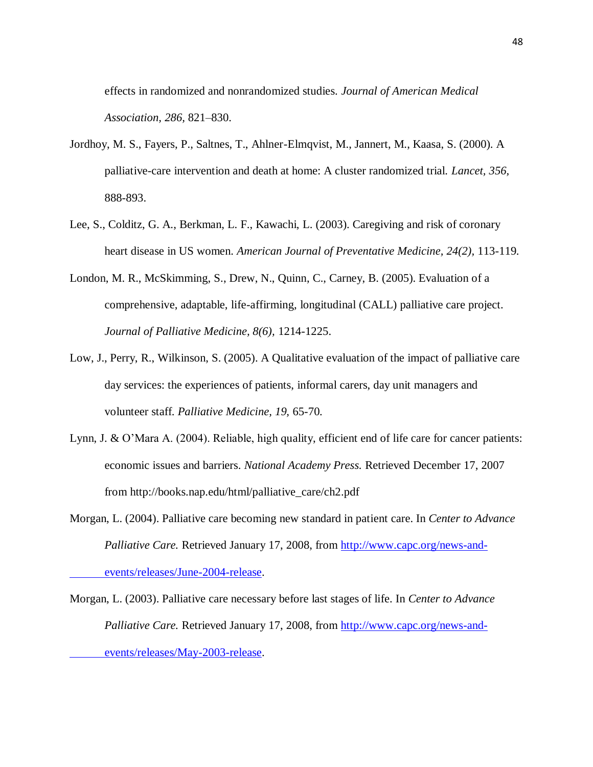effects in randomized and nonrandomized studies. *Journal of American Medical Association, 286,* 821–830.

Jordhoy, M. S., Fayers, P., Saltnes, T., Ahlner-Elmqvist, M., Jannert, M., Kaasa, S. (2000). A palliative-care intervention and death at home: A cluster randomized trial. *Lancet, 356,* 888-893.

Lee, S., Colditz, G. A., Berkman, L. F., Kawachi, L. (2003). Caregiving and risk of coronary heart disease in US women. *American Journal of Preventative Medicine, 24(2)*, 113-119.

London, M. R., McSkimming, S., Drew, N., Quinn, C., Carney, B. (2005). Evaluation of a comprehensive, adaptable, life-affirming, longitudinal (CALL) palliative care project. *Journal of Palliative Medicine, 8(6),* 1214-1225.

Low, J., Perry, R., Wilkinson, S. (2005). A Qualitative evaluation of the impact of palliative care day services: the experiences of patients, informal carers, day unit managers and volunteer staff. *Palliative Medicine, 19,* 65-70.

Lynn, J. & O'Mara A. (2004). Reliable, high quality, efficient end of life care for cancer patients: economic issues and barriers. *National Academy Press.* Retrieved December 17, 2007 from http://books.nap.edu/html/palliative_care/ch2.pdf

Morgan, L. (2004). Palliative care becoming new standard in patient care. In *Center to Advance Palliative Care.* Retrieved January 17, 2008, from http://www.capc.org/news-and-events/releases/June-2004-release.

Morgan, L. (2003). Palliative care necessary before last stages of life. In *Center to Advance Palliative Care.* Retrieved January 17, 2008, from http://www.capc.org/news-and-events/releases/May-2003-release.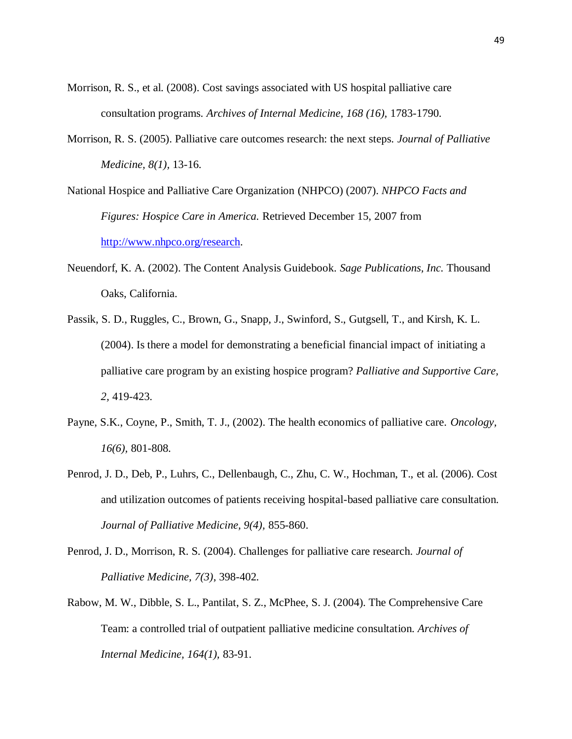Morrison, R. S., et al. (2008). Cost savings associated with US hospital palliative care consultation programs. *Archives of Internal Medicine, 168 (16),* 1783-1790.

Morrison, R. S. (2005). Palliative care outcomes research: the next steps. *Journal of Palliative Medicine, 8(1),* 13-16.

National Hospice and Palliative Care Organization (NHPCO) (2007). *NHPCO Facts and Figures: Hospice Care in America.* Retrieved December 15, 2007 from [http://www.nhpco.org/research](http://www.nhpco.org/research).

Neuendorf, K. A. (2002). The Content Analysis Guidebook. *Sage Publications, Inc.* Thousand Oaks, California.

Passik, S. D., Ruggles, C., Brown, G., Snapp, J., Swinford, S., Gutgsell, T., and Kirsh, K. L. (2004). Is there a model for demonstrating a beneficial financial impact of initiating a palliative care program by an existing hospice program? *Palliative and Supportive Care, 2,* 419-423.

Payne, S.K., Coyne, P., Smith, T. J., (2002). The health economics of palliative care. *Oncology, 16(6),* 801-808.

Penrod, J. D., Deb, P., Luhrs, C., Dellenbaugh, C., Zhu, C. W., Hochman, T., et al. (2006). Cost and utilization outcomes of patients receiving hospital-based palliative care consultation. *Journal of Palliative Medicine, 9(4),* 855-860.

Penrod, J. D., Morrison, R. S. (2004). Challenges for palliative care research. *Journal of Palliative Medicine, 7(3)*, 398-402.

Rabow, M. W., Dibble, S. L., Pantilat, S. Z., McPhee, S. J. (2004). The Comprehensive Care Team: a controlled trial of outpatient palliative medicine consultation. *Archives of Internal Medicine, 164(1),* 83-91.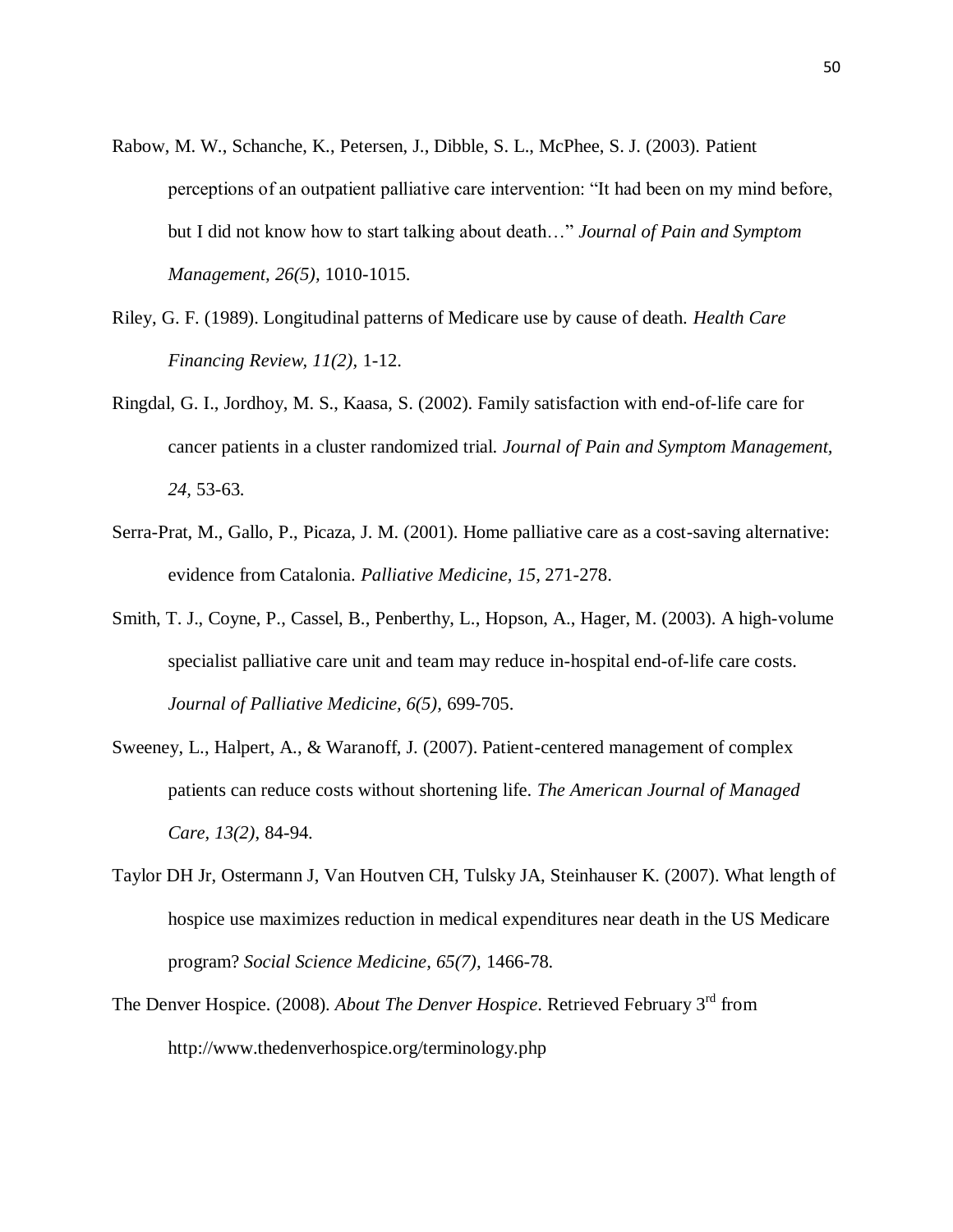Rabow, M. W., Schanche, K., Petersen, J., Dibble, S. L., McPhee, S. J. (2003). Patient perceptions of an outpatient palliative care intervention: "It had been on my mind before, but I did not know how to start talking about death…" *Journal of Pain and Symptom Management, 26(5),* 1010-1015.

Riley, G. F. (1989). Longitudinal patterns of Medicare use by cause of death. *Health Care Financing Review, 11(2),* 1-12.

Ringdal, G. I., Jordhoy, M. S., Kaasa, S. (2002). Family satisfaction with end-of-life care for cancer patients in a cluster randomized trial. *Journal of Pain and Symptom Management, 24,* 53-63.

Serra-Prat, M., Gallo, P., Picaza, J. M. (2001). Home palliative care as a cost-saving alternative: evidence from Catalonia. *Palliative Medicine, 15,* 271-278.

Smith, T. J., Coyne, P., Cassel, B., Penberthy, L., Hopson, A., Hager, M. (2003). A high-volume specialist palliative care unit and team may reduce in-hospital end-of-life care costs. *Journal of Palliative Medicine, 6(5),* 699-705.

Sweeney, L., Halpert, A., & Waranoff, J. (2007). Patient-centered management of complex patients can reduce costs without shortening life. *The American Journal of Managed Care, 13(2),* 84-94.

Taylor DH Jr, Ostermann J, Van Houtven CH, Tulsky JA, Steinhauser K. (2007). What length of hospice use maximizes reduction in medical expenditures near death in the US Medicare program? *Social Science Medicine, 65(7),* 1466-78.

The Denver Hospice. (2008). *About The Denver Hospice*. Retrieved February 3rd from http://www.thedenverhospice.org/terminology.php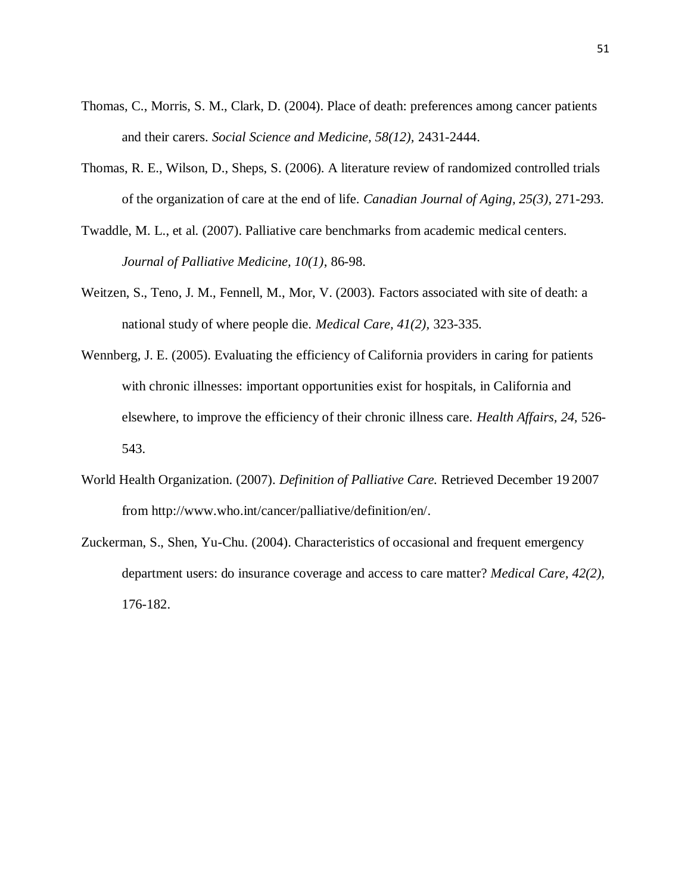Thomas, C., Morris, S. M., Clark, D. (2004). Place of death: preferences among cancer patients and their carers. *Social Science and Medicine, 58(12),* 2431-2444.

Thomas, R. E., Wilson, D., Sheps, S. (2006). A literature review of randomized controlled trials of the organization of care at the end of life. *Canadian Journal of Aging, 25(3),* 271-293.

Twaddle, M. L., et al. (2007). Palliative care benchmarks from academic medical centers. *Journal of Palliative Medicine, 10(1),* 86-98.

Weitzen, S., Teno, J. M., Fennell, M., Mor, V. (2003). Factors associated with site of death: a national study of where people die. *Medical Care, 41(2),* 323-335.

Wennberg, J. E. (2005). Evaluating the efficiency of California providers in caring for patients with chronic illnesses: important opportunities exist for hospitals, in California and elsewhere, to improve the efficiency of their chronic illness care. *Health Affairs, 24,* 526-543.

World Health Organization. (2007). *Definition of Palliative Care.* Retrieved December 19 2007 from http://www.who.int/cancer/palliative/definition/en/.

Zuckerman, S., Shen, Yu-Chu. (2004). Characteristics of occasional and frequent emergency department users: do insurance coverage and access to care matter? *Medical Care, 42(2),* 176-182.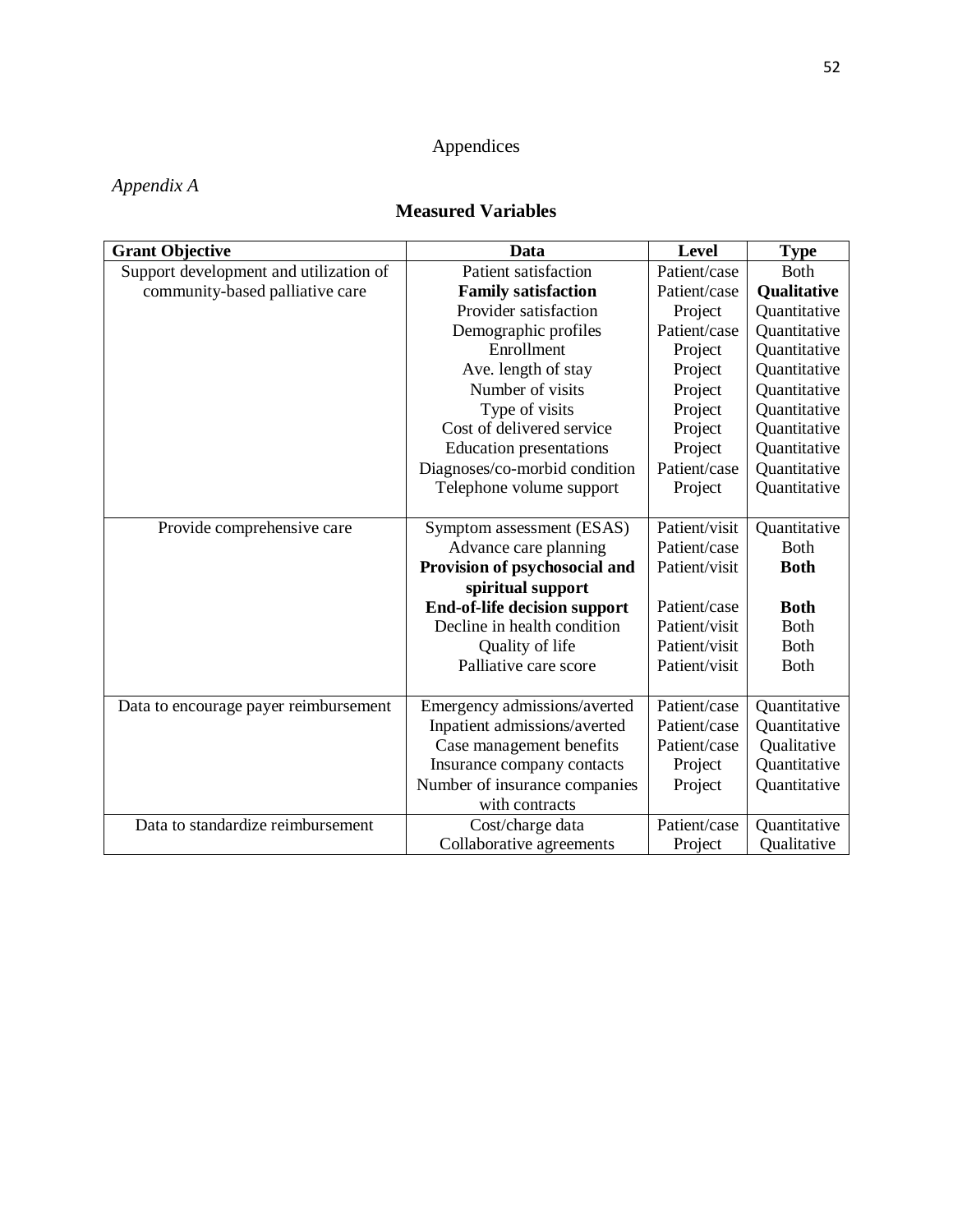# Appendices

*Appendix A*

## Measured Variables

| Grant Objective | Data | Level | Type |
|---|---|---|---|
| Support development and utilization of community-based palliative care | Patient satisfaction | Patient/case | Both |
| | **Family satisfaction** | Patient/case | **Qualitative** |
| | Provider satisfaction | Project | Quantitative |
| | Demographic profiles | Patient/case | Quantitative |
| | Enrollment | Project | Quantitative |
| | Ave. length of stay | Project | Quantitative |
| | Number of visits | Project | Quantitative |
| | Type of visits | Project | Quantitative |
| | Cost of delivered service | Project | Quantitative |
| | Education presentations | Project | Quantitative |
| | Diagnoses/co-morbid condition | Patient/case | Quantitative |
| | Telephone volume support | Project | Quantitative |
| Provide comprehensive care | Symptom assessment (ESAS) | Patient/visit | Quantitative |
| | Advance care planning | Patient/case | Both |
| | **Provision of psychosocial and spiritual support** | Patient/visit | **Both** |
| | **End-of-life decision support** | Patient/case | **Both** |
| | Decline in health condition | Patient/visit | Both |
| | Quality of life | Patient/visit | Both |
| | Palliative care score | Patient/visit | Both |
| Data to encourage payer reimbursement | Emergency admissions/averted | Patient/case | Quantitative |
| | Inpatient admissions/averted | Patient/case | Quantitative |
| | Case management benefits | Patient/case | Qualitative |
| | Insurance company contacts | Project | Quantitative |
| | Number of insurance companies with contracts | Project | Quantitative |
| Data to standardize reimbursement | Cost/charge data | Patient/case | Quantitative |
| | Collaborative agreements | Project | Qualitative |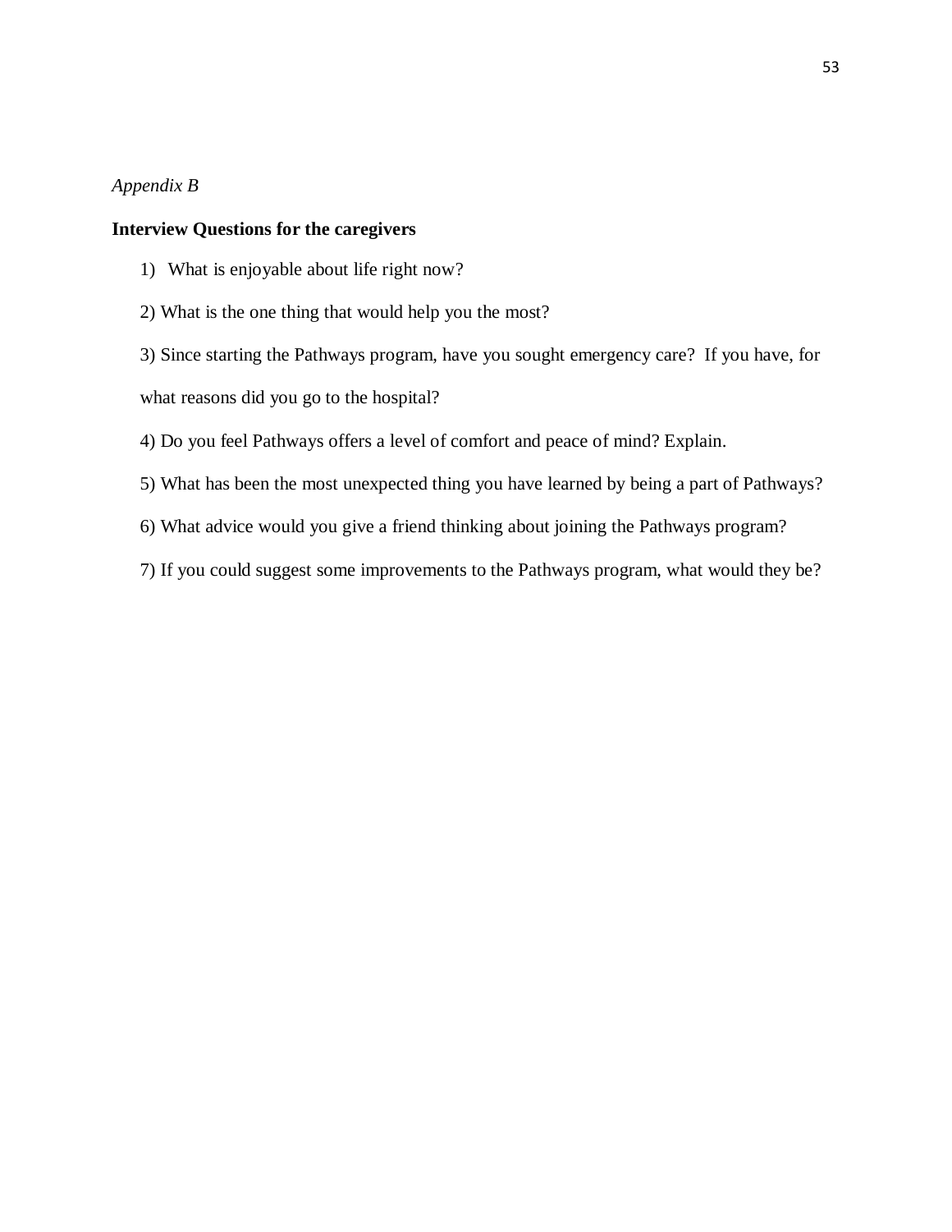*Appendix B*

**Interview Questions for the caregivers**

1) What is enjoyable about life right now?

2) What is the one thing that would help you the most?

3) Since starting the Pathways program, have you sought emergency care? If you have, for what reasons did you go to the hospital?

4) Do you feel Pathways offers a level of comfort and peace of mind? Explain.

5) What has been the most unexpected thing you have learned by being a part of Pathways?

6) What advice would you give a friend thinking about joining the Pathways program?

7) If you could suggest some improvements to the Pathways program, what would they be?